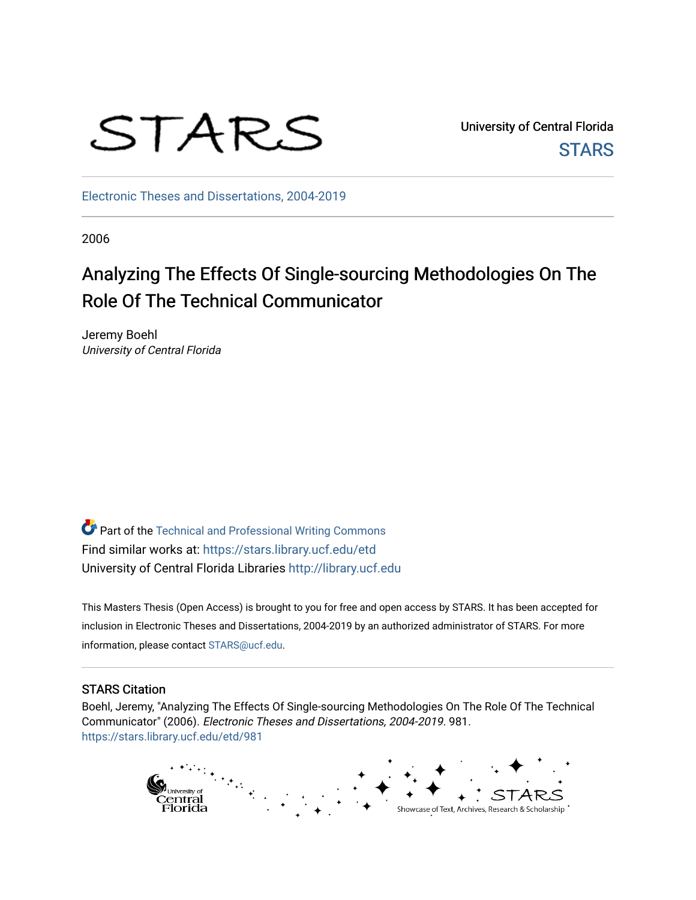STARS

University of Central Florida

STARS

Electronic Theses and Dissertations, 2004-2019

2006

# Analyzing The Effects Of Single-sourcing Methodologies On The Role Of The Technical Communicator

Jeremy Boehl
*University of Central Florida*

Part of the Technical and Professional Writing Commons
Find similar works at: https://stars.library.ucf.edu/etd
University of Central Florida Libraries http://library.ucf.edu

This Masters Thesis (Open Access) is brought to you for free and open access by STARS. It has been accepted for inclusion in Electronic Theses and Dissertations, 2004-2019 by an authorized administrator of STARS. For more information, please contact STARS@ucf.edu.

## STARS Citation

Boehl, Jeremy, "Analyzing The Effects Of Single-sourcing Methodologies On The Role Of The Technical Communicator" (2006). *Electronic Theses and Dissertations, 2004-2019*. 981.
https://stars.library.ucf.edu/etd/981

University of Central Florida — STARS — Showcase of Text, Archives, Research & Scholarship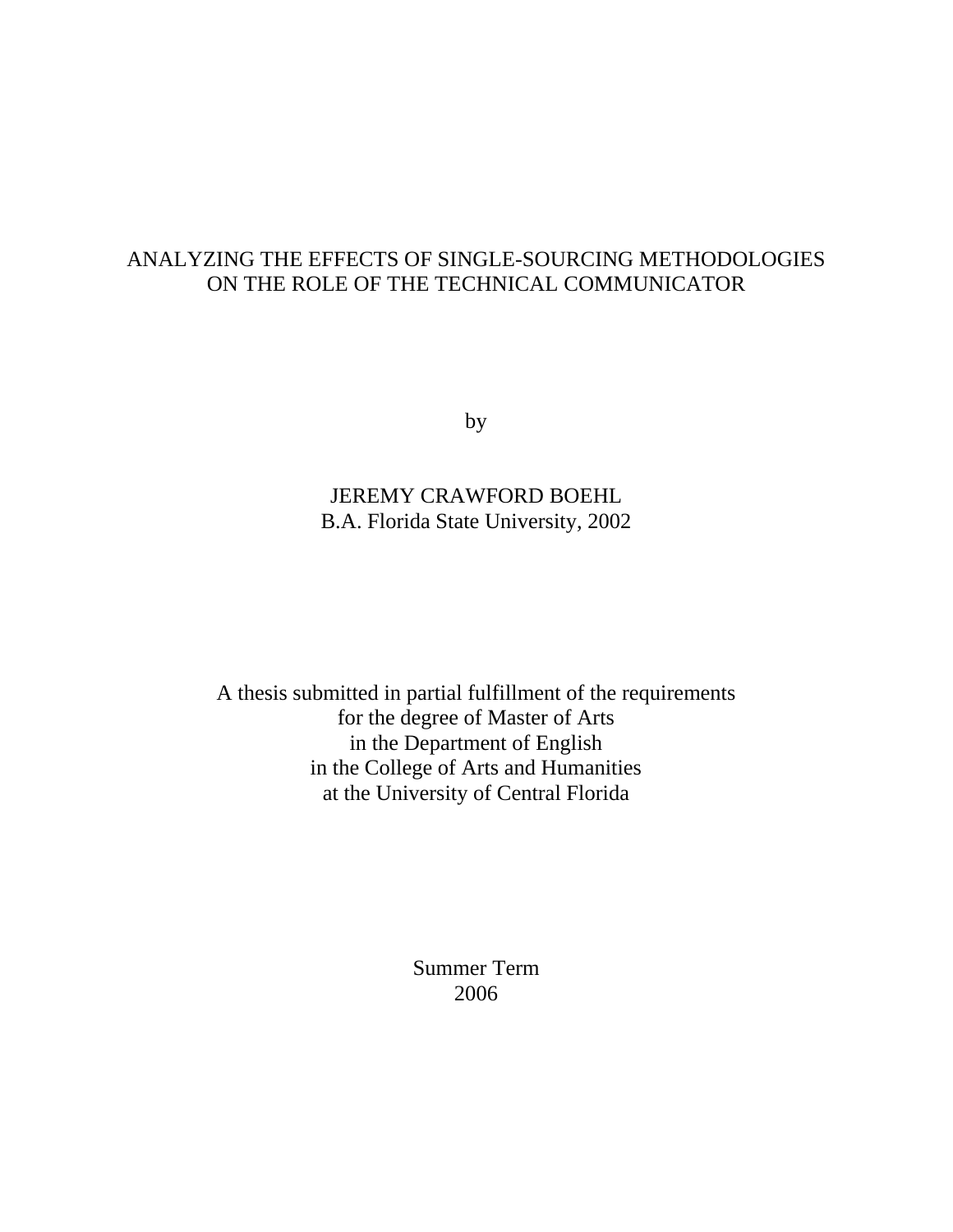# ANALYZING THE EFFECTS OF SINGLE-SOURCING METHODOLOGIES ON THE ROLE OF THE TECHNICAL COMMUNICATOR

by

JEREMY CRAWFORD BOEHL
B.A. Florida State University, 2002

A thesis submitted in partial fulfillment of the requirements
for the degree of Master of Arts
in the Department of English
in the College of Arts and Humanities
at the University of Central Florida

Summer Term
2006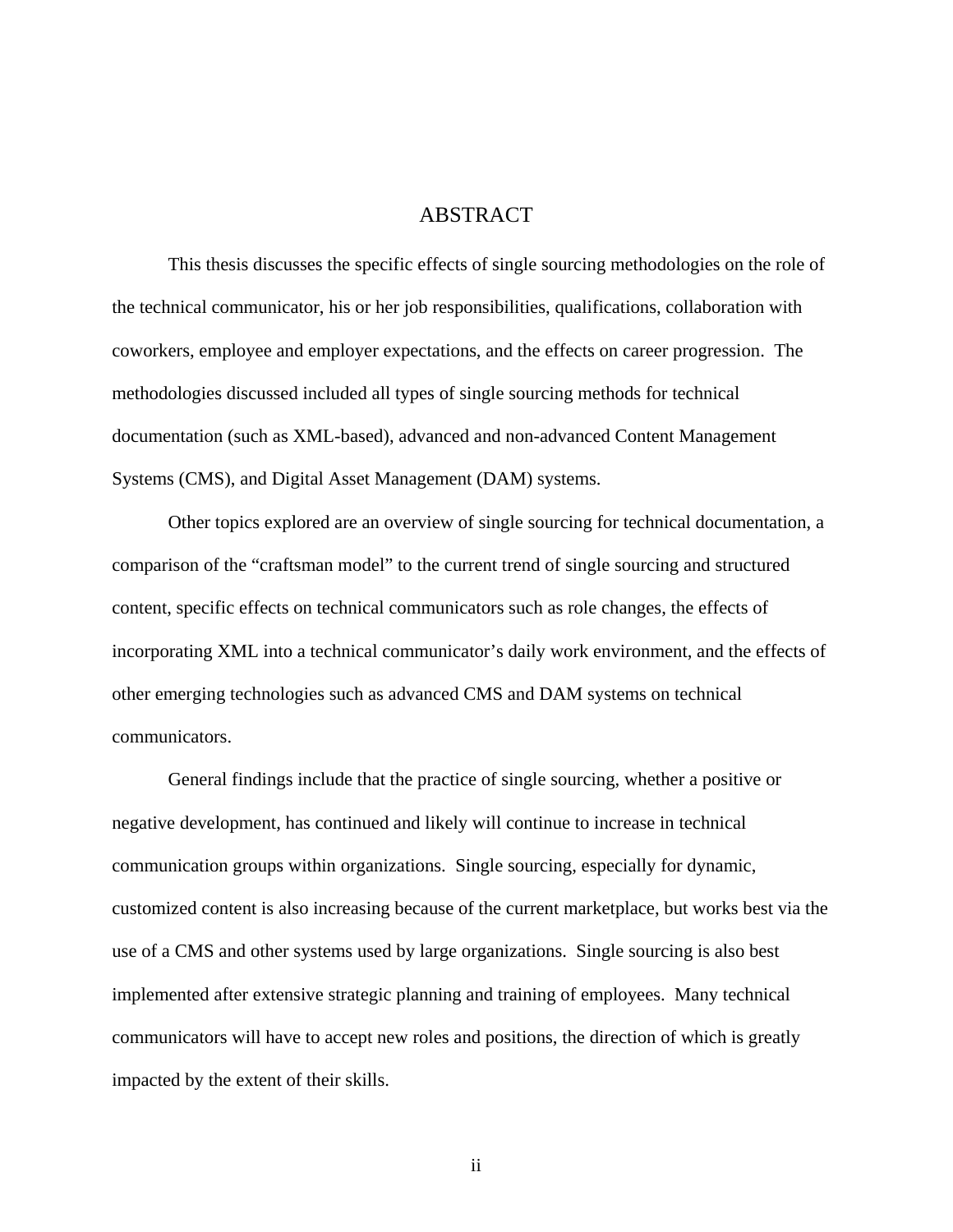# ABSTRACT

This thesis discusses the specific effects of single sourcing methodologies on the role of the technical communicator, his or her job responsibilities, qualifications, collaboration with coworkers, employee and employer expectations, and the effects on career progression. The methodologies discussed included all types of single sourcing methods for technical documentation (such as XML-based), advanced and non-advanced Content Management Systems (CMS), and Digital Asset Management (DAM) systems.

Other topics explored are an overview of single sourcing for technical documentation, a comparison of the "craftsman model" to the current trend of single sourcing and structured content, specific effects on technical communicators such as role changes, the effects of incorporating XML into a technical communicator's daily work environment, and the effects of other emerging technologies such as advanced CMS and DAM systems on technical communicators.

General findings include that the practice of single sourcing, whether a positive or negative development, has continued and likely will continue to increase in technical communication groups within organizations. Single sourcing, especially for dynamic, customized content is also increasing because of the current marketplace, but works best via the use of a CMS and other systems used by large organizations. Single sourcing is also best implemented after extensive strategic planning and training of employees. Many technical communicators will have to accept new roles and positions, the direction of which is greatly impacted by the extent of their skills.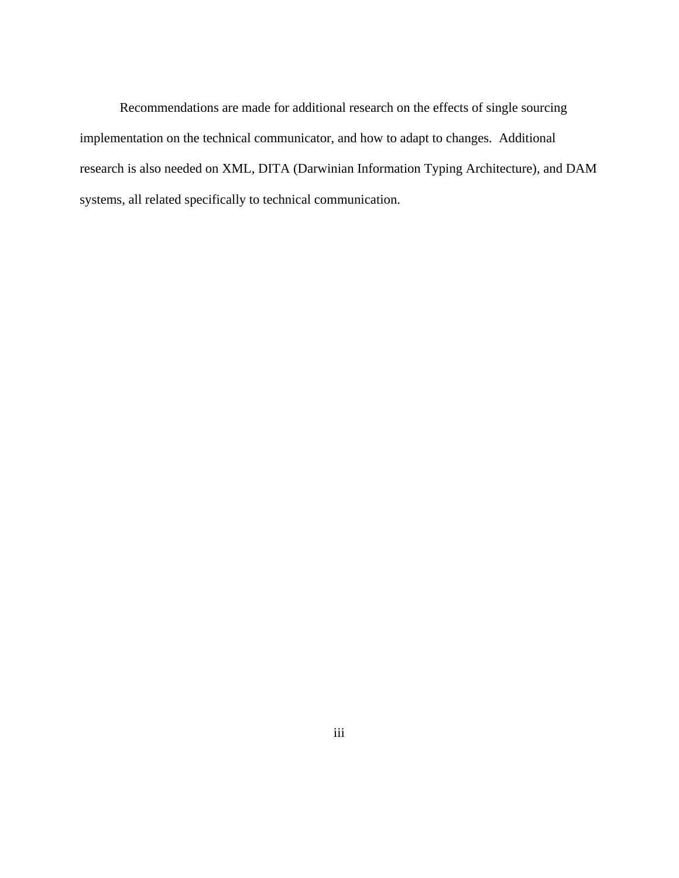Recommendations are made for additional research on the effects of single sourcing implementation on the technical communicator, and how to adapt to changes. Additional research is also needed on XML, DITA (Darwinian Information Typing Architecture), and DAM systems, all related specifically to technical communication.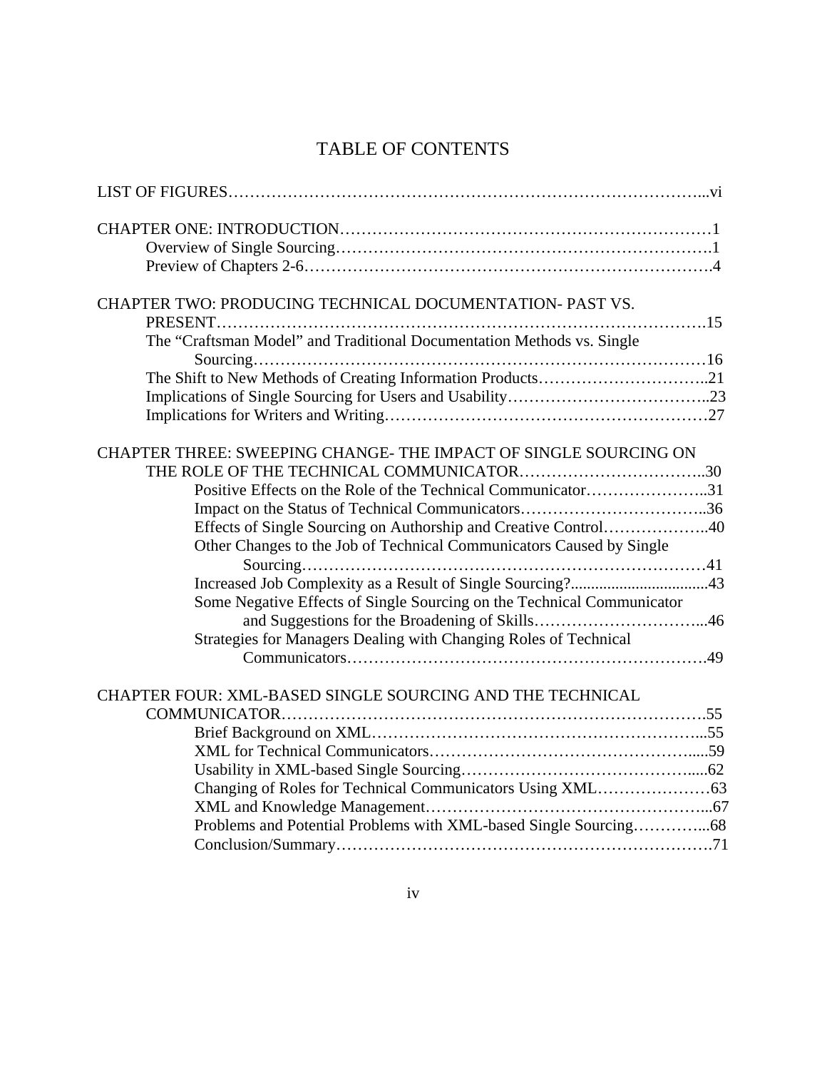# TABLE OF CONTENTS

LIST OF FIGURES……………………………………………………………………………...vi

CHAPTER ONE: INTRODUCTION…………………………………………………………1
- Overview of Single Sourcing…………………………………………………………….1
- Preview of Chapters 2-6…………………………………………………………………4

CHAPTER TWO: PRODUCING TECHNICAL DOCUMENTATION- PAST VS. PRESENT……………………………………………………………………………….15
- The "Craftsman Model" and Traditional Documentation Methods vs. Single Sourcing…………………………………………………………………………16
- The Shift to New Methods of Creating Information Products…………………………..21
- Implications of Single Sourcing for Users and Usability………………………………..23
- Implications for Writers and Writing……………………………………………………27

CHAPTER THREE: SWEEPING CHANGE- THE IMPACT OF SINGLE SOURCING ON THE ROLE OF THE TECHNICAL COMMUNICATOR……………………………..30
- Positive Effects on the Role of the Technical Communicator…………………..31
- Impact on the Status of Technical Communicators……………………………..36
- Effects of Single Sourcing on Authorship and Creative Control………………..40
- Other Changes to the Job of Technical Communicators Caused by Single Sourcing………………………………………………………………41
- Increased Job Complexity as a Result of Single Sourcing?.................................43
- Some Negative Effects of Single Sourcing on the Technical Communicator and Suggestions for the Broadening of Skills…………………………...46
- Strategies for Managers Dealing with Changing Roles of Technical Communicators……………………………………………………….49

CHAPTER FOUR: XML-BASED SINGLE SOURCING AND THE TECHNICAL COMMUNICATOR………………………………………………………………….55
- Brief Background on XML……………………………………………………...55
- XML for Technical Communicators…………………………………………….....59
- Usability in XML-based Single Sourcing…………………………………….....62
- Changing of Roles for Technical Communicators Using XML…………………63
- XML and Knowledge Management…………………………………………...67
- Problems and Potential Problems with XML-based Single Sourcing…………...68
- Conclusion/Summary……………………………………………………….71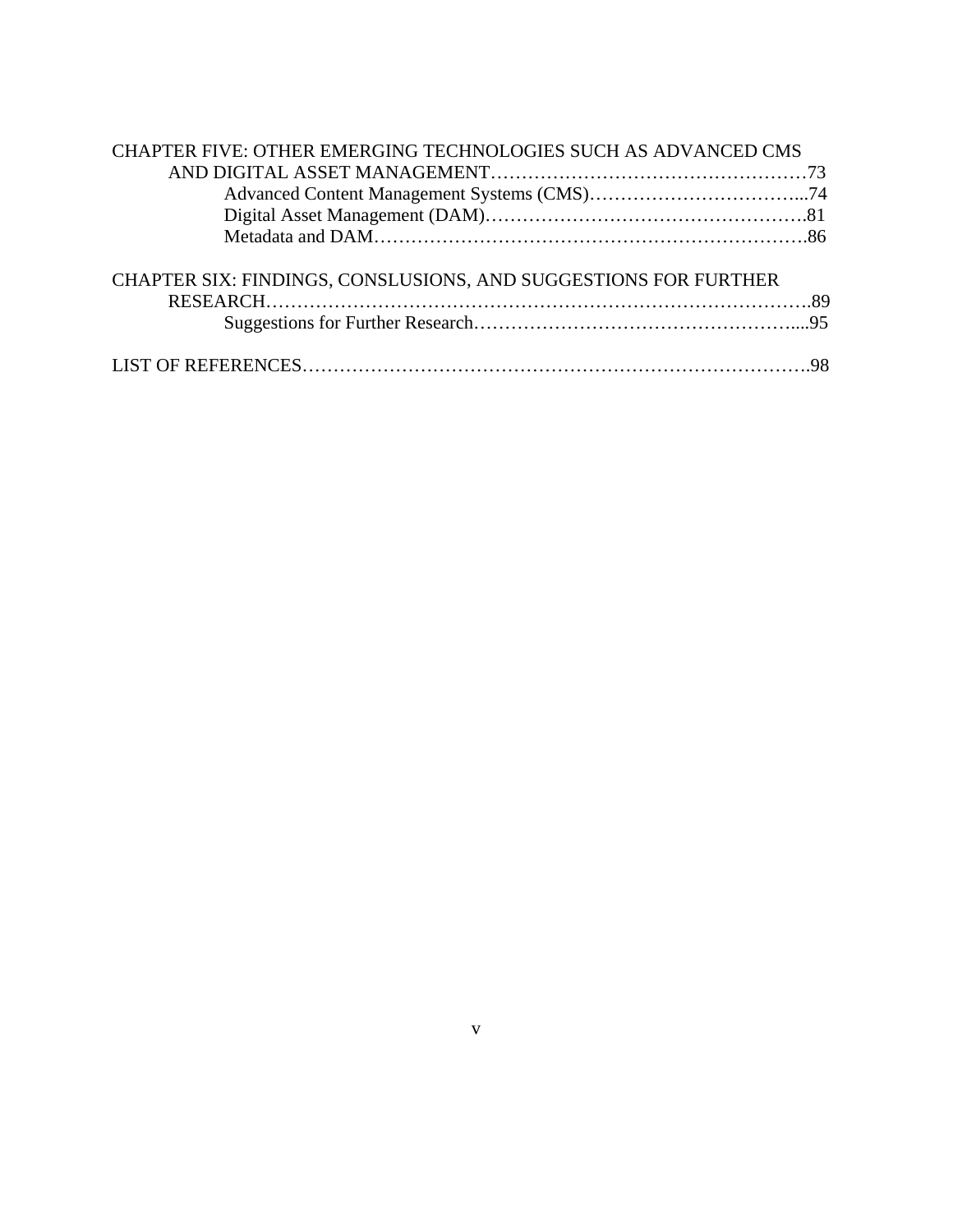CHAPTER FIVE: OTHER EMERGING TECHNOLOGIES SUCH AS ADVANCED CMS AND DIGITAL ASSET MANAGEMENT……………………………………………73

Advanced Content Management Systems (CMS)……………………………...74

Digital Asset Management (DAM)…………………………………………….81

Metadata and DAM…………………………………………………………….86

CHAPTER SIX: FINDINGS, CONSLUSIONS, AND SUGGESTIONS FOR FURTHER RESEARCH……………………………………………………………………….89

Suggestions for Further Research……………………………………………....95

LIST OF REFERENCES……………………………………………………………………….98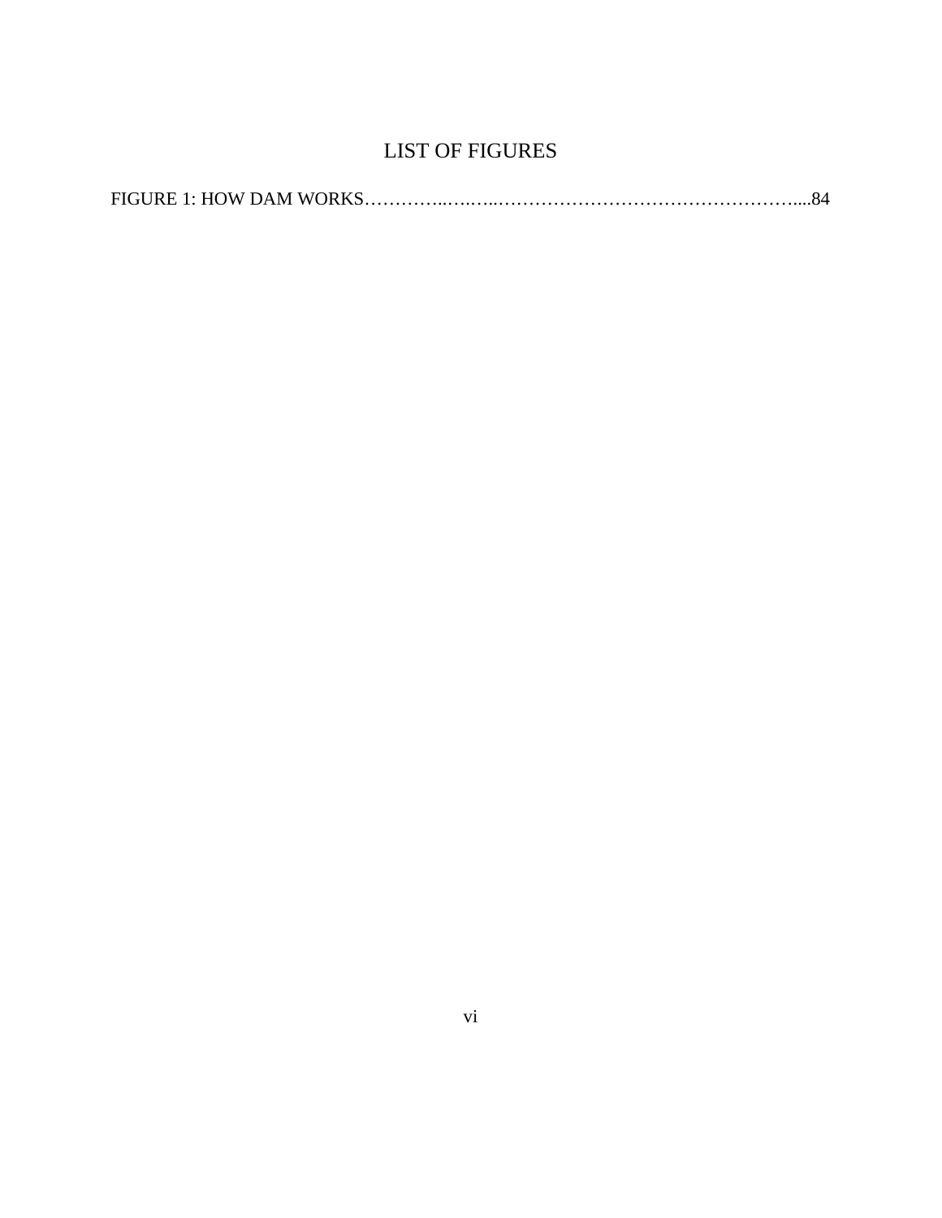# LIST OF FIGURES

FIGURE 1: HOW DAM WORKS…………..…..…..……………………………………….....84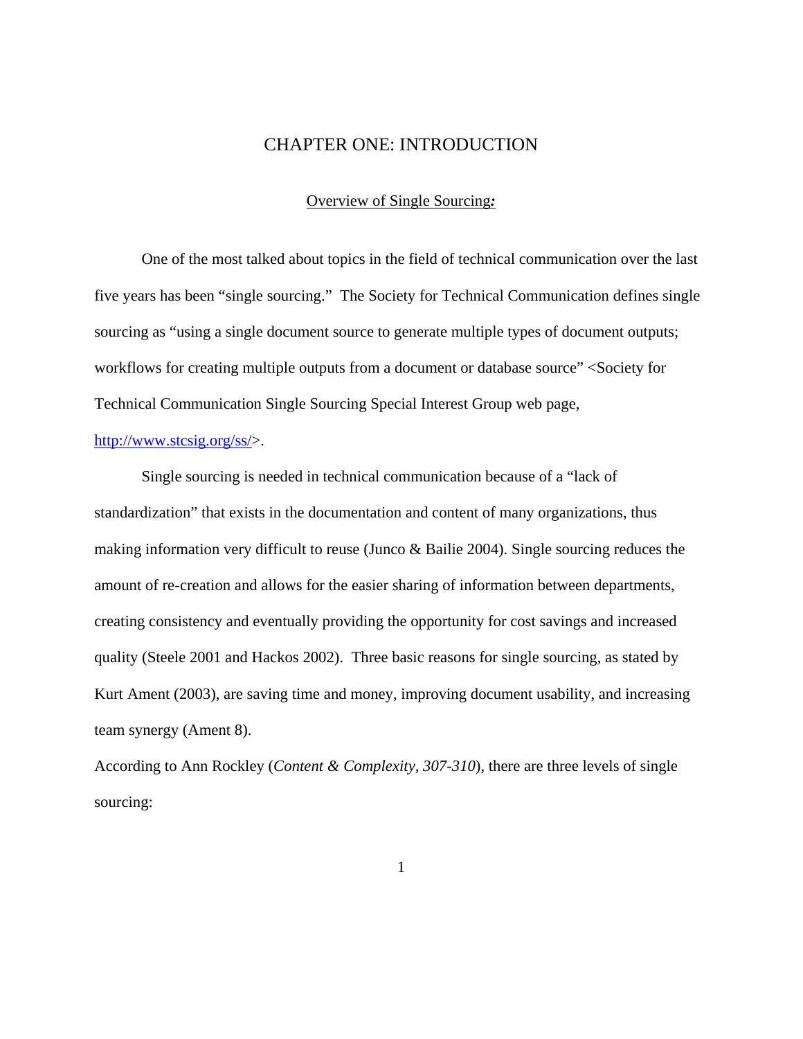# CHAPTER ONE: INTRODUCTION

## Overview of Single Sourcing*:*

One of the most talked about topics in the field of technical communication over the last five years has been "single sourcing." The Society for Technical Communication defines single sourcing as "using a single document source to generate multiple types of document outputs; workflows for creating multiple outputs from a document or database source" <Society for Technical Communication Single Sourcing Special Interest Group web page, http://www.stcsig.org/ss/>.

Single sourcing is needed in technical communication because of a "lack of standardization" that exists in the documentation and content of many organizations, thus making information very difficult to reuse (Junco & Bailie 2004). Single sourcing reduces the amount of re-creation and allows for the easier sharing of information between departments, creating consistency and eventually providing the opportunity for cost savings and increased quality (Steele 2001 and Hackos 2002). Three basic reasons for single sourcing, as stated by Kurt Ament (2003), are saving time and money, improving document usability, and increasing team synergy (Ament 8).

According to Ann Rockley (*Content & Complexity, 307-310*), there are three levels of single sourcing: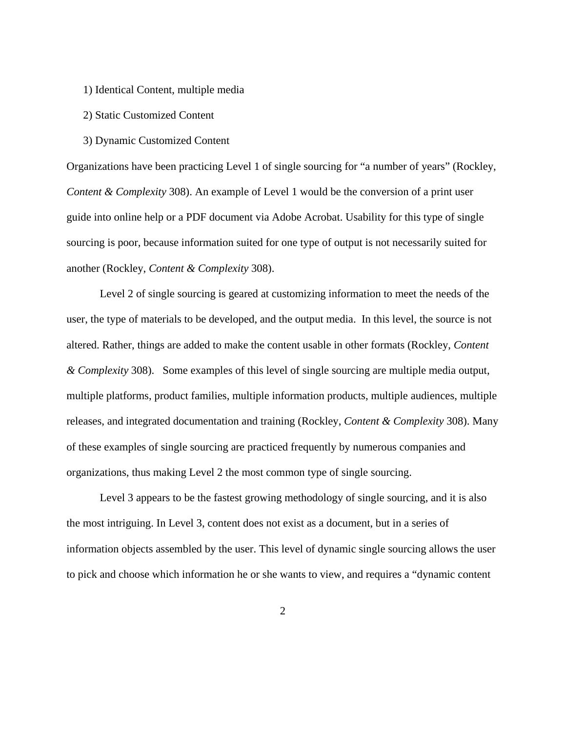1) Identical Content, multiple media

2) Static Customized Content

3) Dynamic Customized Content

Organizations have been practicing Level 1 of single sourcing for “a number of years” (Rockley, *Content & Complexity* 308). An example of Level 1 would be the conversion of a print user guide into online help or a PDF document via Adobe Acrobat. Usability for this type of single sourcing is poor, because information suited for one type of output is not necessarily suited for another (Rockley, *Content & Complexity* 308).

Level 2 of single sourcing is geared at customizing information to meet the needs of the user, the type of materials to be developed, and the output media. In this level, the source is not altered. Rather, things are added to make the content usable in other formats (Rockley, *Content & Complexity* 308). Some examples of this level of single sourcing are multiple media output, multiple platforms, product families, multiple information products, multiple audiences, multiple releases, and integrated documentation and training (Rockley, *Content & Complexity* 308). Many of these examples of single sourcing are practiced frequently by numerous companies and organizations, thus making Level 2 the most common type of single sourcing.

Level 3 appears to be the fastest growing methodology of single sourcing, and it is also the most intriguing. In Level 3, content does not exist as a document, but in a series of information objects assembled by the user. This level of dynamic single sourcing allows the user to pick and choose which information he or she wants to view, and requires a “dynamic content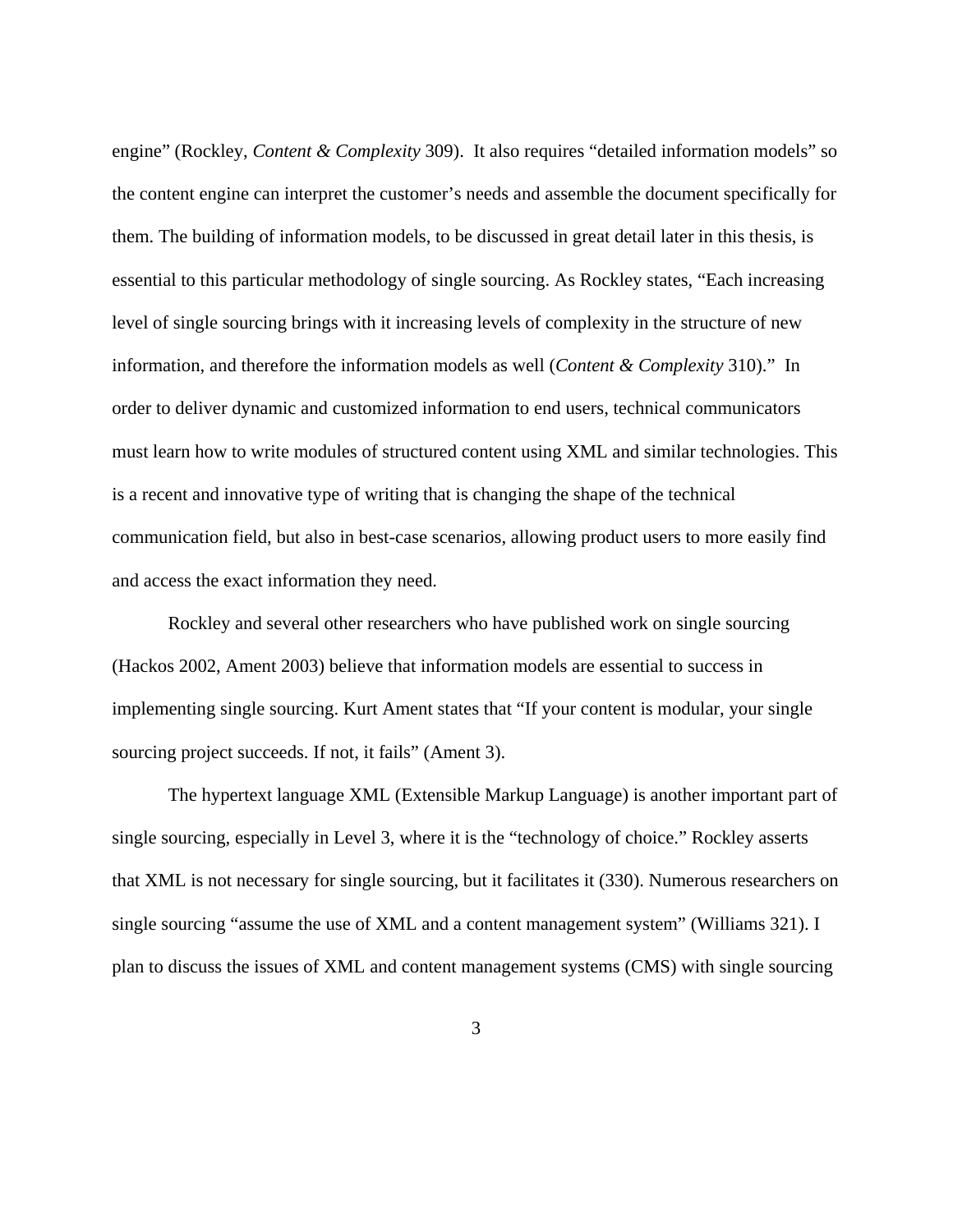engine" (Rockley, *Content & Complexity* 309). It also requires "detailed information models" so the content engine can interpret the customer's needs and assemble the document specifically for them. The building of information models, to be discussed in great detail later in this thesis, is essential to this particular methodology of single sourcing. As Rockley states, "Each increasing level of single sourcing brings with it increasing levels of complexity in the structure of new information, and therefore the information models as well (*Content & Complexity* 310)." In order to deliver dynamic and customized information to end users, technical communicators must learn how to write modules of structured content using XML and similar technologies. This is a recent and innovative type of writing that is changing the shape of the technical communication field, but also in best-case scenarios, allowing product users to more easily find and access the exact information they need.

Rockley and several other researchers who have published work on single sourcing (Hackos 2002, Ament 2003) believe that information models are essential to success in implementing single sourcing. Kurt Ament states that "If your content is modular, your single sourcing project succeeds. If not, it fails" (Ament 3).

The hypertext language XML (Extensible Markup Language) is another important part of single sourcing, especially in Level 3, where it is the "technology of choice." Rockley asserts that XML is not necessary for single sourcing, but it facilitates it (330). Numerous researchers on single sourcing "assume the use of XML and a content management system" (Williams 321). I plan to discuss the issues of XML and content management systems (CMS) with single sourcing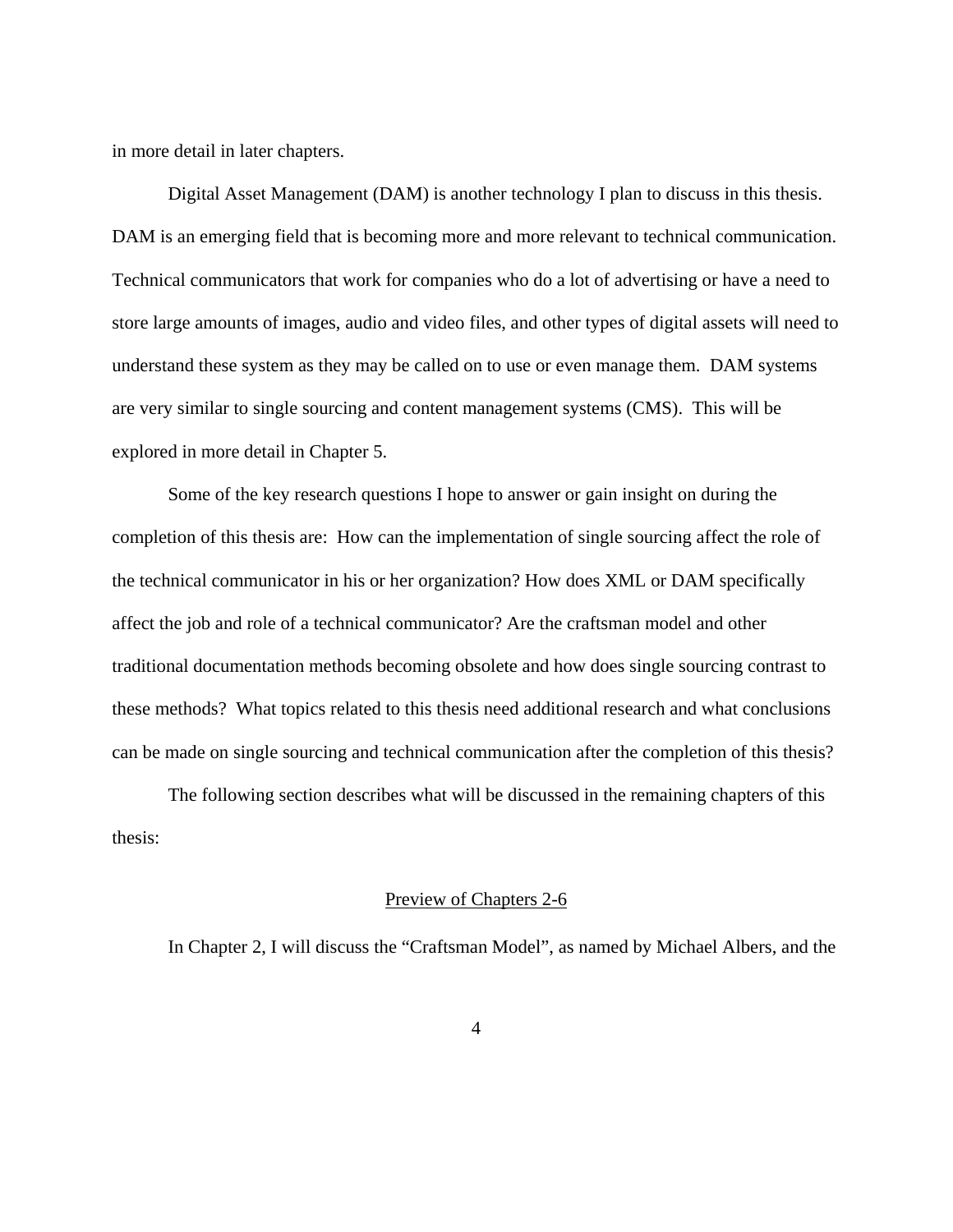in more detail in later chapters.

Digital Asset Management (DAM) is another technology I plan to discuss in this thesis. DAM is an emerging field that is becoming more and more relevant to technical communication. Technical communicators that work for companies who do a lot of advertising or have a need to store large amounts of images, audio and video files, and other types of digital assets will need to understand these system as they may be called on to use or even manage them. DAM systems are very similar to single sourcing and content management systems (CMS). This will be explored in more detail in Chapter 5.

Some of the key research questions I hope to answer or gain insight on during the completion of this thesis are: How can the implementation of single sourcing affect the role of the technical communicator in his or her organization? How does XML or DAM specifically affect the job and role of a technical communicator? Are the craftsman model and other traditional documentation methods becoming obsolete and how does single sourcing contrast to these methods? What topics related to this thesis need additional research and what conclusions can be made on single sourcing and technical communication after the completion of this thesis?

The following section describes what will be discussed in the remaining chapters of this thesis:

## Preview of Chapters 2-6

In Chapter 2, I will discuss the "Craftsman Model", as named by Michael Albers, and the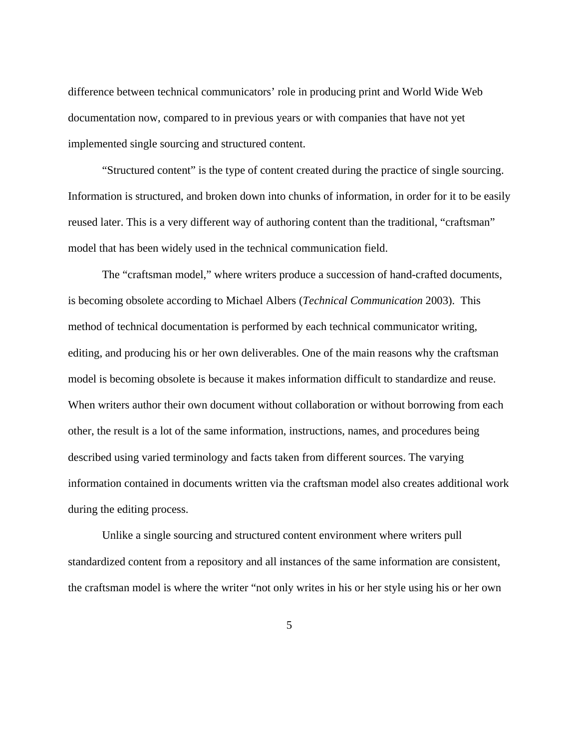difference between technical communicators' role in producing print and World Wide Web documentation now, compared to in previous years or with companies that have not yet implemented single sourcing and structured content.

"Structured content" is the type of content created during the practice of single sourcing. Information is structured, and broken down into chunks of information, in order for it to be easily reused later. This is a very different way of authoring content than the traditional, "craftsman" model that has been widely used in the technical communication field.

The "craftsman model," where writers produce a succession of hand-crafted documents, is becoming obsolete according to Michael Albers (*Technical Communication* 2003). This method of technical documentation is performed by each technical communicator writing, editing, and producing his or her own deliverables. One of the main reasons why the craftsman model is becoming obsolete is because it makes information difficult to standardize and reuse. When writers author their own document without collaboration or without borrowing from each other, the result is a lot of the same information, instructions, names, and procedures being described using varied terminology and facts taken from different sources. The varying information contained in documents written via the craftsman model also creates additional work during the editing process.

Unlike a single sourcing and structured content environment where writers pull standardized content from a repository and all instances of the same information are consistent, the craftsman model is where the writer "not only writes in his or her style using his or her own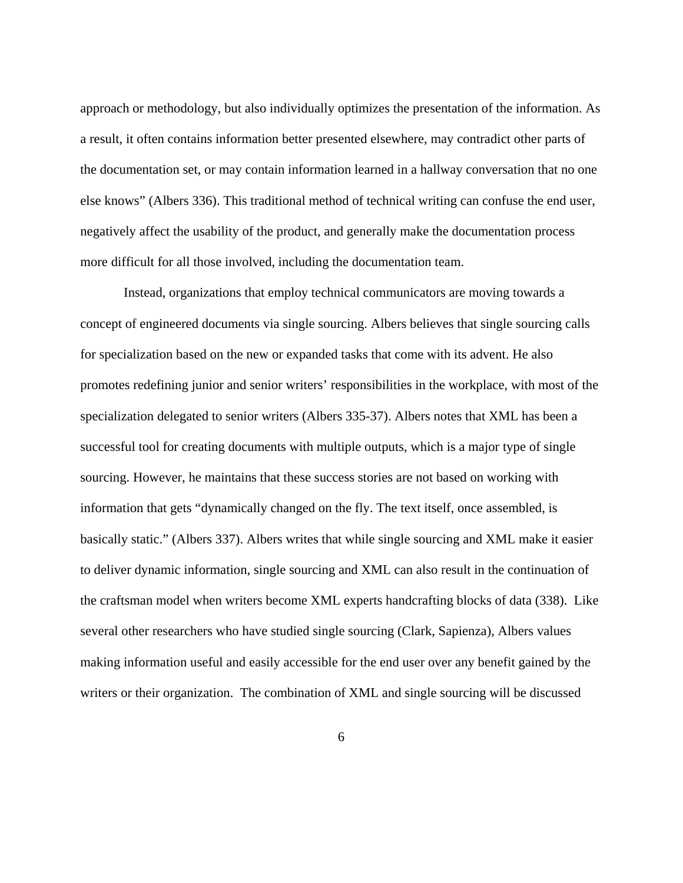approach or methodology, but also individually optimizes the presentation of the information. As a result, it often contains information better presented elsewhere, may contradict other parts of the documentation set, or may contain information learned in a hallway conversation that no one else knows" (Albers 336). This traditional method of technical writing can confuse the end user, negatively affect the usability of the product, and generally make the documentation process more difficult for all those involved, including the documentation team.

Instead, organizations that employ technical communicators are moving towards a concept of engineered documents via single sourcing. Albers believes that single sourcing calls for specialization based on the new or expanded tasks that come with its advent. He also promotes redefining junior and senior writers' responsibilities in the workplace, with most of the specialization delegated to senior writers (Albers 335-37). Albers notes that XML has been a successful tool for creating documents with multiple outputs, which is a major type of single sourcing. However, he maintains that these success stories are not based on working with information that gets "dynamically changed on the fly. The text itself, once assembled, is basically static." (Albers 337). Albers writes that while single sourcing and XML make it easier to deliver dynamic information, single sourcing and XML can also result in the continuation of the craftsman model when writers become XML experts handcrafting blocks of data (338). Like several other researchers who have studied single sourcing (Clark, Sapienza), Albers values making information useful and easily accessible for the end user over any benefit gained by the writers or their organization. The combination of XML and single sourcing will be discussed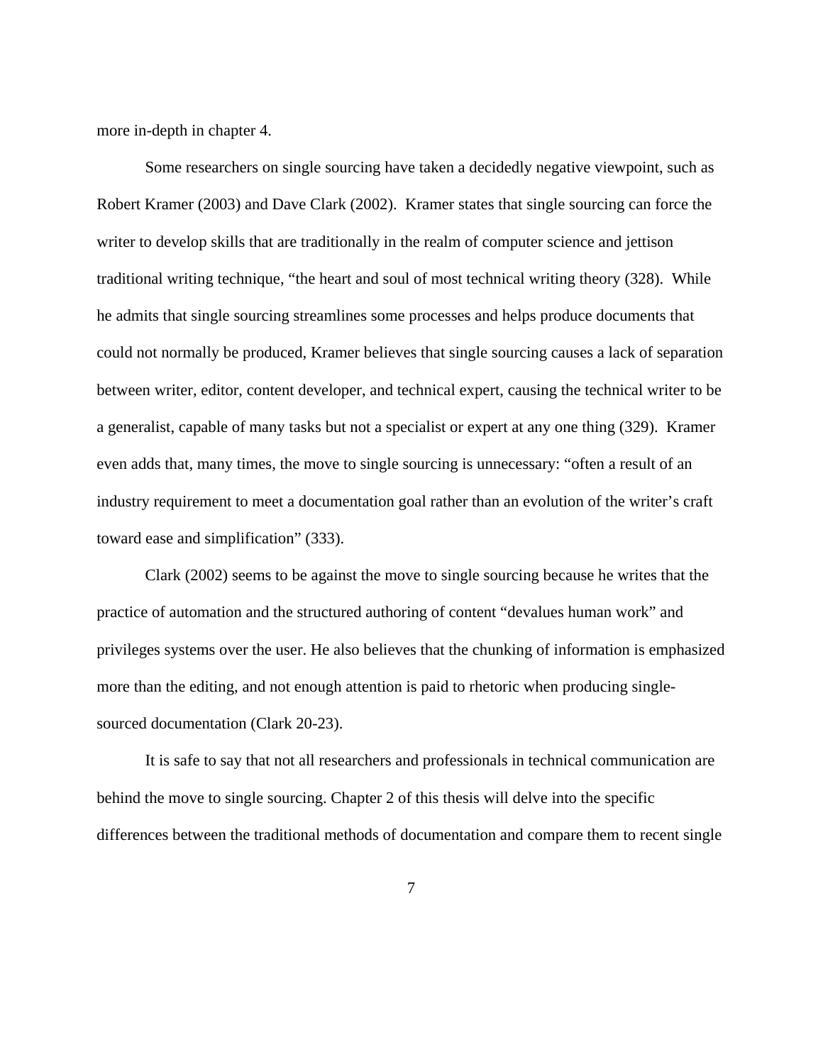more in-depth in chapter 4.

Some researchers on single sourcing have taken a decidedly negative viewpoint, such as Robert Kramer (2003) and Dave Clark (2002). Kramer states that single sourcing can force the writer to develop skills that are traditionally in the realm of computer science and jettison traditional writing technique, “the heart and soul of most technical writing theory (328). While he admits that single sourcing streamlines some processes and helps produce documents that could not normally be produced, Kramer believes that single sourcing causes a lack of separation between writer, editor, content developer, and technical expert, causing the technical writer to be a generalist, capable of many tasks but not a specialist or expert at any one thing (329). Kramer even adds that, many times, the move to single sourcing is unnecessary: “often a result of an industry requirement to meet a documentation goal rather than an evolution of the writer’s craft toward ease and simplification” (333).

Clark (2002) seems to be against the move to single sourcing because he writes that the practice of automation and the structured authoring of content “devalues human work” and privileges systems over the user. He also believes that the chunking of information is emphasized more than the editing, and not enough attention is paid to rhetoric when producing single-sourced documentation (Clark 20-23).

It is safe to say that not all researchers and professionals in technical communication are behind the move to single sourcing. Chapter 2 of this thesis will delve into the specific differences between the traditional methods of documentation and compare them to recent single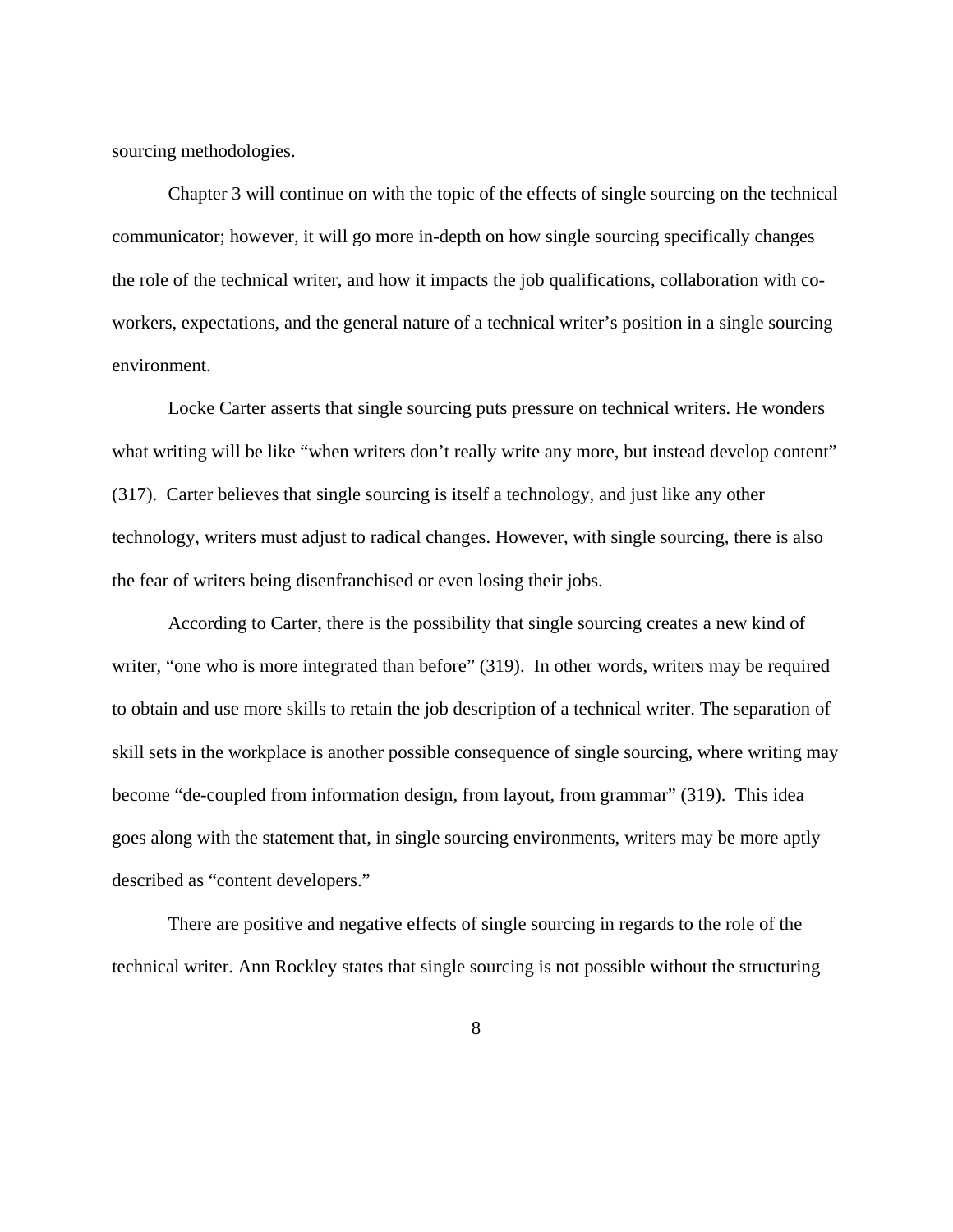sourcing methodologies.

Chapter 3 will continue on with the topic of the effects of single sourcing on the technical communicator; however, it will go more in-depth on how single sourcing specifically changes the role of the technical writer, and how it impacts the job qualifications, collaboration with co-workers, expectations, and the general nature of a technical writer's position in a single sourcing environment.

Locke Carter asserts that single sourcing puts pressure on technical writers. He wonders what writing will be like "when writers don't really write any more, but instead develop content" (317). Carter believes that single sourcing is itself a technology, and just like any other technology, writers must adjust to radical changes. However, with single sourcing, there is also the fear of writers being disenfranchised or even losing their jobs.

According to Carter, there is the possibility that single sourcing creates a new kind of writer, "one who is more integrated than before" (319). In other words, writers may be required to obtain and use more skills to retain the job description of a technical writer. The separation of skill sets in the workplace is another possible consequence of single sourcing, where writing may become "de-coupled from information design, from layout, from grammar" (319). This idea goes along with the statement that, in single sourcing environments, writers may be more aptly described as "content developers."

There are positive and negative effects of single sourcing in regards to the role of the technical writer. Ann Rockley states that single sourcing is not possible without the structuring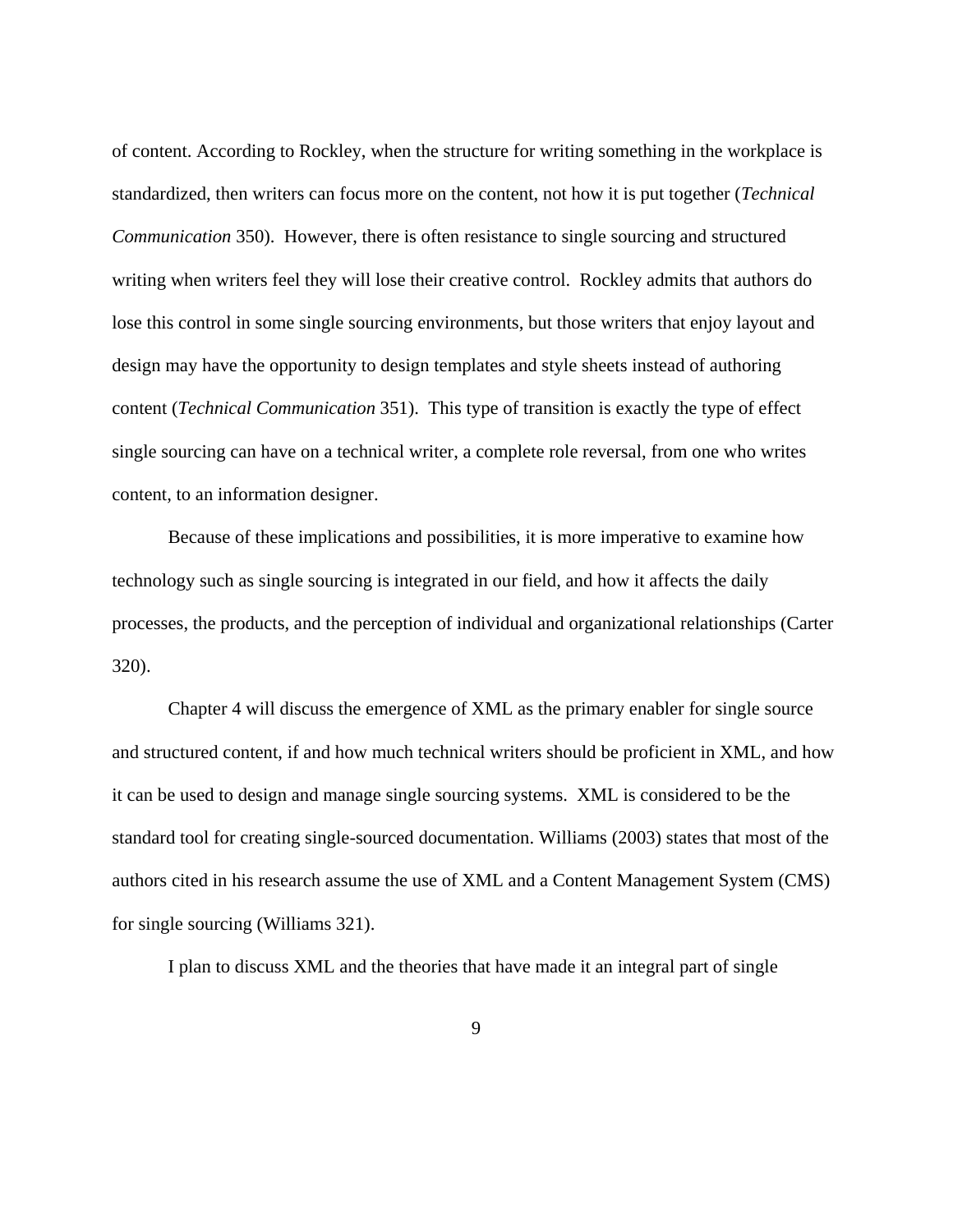of content. According to Rockley, when the structure for writing something in the workplace is standardized, then writers can focus more on the content, not how it is put together (*Technical Communication* 350). However, there is often resistance to single sourcing and structured writing when writers feel they will lose their creative control. Rockley admits that authors do lose this control in some single sourcing environments, but those writers that enjoy layout and design may have the opportunity to design templates and style sheets instead of authoring content (*Technical Communication* 351). This type of transition is exactly the type of effect single sourcing can have on a technical writer, a complete role reversal, from one who writes content, to an information designer.

Because of these implications and possibilities, it is more imperative to examine how technology such as single sourcing is integrated in our field, and how it affects the daily processes, the products, and the perception of individual and organizational relationships (Carter 320).

Chapter 4 will discuss the emergence of XML as the primary enabler for single source and structured content, if and how much technical writers should be proficient in XML, and how it can be used to design and manage single sourcing systems. XML is considered to be the standard tool for creating single-sourced documentation. Williams (2003) states that most of the authors cited in his research assume the use of XML and a Content Management System (CMS) for single sourcing (Williams 321).

I plan to discuss XML and the theories that have made it an integral part of single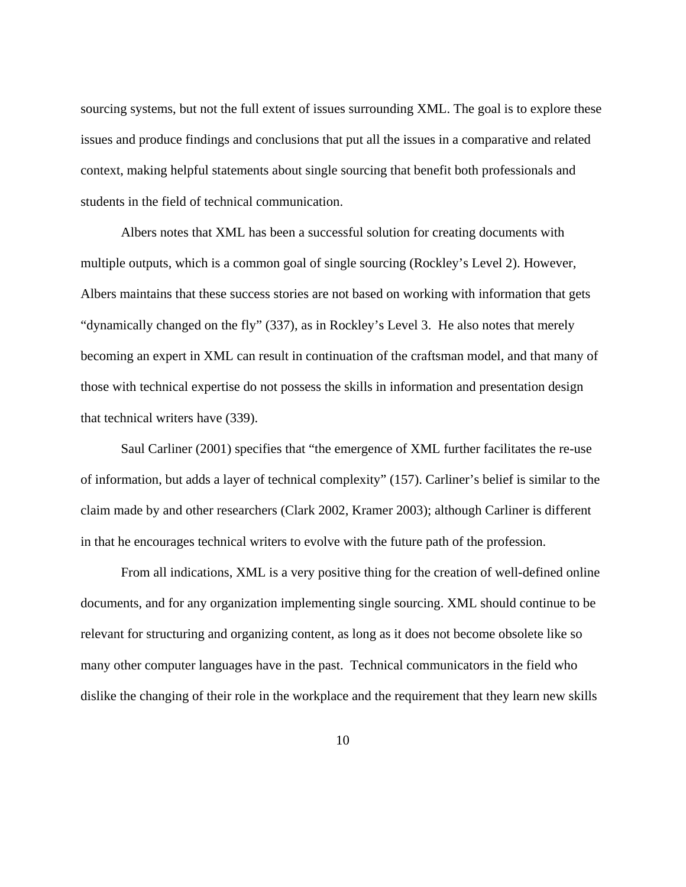sourcing systems, but not the full extent of issues surrounding XML. The goal is to explore these issues and produce findings and conclusions that put all the issues in a comparative and related context, making helpful statements about single sourcing that benefit both professionals and students in the field of technical communication.

Albers notes that XML has been a successful solution for creating documents with multiple outputs, which is a common goal of single sourcing (Rockley's Level 2). However, Albers maintains that these success stories are not based on working with information that gets "dynamically changed on the fly" (337), as in Rockley's Level 3. He also notes that merely becoming an expert in XML can result in continuation of the craftsman model, and that many of those with technical expertise do not possess the skills in information and presentation design that technical writers have (339).

Saul Carliner (2001) specifies that "the emergence of XML further facilitates the re-use of information, but adds a layer of technical complexity" (157). Carliner's belief is similar to the claim made by and other researchers (Clark 2002, Kramer 2003); although Carliner is different in that he encourages technical writers to evolve with the future path of the profession.

From all indications, XML is a very positive thing for the creation of well-defined online documents, and for any organization implementing single sourcing. XML should continue to be relevant for structuring and organizing content, as long as it does not become obsolete like so many other computer languages have in the past. Technical communicators in the field who dislike the changing of their role in the workplace and the requirement that they learn new skills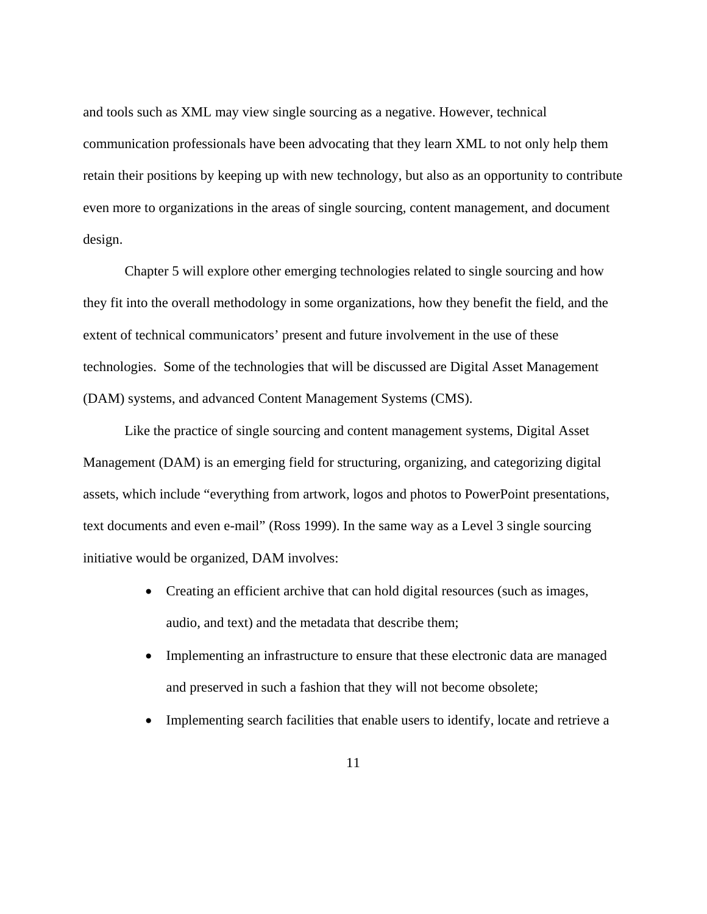and tools such as XML may view single sourcing as a negative. However, technical communication professionals have been advocating that they learn XML to not only help them retain their positions by keeping up with new technology, but also as an opportunity to contribute even more to organizations in the areas of single sourcing, content management, and document design.

Chapter 5 will explore other emerging technologies related to single sourcing and how they fit into the overall methodology in some organizations, how they benefit the field, and the extent of technical communicators' present and future involvement in the use of these technologies. Some of the technologies that will be discussed are Digital Asset Management (DAM) systems, and advanced Content Management Systems (CMS).

Like the practice of single sourcing and content management systems, Digital Asset Management (DAM) is an emerging field for structuring, organizing, and categorizing digital assets, which include "everything from artwork, logos and photos to PowerPoint presentations, text documents and even e-mail" (Ross 1999). In the same way as a Level 3 single sourcing initiative would be organized, DAM involves:

- Creating an efficient archive that can hold digital resources (such as images, audio, and text) and the metadata that describe them;
- Implementing an infrastructure to ensure that these electronic data are managed and preserved in such a fashion that they will not become obsolete;
- Implementing search facilities that enable users to identify, locate and retrieve a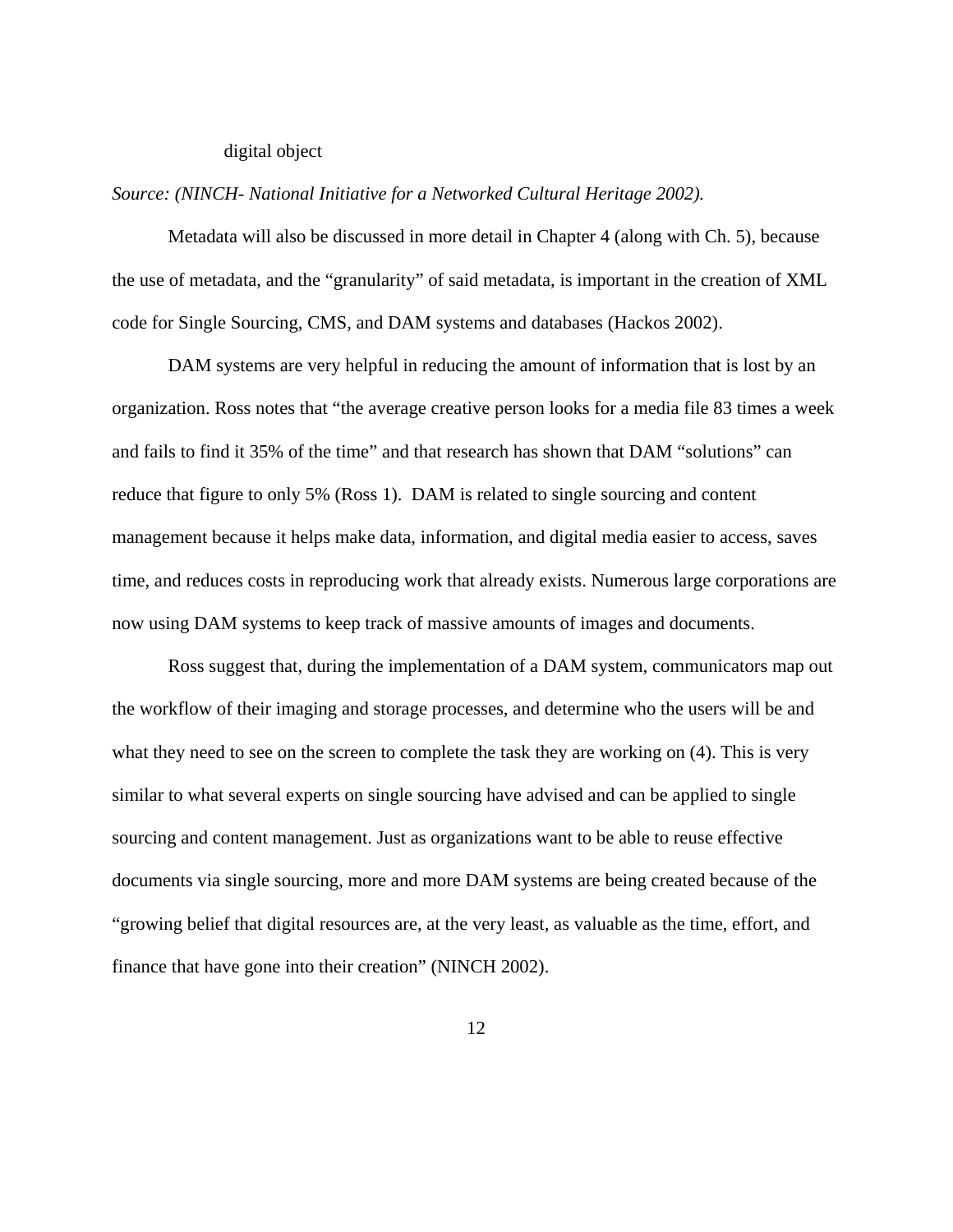digital object

*Source: (NINCH- National Initiative for a Networked Cultural Heritage 2002).*

Metadata will also be discussed in more detail in Chapter 4 (along with Ch. 5), because the use of metadata, and the "granularity" of said metadata, is important in the creation of XML code for Single Sourcing, CMS, and DAM systems and databases (Hackos 2002).

DAM systems are very helpful in reducing the amount of information that is lost by an organization. Ross notes that "the average creative person looks for a media file 83 times a week and fails to find it 35% of the time" and that research has shown that DAM "solutions" can reduce that figure to only 5% (Ross 1). DAM is related to single sourcing and content management because it helps make data, information, and digital media easier to access, saves time, and reduces costs in reproducing work that already exists. Numerous large corporations are now using DAM systems to keep track of massive amounts of images and documents.

Ross suggest that, during the implementation of a DAM system, communicators map out the workflow of their imaging and storage processes, and determine who the users will be and what they need to see on the screen to complete the task they are working on (4). This is very similar to what several experts on single sourcing have advised and can be applied to single sourcing and content management. Just as organizations want to be able to reuse effective documents via single sourcing, more and more DAM systems are being created because of the "growing belief that digital resources are, at the very least, as valuable as the time, effort, and finance that have gone into their creation" (NINCH 2002).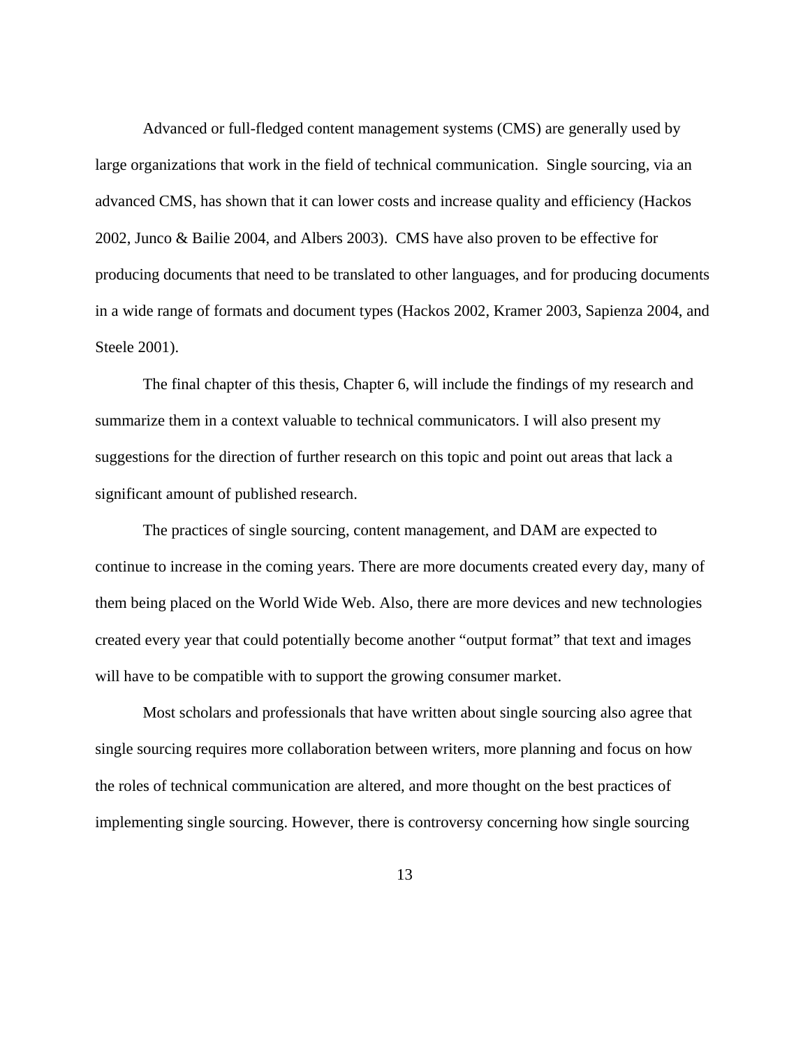Advanced or full-fledged content management systems (CMS) are generally used by large organizations that work in the field of technical communication. Single sourcing, via an advanced CMS, has shown that it can lower costs and increase quality and efficiency (Hackos 2002, Junco & Bailie 2004, and Albers 2003). CMS have also proven to be effective for producing documents that need to be translated to other languages, and for producing documents in a wide range of formats and document types (Hackos 2002, Kramer 2003, Sapienza 2004, and Steele 2001).

The final chapter of this thesis, Chapter 6, will include the findings of my research and summarize them in a context valuable to technical communicators. I will also present my suggestions for the direction of further research on this topic and point out areas that lack a significant amount of published research.

The practices of single sourcing, content management, and DAM are expected to continue to increase in the coming years. There are more documents created every day, many of them being placed on the World Wide Web. Also, there are more devices and new technologies created every year that could potentially become another "output format" that text and images will have to be compatible with to support the growing consumer market.

Most scholars and professionals that have written about single sourcing also agree that single sourcing requires more collaboration between writers, more planning and focus on how the roles of technical communication are altered, and more thought on the best practices of implementing single sourcing. However, there is controversy concerning how single sourcing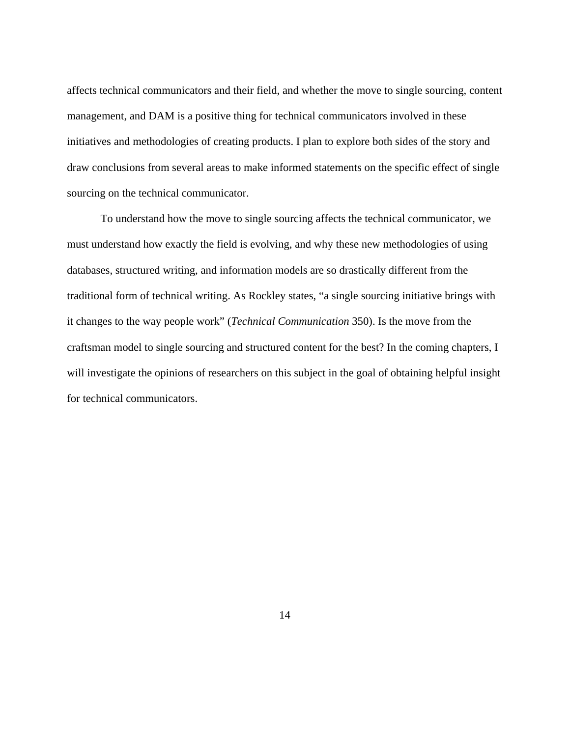affects technical communicators and their field, and whether the move to single sourcing, content management, and DAM is a positive thing for technical communicators involved in these initiatives and methodologies of creating products. I plan to explore both sides of the story and draw conclusions from several areas to make informed statements on the specific effect of single sourcing on the technical communicator.

To understand how the move to single sourcing affects the technical communicator, we must understand how exactly the field is evolving, and why these new methodologies of using databases, structured writing, and information models are so drastically different from the traditional form of technical writing. As Rockley states, “a single sourcing initiative brings with it changes to the way people work” (*Technical Communication* 350). Is the move from the craftsman model to single sourcing and structured content for the best? In the coming chapters, I will investigate the opinions of researchers on this subject in the goal of obtaining helpful insight for technical communicators.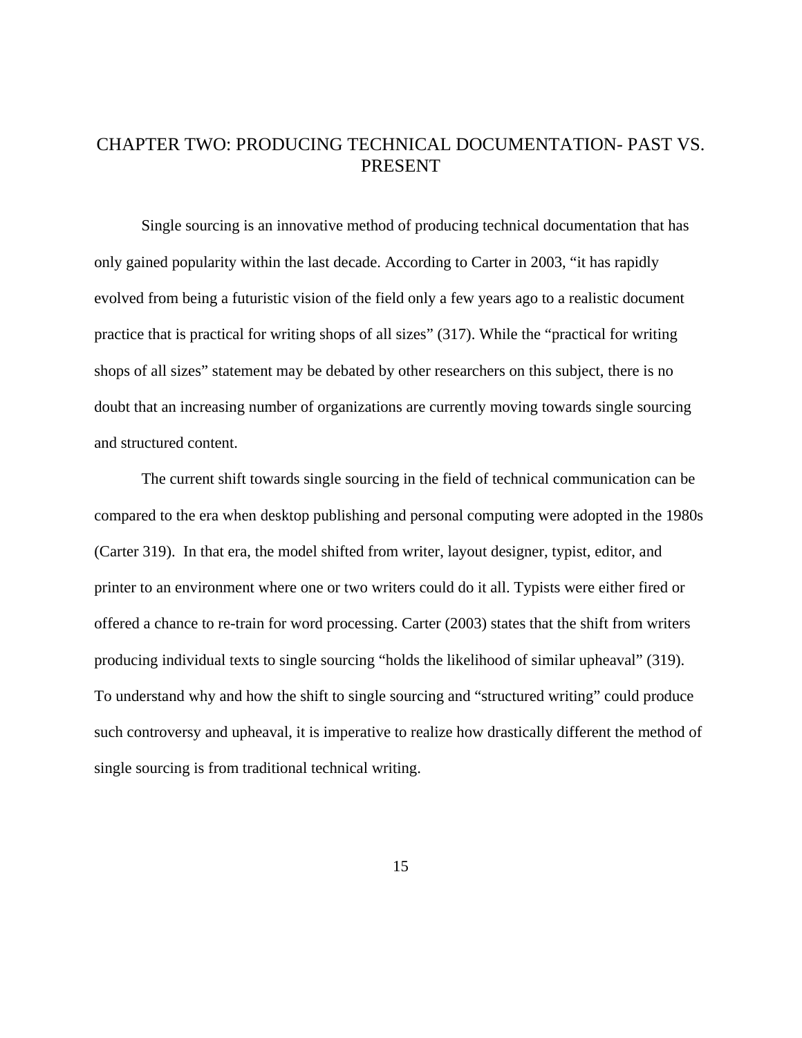# CHAPTER TWO: PRODUCING TECHNICAL DOCUMENTATION- PAST VS. PRESENT

Single sourcing is an innovative method of producing technical documentation that has only gained popularity within the last decade. According to Carter in 2003, “it has rapidly evolved from being a futuristic vision of the field only a few years ago to a realistic document practice that is practical for writing shops of all sizes” (317). While the “practical for writing shops of all sizes” statement may be debated by other researchers on this subject, there is no doubt that an increasing number of organizations are currently moving towards single sourcing and structured content.

The current shift towards single sourcing in the field of technical communication can be compared to the era when desktop publishing and personal computing were adopted in the 1980s (Carter 319). In that era, the model shifted from writer, layout designer, typist, editor, and printer to an environment where one or two writers could do it all. Typists were either fired or offered a chance to re-train for word processing. Carter (2003) states that the shift from writers producing individual texts to single sourcing “holds the likelihood of similar upheaval” (319). To understand why and how the shift to single sourcing and “structured writing” could produce such controversy and upheaval, it is imperative to realize how drastically different the method of single sourcing is from traditional technical writing.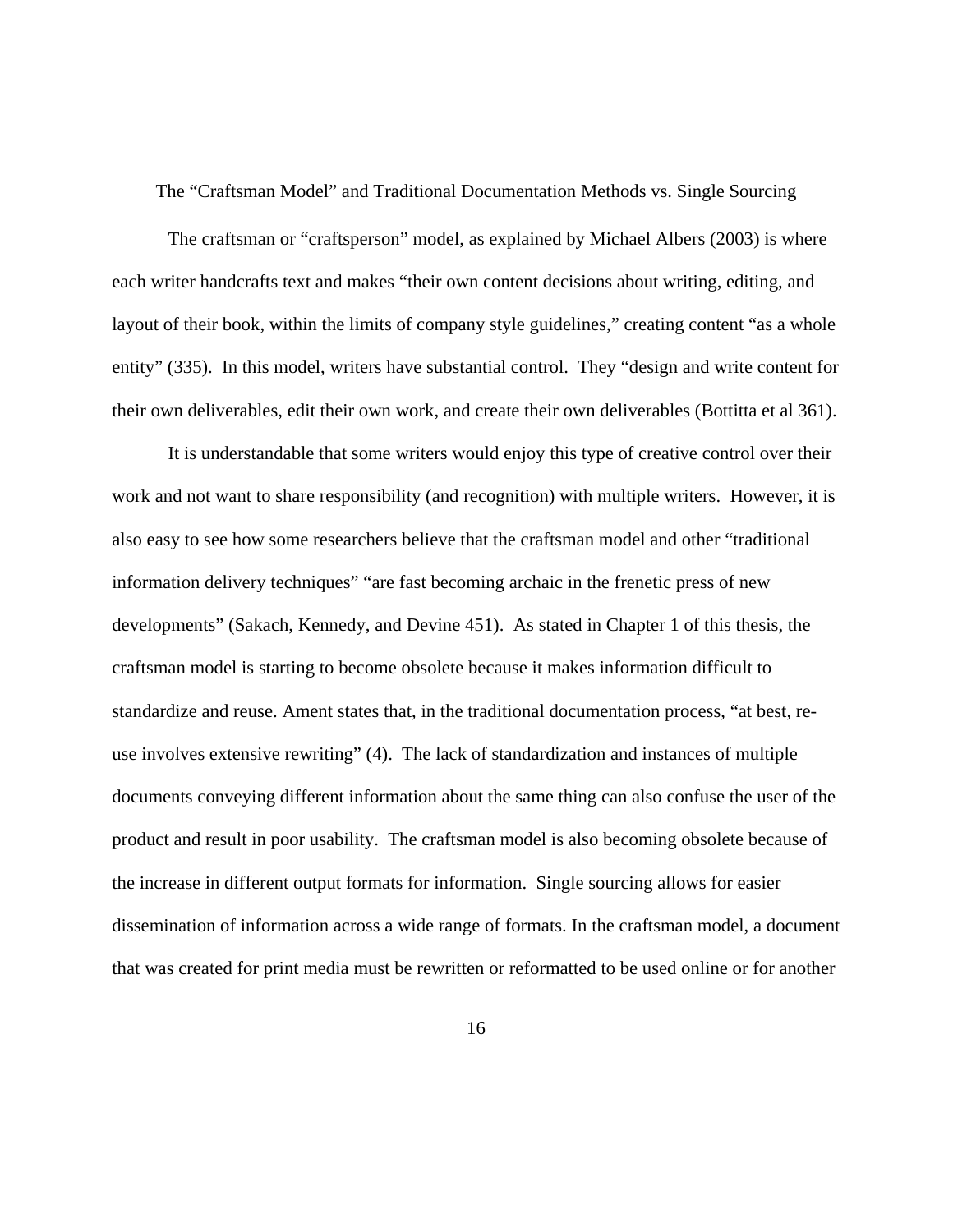## The "Craftsman Model" and Traditional Documentation Methods vs. Single Sourcing

The craftsman or "craftsperson" model, as explained by Michael Albers (2003) is where each writer handcrafts text and makes "their own content decisions about writing, editing, and layout of their book, within the limits of company style guidelines," creating content "as a whole entity" (335). In this model, writers have substantial control. They "design and write content for their own deliverables, edit their own work, and create their own deliverables (Bottitta et al 361).

It is understandable that some writers would enjoy this type of creative control over their work and not want to share responsibility (and recognition) with multiple writers. However, it is also easy to see how some researchers believe that the craftsman model and other "traditional information delivery techniques" "are fast becoming archaic in the frenetic press of new developments" (Sakach, Kennedy, and Devine 451). As stated in Chapter 1 of this thesis, the craftsman model is starting to become obsolete because it makes information difficult to standardize and reuse. Ament states that, in the traditional documentation process, "at best, re-use involves extensive rewriting" (4). The lack of standardization and instances of multiple documents conveying different information about the same thing can also confuse the user of the product and result in poor usability. The craftsman model is also becoming obsolete because of the increase in different output formats for information. Single sourcing allows for easier dissemination of information across a wide range of formats. In the craftsman model, a document that was created for print media must be rewritten or reformatted to be used online or for another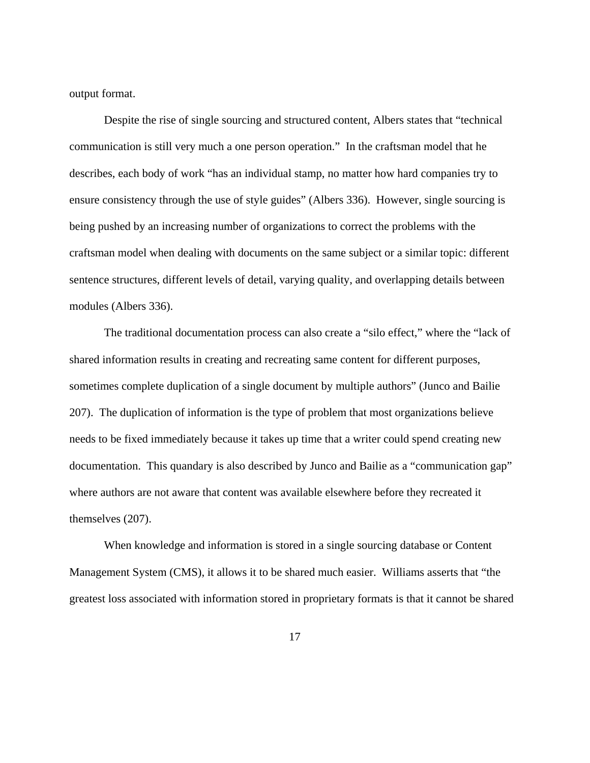output format.

Despite the rise of single sourcing and structured content, Albers states that "technical communication is still very much a one person operation." In the craftsman model that he describes, each body of work "has an individual stamp, no matter how hard companies try to ensure consistency through the use of style guides" (Albers 336). However, single sourcing is being pushed by an increasing number of organizations to correct the problems with the craftsman model when dealing with documents on the same subject or a similar topic: different sentence structures, different levels of detail, varying quality, and overlapping details between modules (Albers 336).

The traditional documentation process can also create a "silo effect," where the "lack of shared information results in creating and recreating same content for different purposes, sometimes complete duplication of a single document by multiple authors" (Junco and Bailie 207). The duplication of information is the type of problem that most organizations believe needs to be fixed immediately because it takes up time that a writer could spend creating new documentation. This quandary is also described by Junco and Bailie as a "communication gap" where authors are not aware that content was available elsewhere before they recreated it themselves (207).

When knowledge and information is stored in a single sourcing database or Content Management System (CMS), it allows it to be shared much easier. Williams asserts that "the greatest loss associated with information stored in proprietary formats is that it cannot be shared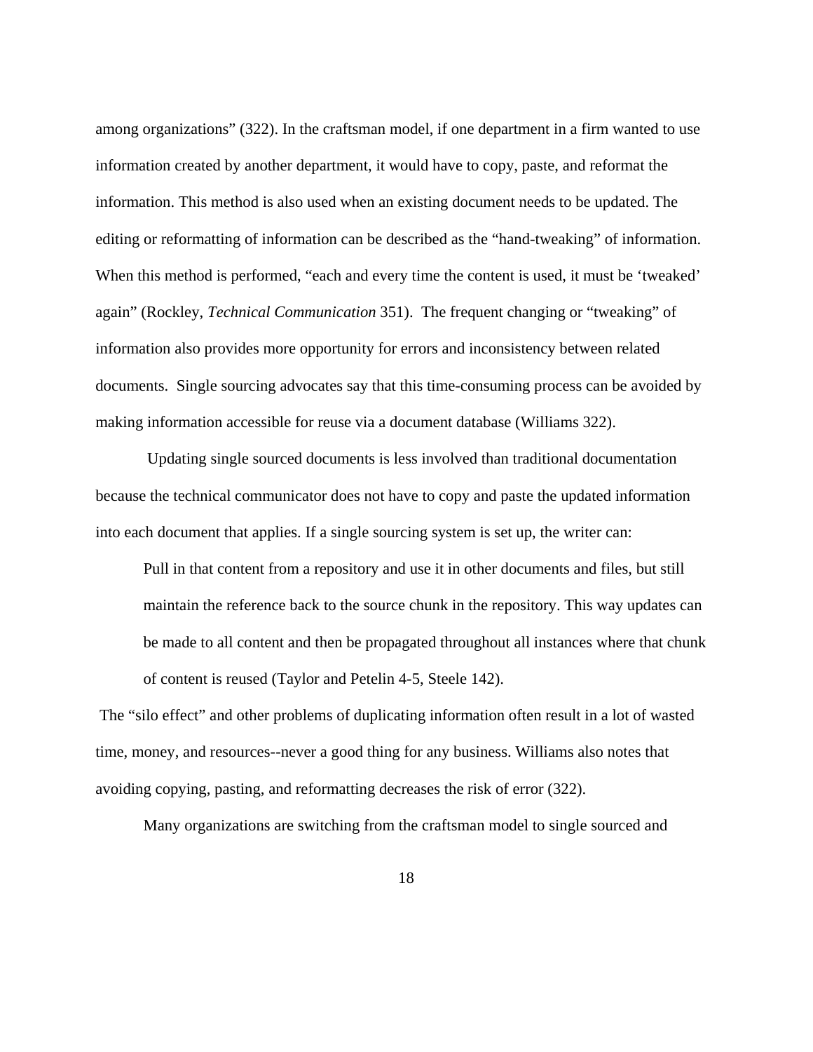among organizations" (322). In the craftsman model, if one department in a firm wanted to use information created by another department, it would have to copy, paste, and reformat the information. This method is also used when an existing document needs to be updated. The editing or reformatting of information can be described as the "hand-tweaking" of information. When this method is performed, "each and every time the content is used, it must be 'tweaked' again" (Rockley, *Technical Communication* 351). The frequent changing or "tweaking" of information also provides more opportunity for errors and inconsistency between related documents. Single sourcing advocates say that this time-consuming process can be avoided by making information accessible for reuse via a document database (Williams 322).

Updating single sourced documents is less involved than traditional documentation because the technical communicator does not have to copy and paste the updated information into each document that applies. If a single sourcing system is set up, the writer can:

> Pull in that content from a repository and use it in other documents and files, but still maintain the reference back to the source chunk in the repository. This way updates can be made to all content and then be propagated throughout all instances where that chunk of content is reused (Taylor and Petelin 4-5, Steele 142).

The "silo effect" and other problems of duplicating information often result in a lot of wasted time, money, and resources--never a good thing for any business. Williams also notes that avoiding copying, pasting, and reformatting decreases the risk of error (322).

Many organizations are switching from the craftsman model to single sourced and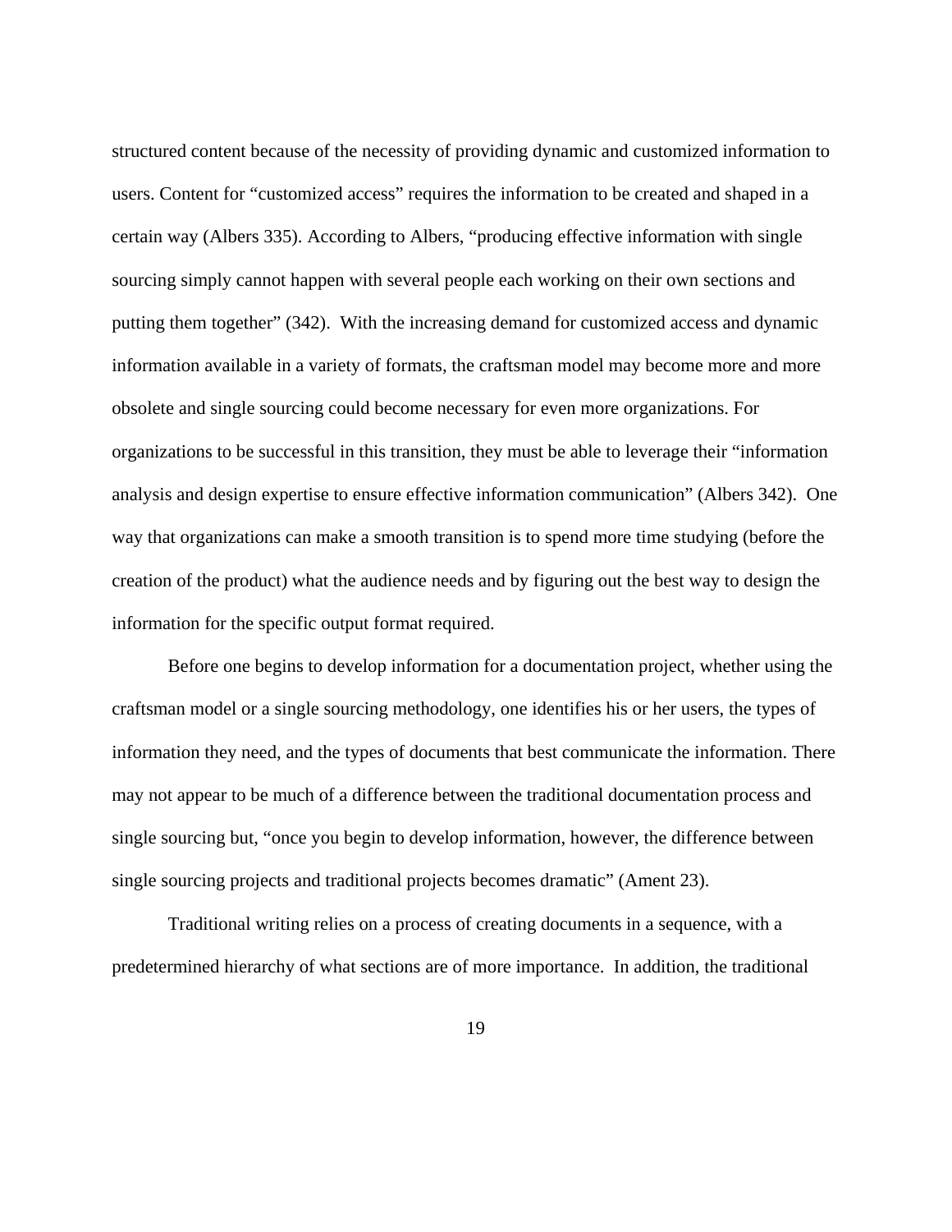structured content because of the necessity of providing dynamic and customized information to users. Content for "customized access" requires the information to be created and shaped in a certain way (Albers 335). According to Albers, "producing effective information with single sourcing simply cannot happen with several people each working on their own sections and putting them together" (342).  With the increasing demand for customized access and dynamic information available in a variety of formats, the craftsman model may become more and more obsolete and single sourcing could become necessary for even more organizations. For organizations to be successful in this transition, they must be able to leverage their "information analysis and design expertise to ensure effective information communication" (Albers 342).  One way that organizations can make a smooth transition is to spend more time studying (before the creation of the product) what the audience needs and by figuring out the best way to design the information for the specific output format required.

Before one begins to develop information for a documentation project, whether using the craftsman model or a single sourcing methodology, one identifies his or her users, the types of information they need, and the types of documents that best communicate the information. There may not appear to be much of a difference between the traditional documentation process and single sourcing but, "once you begin to develop information, however, the difference between single sourcing projects and traditional projects becomes dramatic" (Ament 23).

Traditional writing relies on a process of creating documents in a sequence, with a predetermined hierarchy of what sections are of more importance.  In addition, the traditional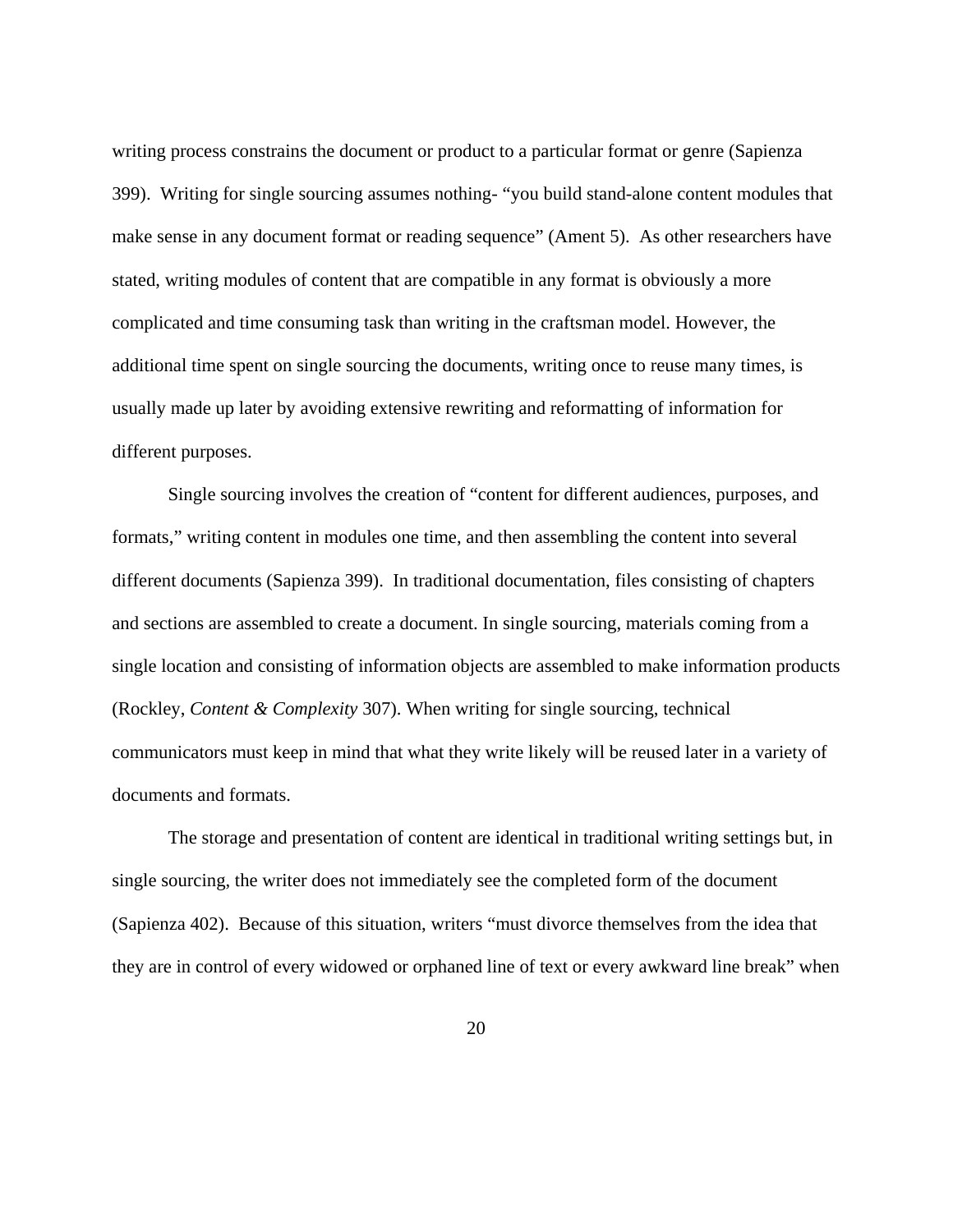writing process constrains the document or product to a particular format or genre (Sapienza 399). Writing for single sourcing assumes nothing- "you build stand-alone content modules that make sense in any document format or reading sequence" (Ament 5). As other researchers have stated, writing modules of content that are compatible in any format is obviously a more complicated and time consuming task than writing in the craftsman model. However, the additional time spent on single sourcing the documents, writing once to reuse many times, is usually made up later by avoiding extensive rewriting and reformatting of information for different purposes.

Single sourcing involves the creation of "content for different audiences, purposes, and formats," writing content in modules one time, and then assembling the content into several different documents (Sapienza 399). In traditional documentation, files consisting of chapters and sections are assembled to create a document. In single sourcing, materials coming from a single location and consisting of information objects are assembled to make information products (Rockley, *Content & Complexity* 307). When writing for single sourcing, technical communicators must keep in mind that what they write likely will be reused later in a variety of documents and formats.

The storage and presentation of content are identical in traditional writing settings but, in single sourcing, the writer does not immediately see the completed form of the document (Sapienza 402). Because of this situation, writers "must divorce themselves from the idea that they are in control of every widowed or orphaned line of text or every awkward line break" when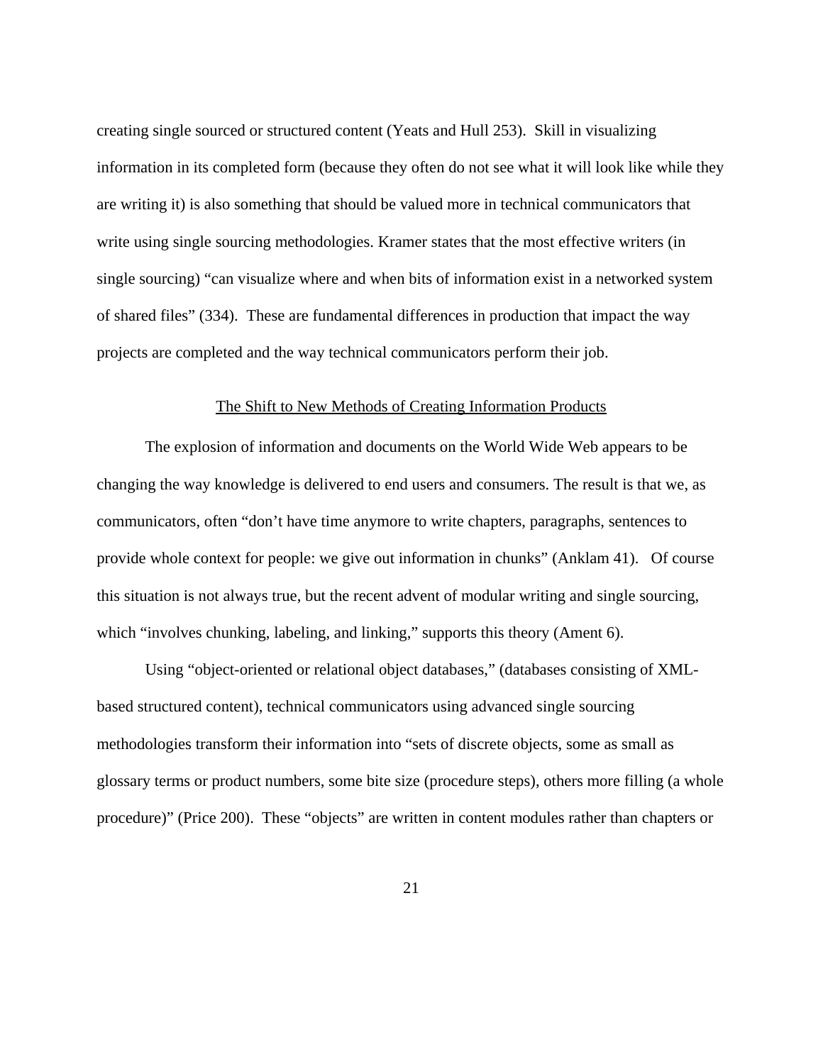creating single sourced or structured content (Yeats and Hull 253). Skill in visualizing information in its completed form (because they often do not see what it will look like while they are writing it) is also something that should be valued more in technical communicators that write using single sourcing methodologies. Kramer states that the most effective writers (in single sourcing) "can visualize where and when bits of information exist in a networked system of shared files" (334). These are fundamental differences in production that impact the way projects are completed and the way technical communicators perform their job.

## The Shift to New Methods of Creating Information Products

The explosion of information and documents on the World Wide Web appears to be changing the way knowledge is delivered to end users and consumers. The result is that we, as communicators, often "don't have time anymore to write chapters, paragraphs, sentences to provide whole context for people: we give out information in chunks" (Anklam 41). Of course this situation is not always true, but the recent advent of modular writing and single sourcing, which "involves chunking, labeling, and linking," supports this theory (Ament 6).

Using "object-oriented or relational object databases," (databases consisting of XML-based structured content), technical communicators using advanced single sourcing methodologies transform their information into "sets of discrete objects, some as small as glossary terms or product numbers, some bite size (procedure steps), others more filling (a whole procedure)" (Price 200). These "objects" are written in content modules rather than chapters or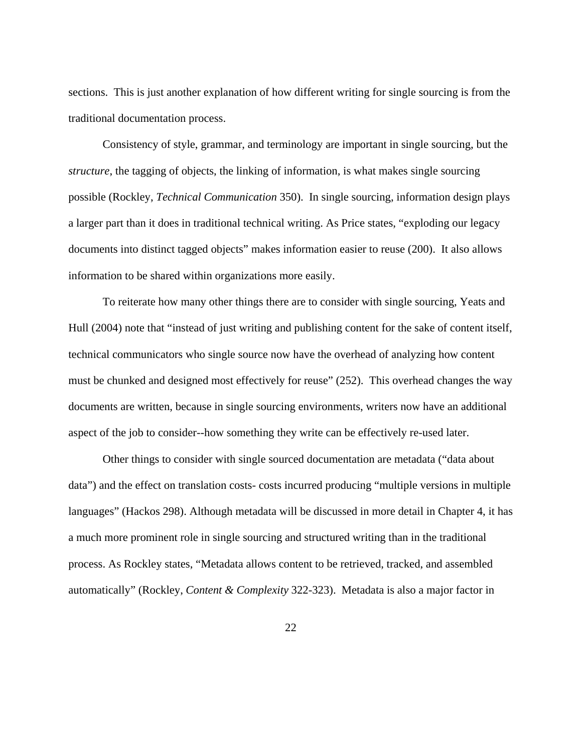sections. This is just another explanation of how different writing for single sourcing is from the traditional documentation process.

Consistency of style, grammar, and terminology are important in single sourcing, but the *structure*, the tagging of objects, the linking of information, is what makes single sourcing possible (Rockley, *Technical Communication* 350). In single sourcing, information design plays a larger part than it does in traditional technical writing. As Price states, "exploding our legacy documents into distinct tagged objects" makes information easier to reuse (200). It also allows information to be shared within organizations more easily.

To reiterate how many other things there are to consider with single sourcing, Yeats and Hull (2004) note that "instead of just writing and publishing content for the sake of content itself, technical communicators who single source now have the overhead of analyzing how content must be chunked and designed most effectively for reuse" (252). This overhead changes the way documents are written, because in single sourcing environments, writers now have an additional aspect of the job to consider--how something they write can be effectively re-used later.

Other things to consider with single sourced documentation are metadata ("data about data") and the effect on translation costs- costs incurred producing "multiple versions in multiple languages" (Hackos 298). Although metadata will be discussed in more detail in Chapter 4, it has a much more prominent role in single sourcing and structured writing than in the traditional process. As Rockley states, "Metadata allows content to be retrieved, tracked, and assembled automatically" (Rockley, *Content & Complexity* 322-323). Metadata is also a major factor in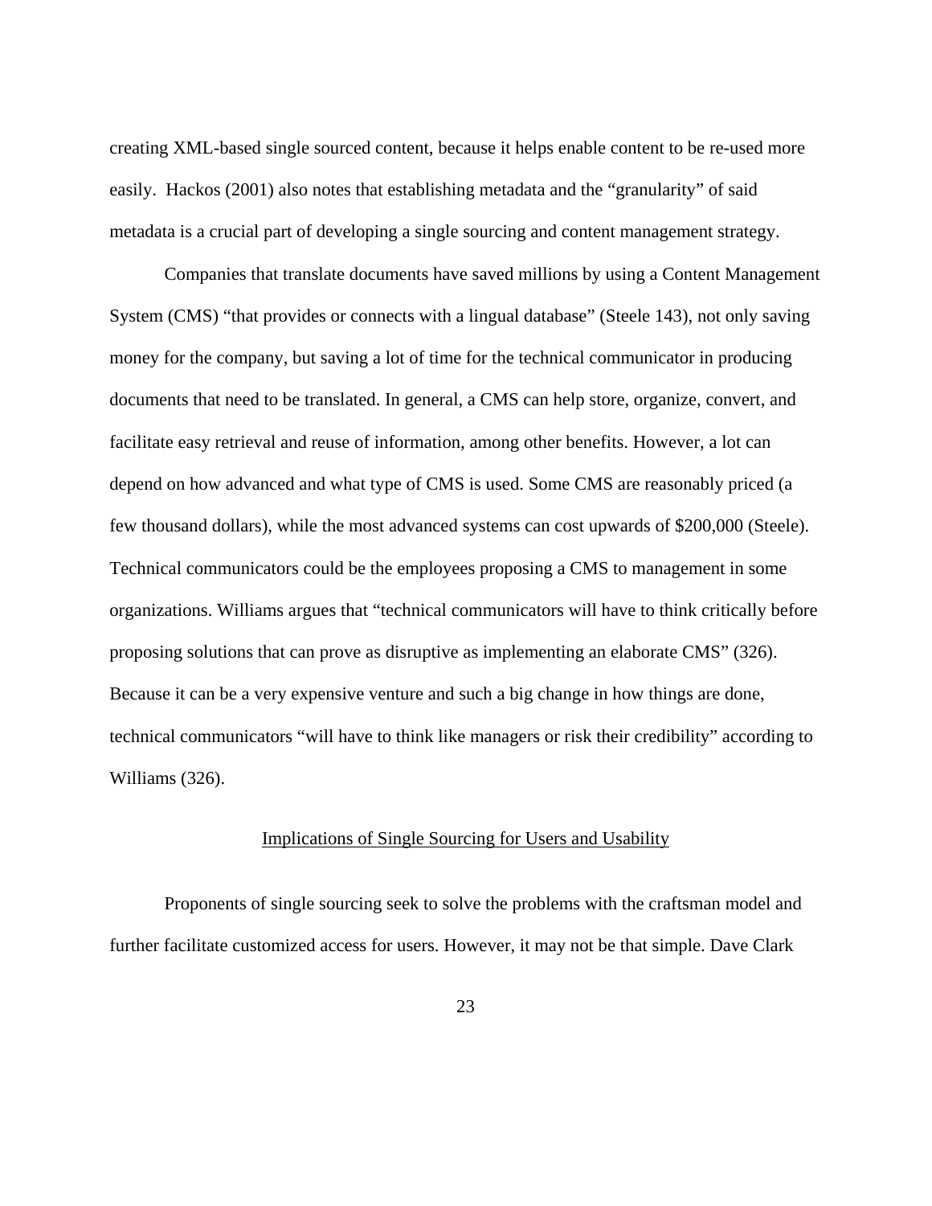creating XML-based single sourced content, because it helps enable content to be re-used more easily.  Hackos (2001) also notes that establishing metadata and the "granularity" of said metadata is a crucial part of developing a single sourcing and content management strategy.

Companies that translate documents have saved millions by using a Content Management System (CMS) "that provides or connects with a lingual database" (Steele 143), not only saving money for the company, but saving a lot of time for the technical communicator in producing documents that need to be translated. In general, a CMS can help store, organize, convert, and facilitate easy retrieval and reuse of information, among other benefits. However, a lot can depend on how advanced and what type of CMS is used. Some CMS are reasonably priced (a few thousand dollars), while the most advanced systems can cost upwards of $200,000 (Steele). Technical communicators could be the employees proposing a CMS to management in some organizations. Williams argues that "technical communicators will have to think critically before proposing solutions that can prove as disruptive as implementing an elaborate CMS" (326). Because it can be a very expensive venture and such a big change in how things are done, technical communicators "will have to think like managers or risk their credibility" according to Williams (326).

## Implications of Single Sourcing for Users and Usability

Proponents of single sourcing seek to solve the problems with the craftsman model and further facilitate customized access for users. However, it may not be that simple. Dave Clark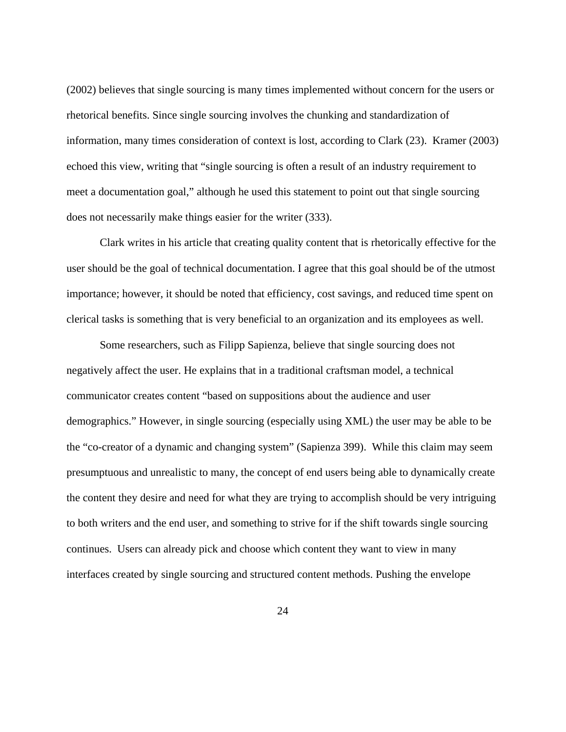(2002) believes that single sourcing is many times implemented without concern for the users or rhetorical benefits. Since single sourcing involves the chunking and standardization of information, many times consideration of context is lost, according to Clark (23).  Kramer (2003) echoed this view, writing that "single sourcing is often a result of an industry requirement to meet a documentation goal," although he used this statement to point out that single sourcing does not necessarily make things easier for the writer (333).

Clark writes in his article that creating quality content that is rhetorically effective for the user should be the goal of technical documentation. I agree that this goal should be of the utmost importance; however, it should be noted that efficiency, cost savings, and reduced time spent on clerical tasks is something that is very beneficial to an organization and its employees as well.

Some researchers, such as Filipp Sapienza, believe that single sourcing does not negatively affect the user. He explains that in a traditional craftsman model, a technical communicator creates content "based on suppositions about the audience and user demographics." However, in single sourcing (especially using XML) the user may be able to be the "co-creator of a dynamic and changing system" (Sapienza 399).  While this claim may seem presumptuous and unrealistic to many, the concept of end users being able to dynamically create the content they desire and need for what they are trying to accomplish should be very intriguing to both writers and the end user, and something to strive for if the shift towards single sourcing continues.  Users can already pick and choose which content they want to view in many interfaces created by single sourcing and structured content methods. Pushing the envelope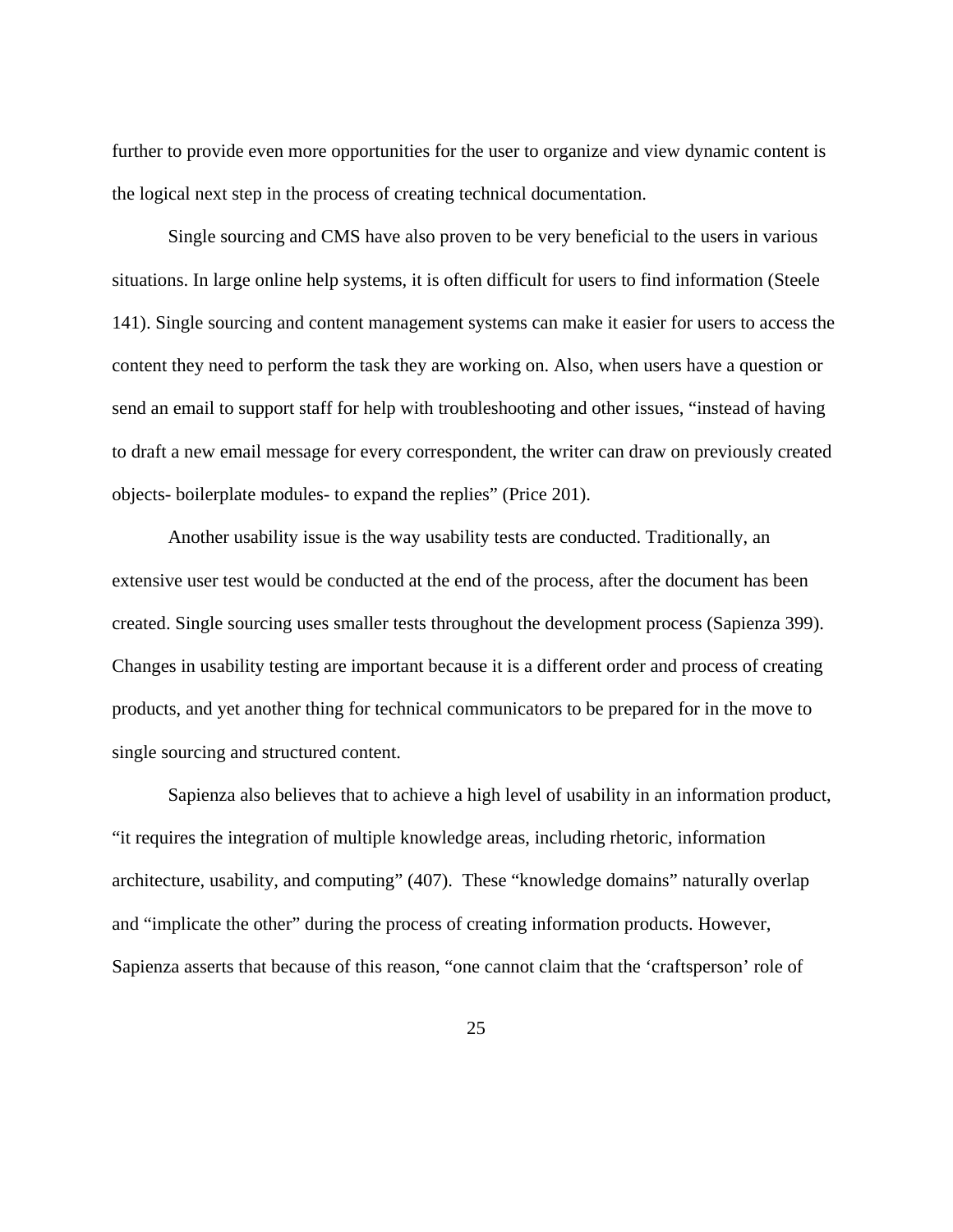further to provide even more opportunities for the user to organize and view dynamic content is the logical next step in the process of creating technical documentation.

Single sourcing and CMS have also proven to be very beneficial to the users in various situations. In large online help systems, it is often difficult for users to find information (Steele 141). Single sourcing and content management systems can make it easier for users to access the content they need to perform the task they are working on. Also, when users have a question or send an email to support staff for help with troubleshooting and other issues, "instead of having to draft a new email message for every correspondent, the writer can draw on previously created objects- boilerplate modules- to expand the replies" (Price 201).

Another usability issue is the way usability tests are conducted. Traditionally, an extensive user test would be conducted at the end of the process, after the document has been created. Single sourcing uses smaller tests throughout the development process (Sapienza 399). Changes in usability testing are important because it is a different order and process of creating products, and yet another thing for technical communicators to be prepared for in the move to single sourcing and structured content.

Sapienza also believes that to achieve a high level of usability in an information product, "it requires the integration of multiple knowledge areas, including rhetoric, information architecture, usability, and computing" (407). These "knowledge domains" naturally overlap and "implicate the other" during the process of creating information products. However, Sapienza asserts that because of this reason, "one cannot claim that the 'craftsperson' role of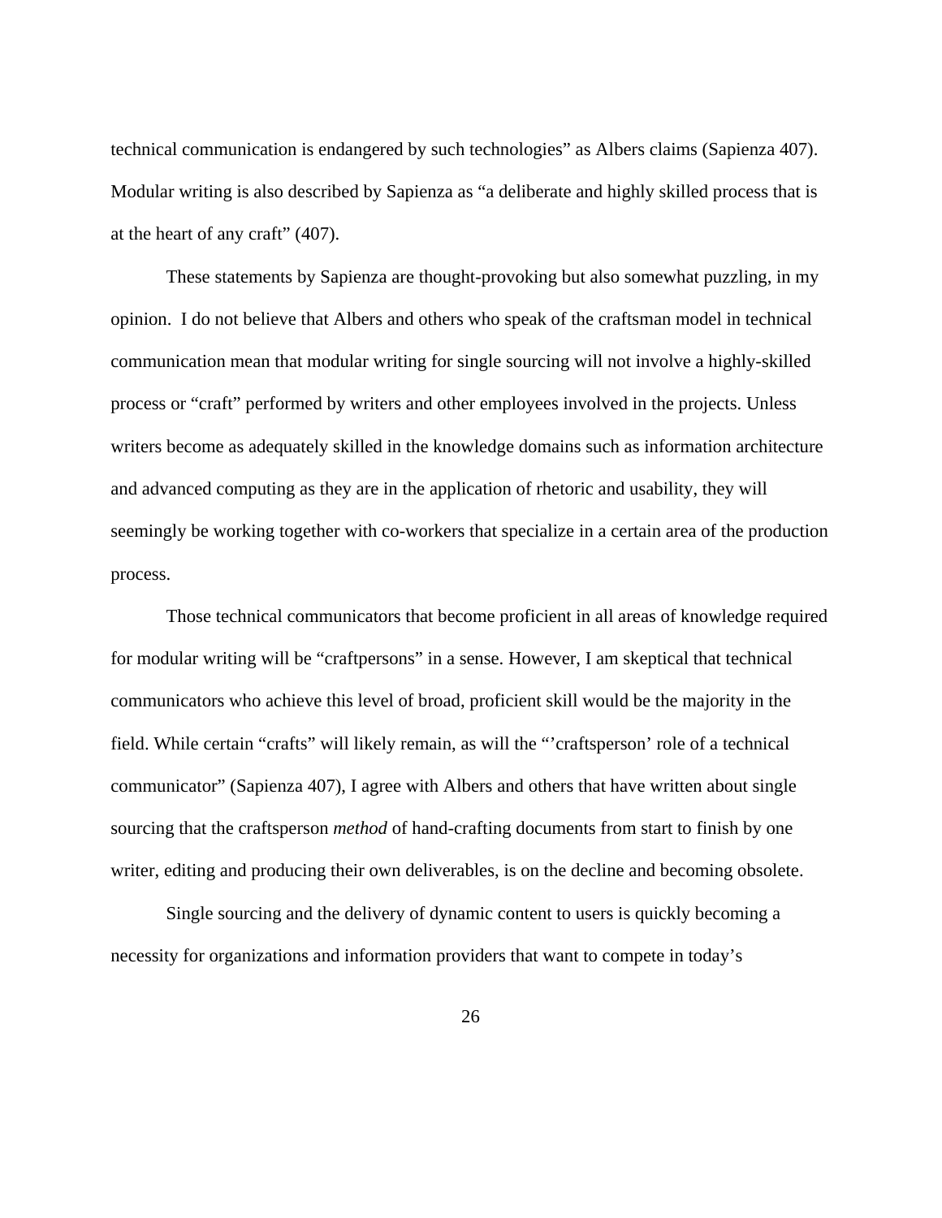technical communication is endangered by such technologies" as Albers claims (Sapienza 407). Modular writing is also described by Sapienza as "a deliberate and highly skilled process that is at the heart of any craft" (407).

These statements by Sapienza are thought-provoking but also somewhat puzzling, in my opinion. I do not believe that Albers and others who speak of the craftsman model in technical communication mean that modular writing for single sourcing will not involve a highly-skilled process or "craft" performed by writers and other employees involved in the projects. Unless writers become as adequately skilled in the knowledge domains such as information architecture and advanced computing as they are in the application of rhetoric and usability, they will seemingly be working together with co-workers that specialize in a certain area of the production process.

Those technical communicators that become proficient in all areas of knowledge required for modular writing will be "craftpersons" in a sense. However, I am skeptical that technical communicators who achieve this level of broad, proficient skill would be the majority in the field. While certain "crafts" will likely remain, as will the "'craftsperson' role of a technical communicator" (Sapienza 407), I agree with Albers and others that have written about single sourcing that the craftsperson *method* of hand-crafting documents from start to finish by one writer, editing and producing their own deliverables, is on the decline and becoming obsolete.

Single sourcing and the delivery of dynamic content to users is quickly becoming a necessity for organizations and information providers that want to compete in today's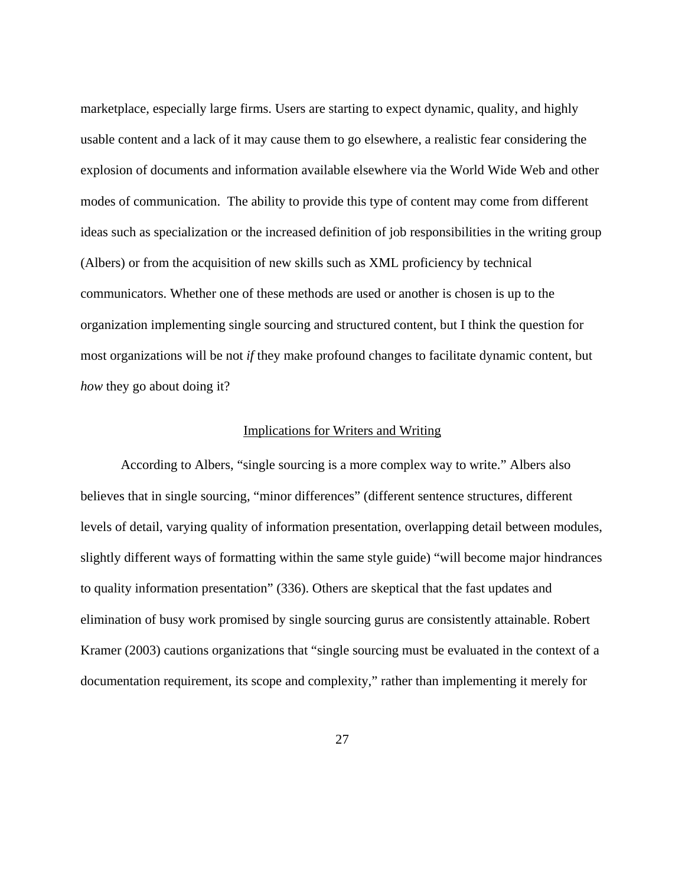marketplace, especially large firms. Users are starting to expect dynamic, quality, and highly usable content and a lack of it may cause them to go elsewhere, a realistic fear considering the explosion of documents and information available elsewhere via the World Wide Web and other modes of communication. The ability to provide this type of content may come from different ideas such as specialization or the increased definition of job responsibilities in the writing group (Albers) or from the acquisition of new skills such as XML proficiency by technical communicators. Whether one of these methods are used or another is chosen is up to the organization implementing single sourcing and structured content, but I think the question for most organizations will be not *if* they make profound changes to facilitate dynamic content, but *how* they go about doing it?

## Implications for Writers and Writing

According to Albers, "single sourcing is a more complex way to write." Albers also believes that in single sourcing, "minor differences" (different sentence structures, different levels of detail, varying quality of information presentation, overlapping detail between modules, slightly different ways of formatting within the same style guide) "will become major hindrances to quality information presentation" (336). Others are skeptical that the fast updates and elimination of busy work promised by single sourcing gurus are consistently attainable. Robert Kramer (2003) cautions organizations that "single sourcing must be evaluated in the context of a documentation requirement, its scope and complexity," rather than implementing it merely for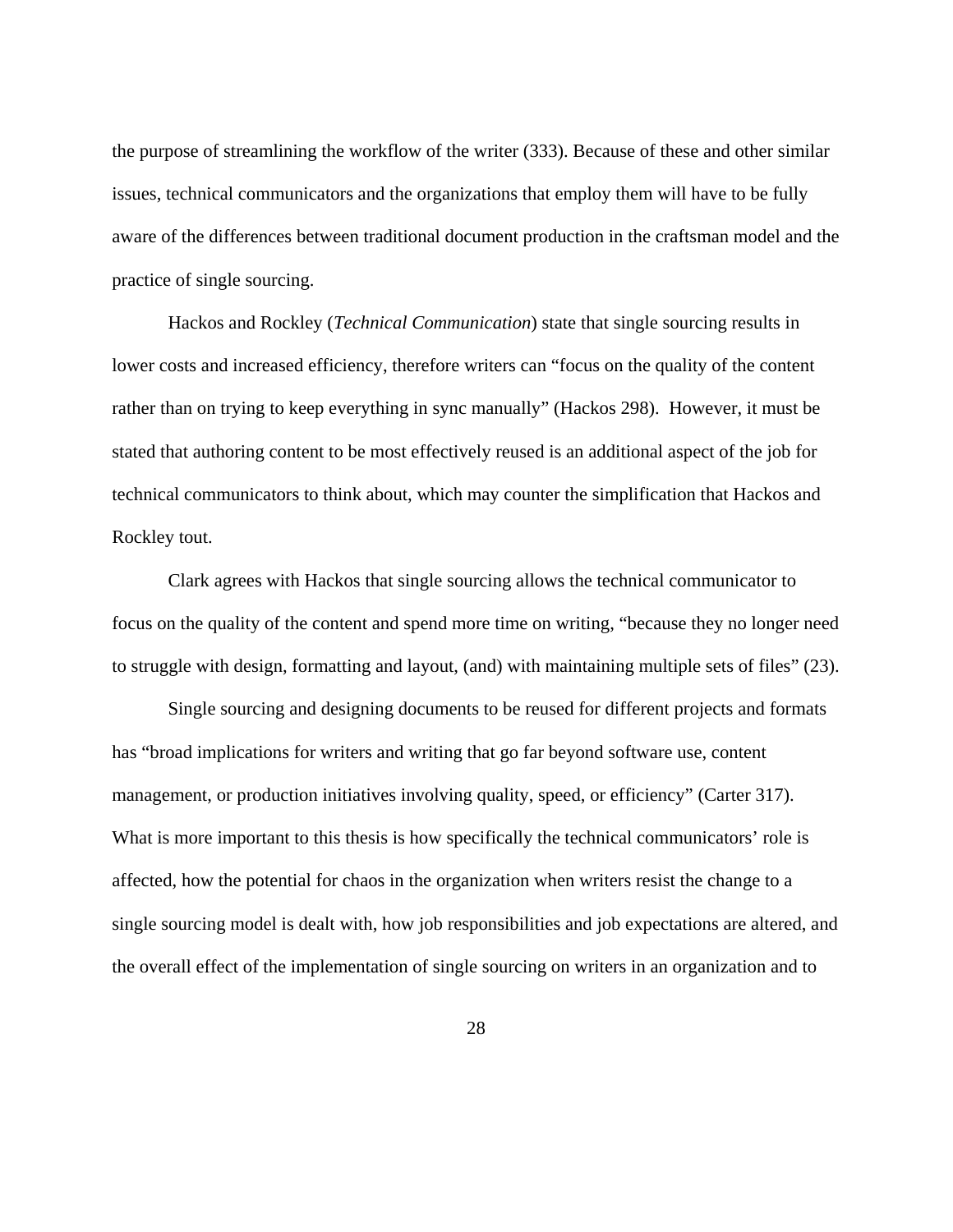the purpose of streamlining the workflow of the writer (333). Because of these and other similar issues, technical communicators and the organizations that employ them will have to be fully aware of the differences between traditional document production in the craftsman model and the practice of single sourcing.

Hackos and Rockley (*Technical Communication*) state that single sourcing results in lower costs and increased efficiency, therefore writers can "focus on the quality of the content rather than on trying to keep everything in sync manually" (Hackos 298). However, it must be stated that authoring content to be most effectively reused is an additional aspect of the job for technical communicators to think about, which may counter the simplification that Hackos and Rockley tout.

Clark agrees with Hackos that single sourcing allows the technical communicator to focus on the quality of the content and spend more time on writing, "because they no longer need to struggle with design, formatting and layout, (and) with maintaining multiple sets of files" (23).

Single sourcing and designing documents to be reused for different projects and formats has "broad implications for writers and writing that go far beyond software use, content management, or production initiatives involving quality, speed, or efficiency" (Carter 317). What is more important to this thesis is how specifically the technical communicators' role is affected, how the potential for chaos in the organization when writers resist the change to a single sourcing model is dealt with, how job responsibilities and job expectations are altered, and the overall effect of the implementation of single sourcing on writers in an organization and to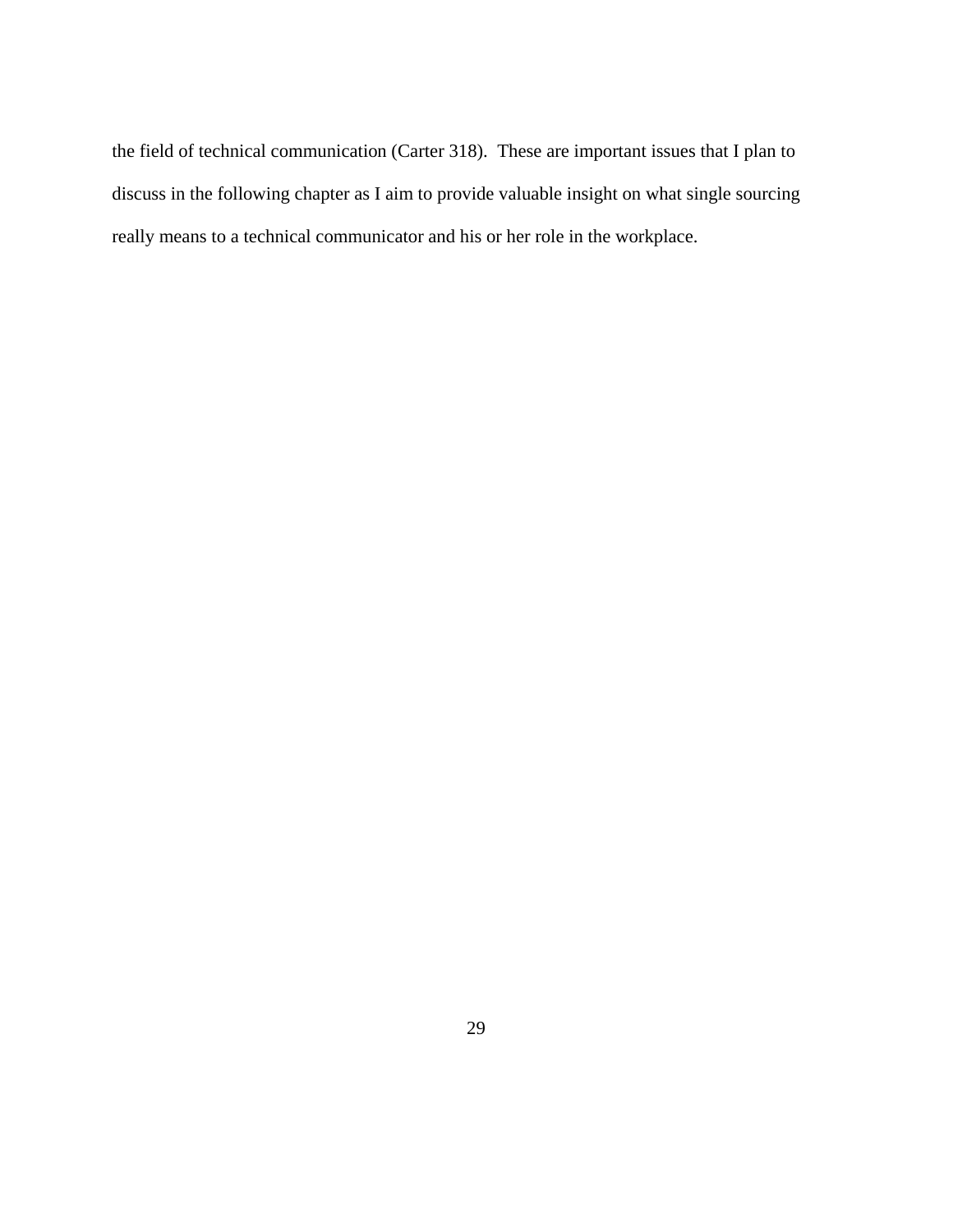the field of technical communication (Carter 318). These are important issues that I plan to discuss in the following chapter as I aim to provide valuable insight on what single sourcing really means to a technical communicator and his or her role in the workplace.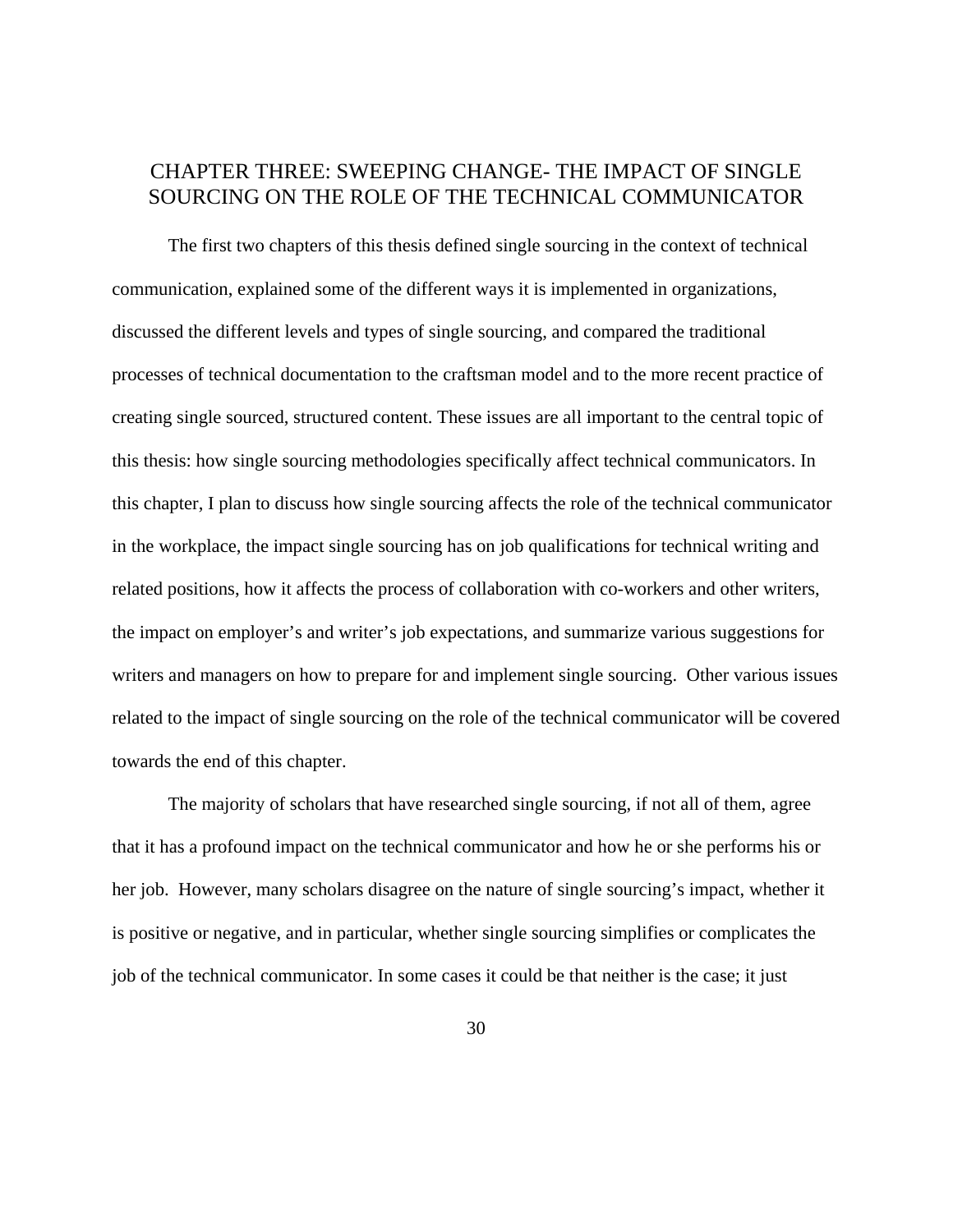# CHAPTER THREE: SWEEPING CHANGE- THE IMPACT OF SINGLE SOURCING ON THE ROLE OF THE TECHNICAL COMMUNICATOR

The first two chapters of this thesis defined single sourcing in the context of technical communication, explained some of the different ways it is implemented in organizations, discussed the different levels and types of single sourcing, and compared the traditional processes of technical documentation to the craftsman model and to the more recent practice of creating single sourced, structured content. These issues are all important to the central topic of this thesis: how single sourcing methodologies specifically affect technical communicators. In this chapter, I plan to discuss how single sourcing affects the role of the technical communicator in the workplace, the impact single sourcing has on job qualifications for technical writing and related positions, how it affects the process of collaboration with co-workers and other writers, the impact on employer's and writer's job expectations, and summarize various suggestions for writers and managers on how to prepare for and implement single sourcing.  Other various issues related to the impact of single sourcing on the role of the technical communicator will be covered towards the end of this chapter.

The majority of scholars that have researched single sourcing, if not all of them, agree that it has a profound impact on the technical communicator and how he or she performs his or her job.  However, many scholars disagree on the nature of single sourcing's impact, whether it is positive or negative, and in particular, whether single sourcing simplifies or complicates the job of the technical communicator. In some cases it could be that neither is the case; it just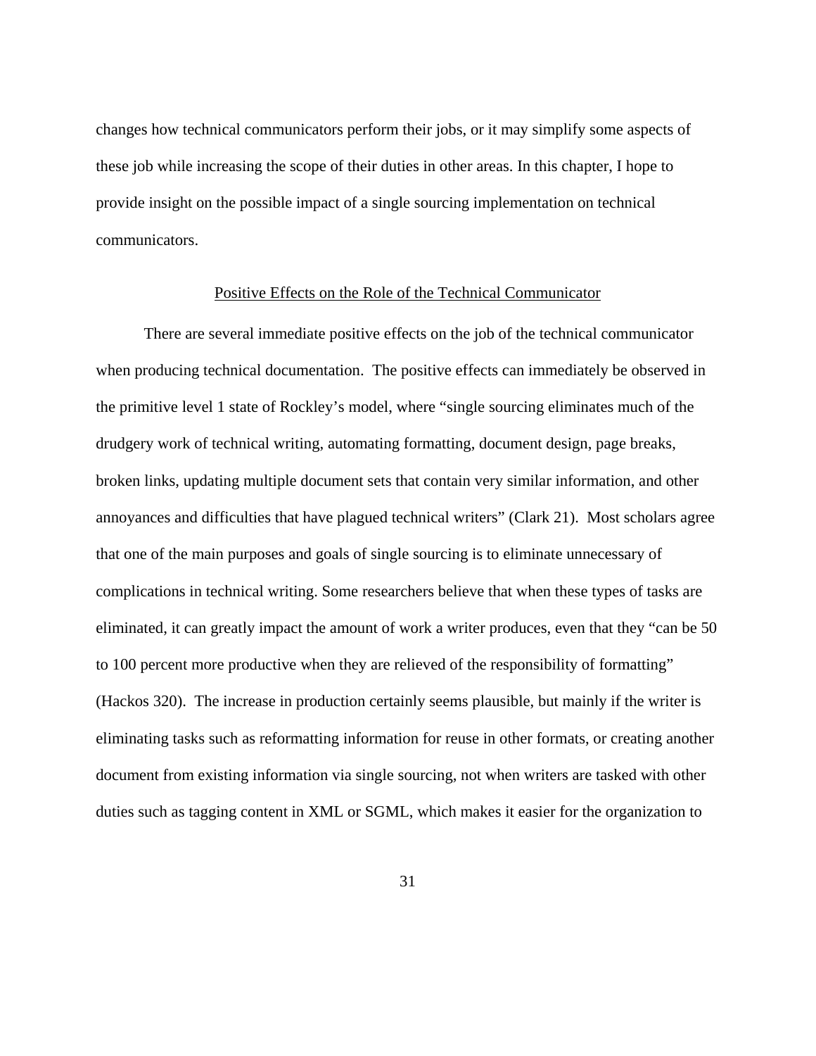changes how technical communicators perform their jobs, or it may simplify some aspects of these job while increasing the scope of their duties in other areas. In this chapter, I hope to provide insight on the possible impact of a single sourcing implementation on technical communicators.

## Positive Effects on the Role of the Technical Communicator

There are several immediate positive effects on the job of the technical communicator when producing technical documentation. The positive effects can immediately be observed in the primitive level 1 state of Rockley's model, where "single sourcing eliminates much of the drudgery work of technical writing, automating formatting, document design, page breaks, broken links, updating multiple document sets that contain very similar information, and other annoyances and difficulties that have plagued technical writers" (Clark 21). Most scholars agree that one of the main purposes and goals of single sourcing is to eliminate unnecessary of complications in technical writing. Some researchers believe that when these types of tasks are eliminated, it can greatly impact the amount of work a writer produces, even that they "can be 50 to 100 percent more productive when they are relieved of the responsibility of formatting" (Hackos 320). The increase in production certainly seems plausible, but mainly if the writer is eliminating tasks such as reformatting information for reuse in other formats, or creating another document from existing information via single sourcing, not when writers are tasked with other duties such as tagging content in XML or SGML, which makes it easier for the organization to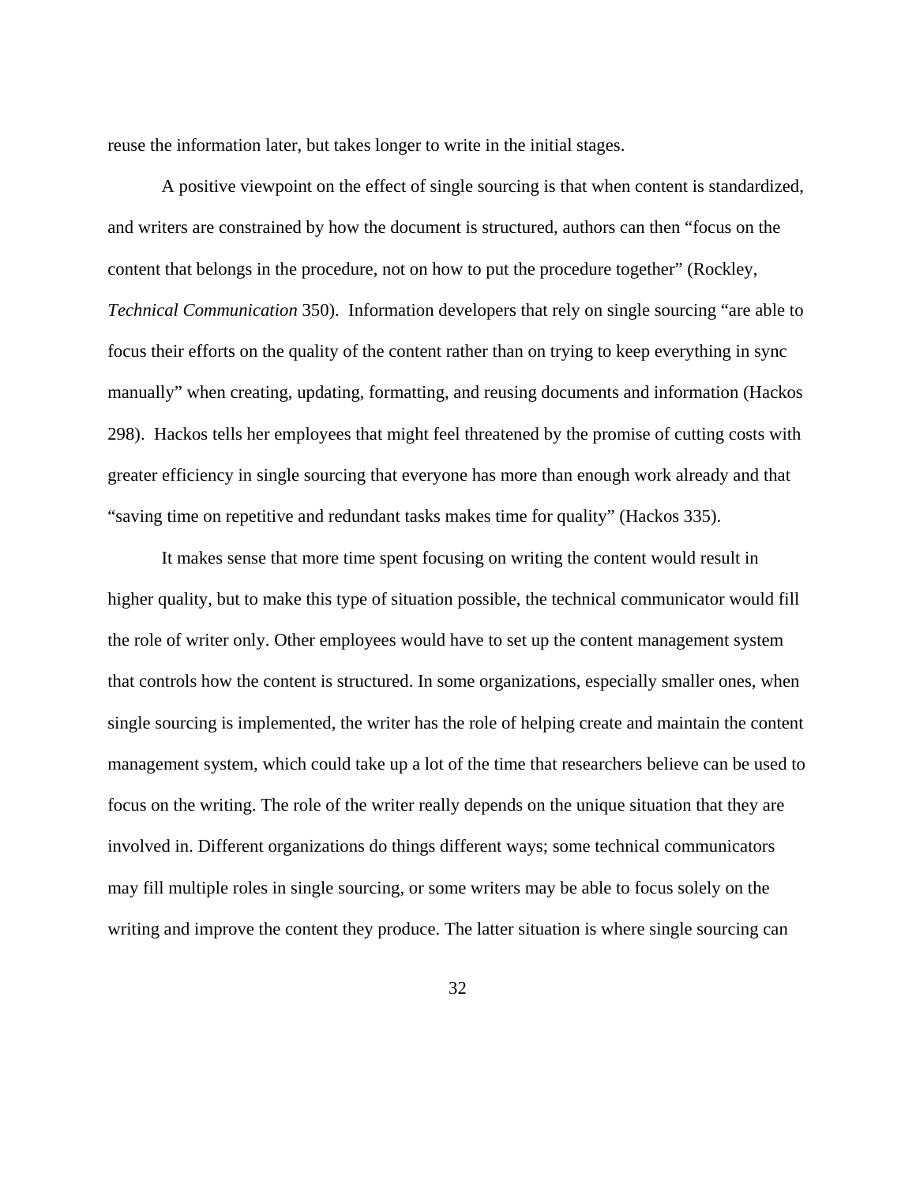reuse the information later, but takes longer to write in the initial stages.

A positive viewpoint on the effect of single sourcing is that when content is standardized, and writers are constrained by how the document is structured, authors can then "focus on the content that belongs in the procedure, not on how to put the procedure together" (Rockley, *Technical Communication* 350). Information developers that rely on single sourcing "are able to focus their efforts on the quality of the content rather than on trying to keep everything in sync manually" when creating, updating, formatting, and reusing documents and information (Hackos 298). Hackos tells her employees that might feel threatened by the promise of cutting costs with greater efficiency in single sourcing that everyone has more than enough work already and that "saving time on repetitive and redundant tasks makes time for quality" (Hackos 335).

It makes sense that more time spent focusing on writing the content would result in higher quality, but to make this type of situation possible, the technical communicator would fill the role of writer only. Other employees would have to set up the content management system that controls how the content is structured. In some organizations, especially smaller ones, when single sourcing is implemented, the writer has the role of helping create and maintain the content management system, which could take up a lot of the time that researchers believe can be used to focus on the writing. The role of the writer really depends on the unique situation that they are involved in. Different organizations do things different ways; some technical communicators may fill multiple roles in single sourcing, or some writers may be able to focus solely on the writing and improve the content they produce. The latter situation is where single sourcing can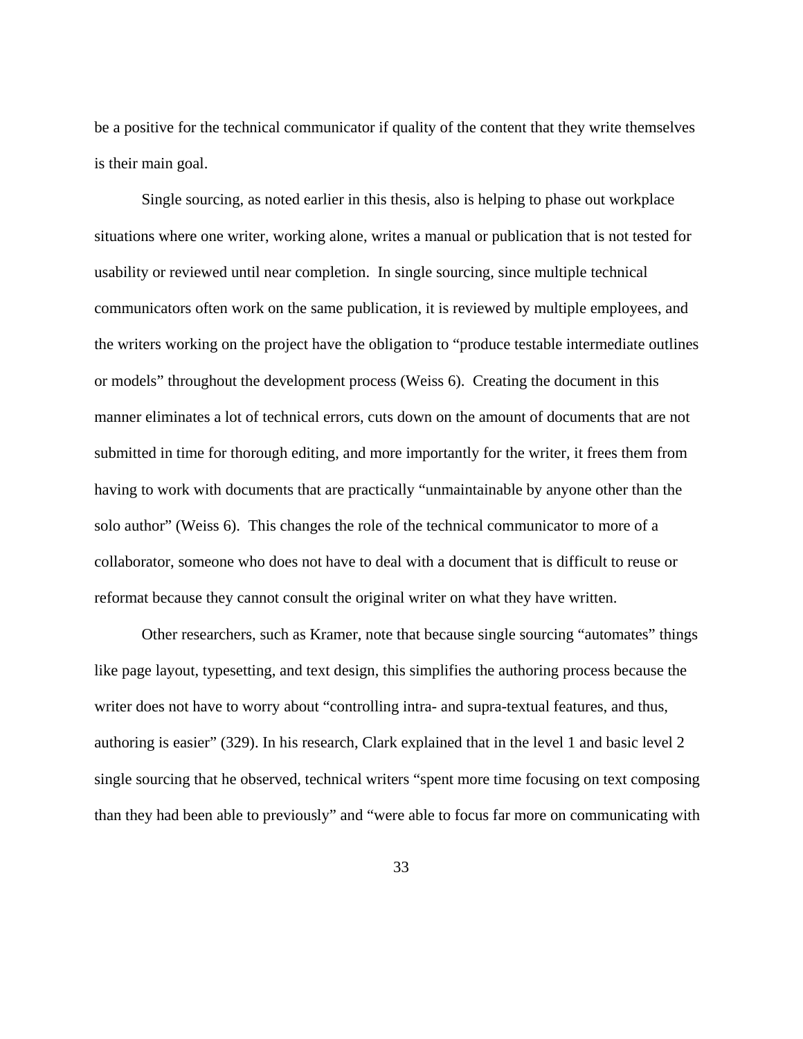be a positive for the technical communicator if quality of the content that they write themselves is their main goal.

Single sourcing, as noted earlier in this thesis, also is helping to phase out workplace situations where one writer, working alone, writes a manual or publication that is not tested for usability or reviewed until near completion. In single sourcing, since multiple technical communicators often work on the same publication, it is reviewed by multiple employees, and the writers working on the project have the obligation to "produce testable intermediate outlines or models" throughout the development process (Weiss 6). Creating the document in this manner eliminates a lot of technical errors, cuts down on the amount of documents that are not submitted in time for thorough editing, and more importantly for the writer, it frees them from having to work with documents that are practically "unmaintainable by anyone other than the solo author" (Weiss 6). This changes the role of the technical communicator to more of a collaborator, someone who does not have to deal with a document that is difficult to reuse or reformat because they cannot consult the original writer on what they have written.

Other researchers, such as Kramer, note that because single sourcing "automates" things like page layout, typesetting, and text design, this simplifies the authoring process because the writer does not have to worry about "controlling intra- and supra-textual features, and thus, authoring is easier" (329). In his research, Clark explained that in the level 1 and basic level 2 single sourcing that he observed, technical writers "spent more time focusing on text composing than they had been able to previously" and "were able to focus far more on communicating with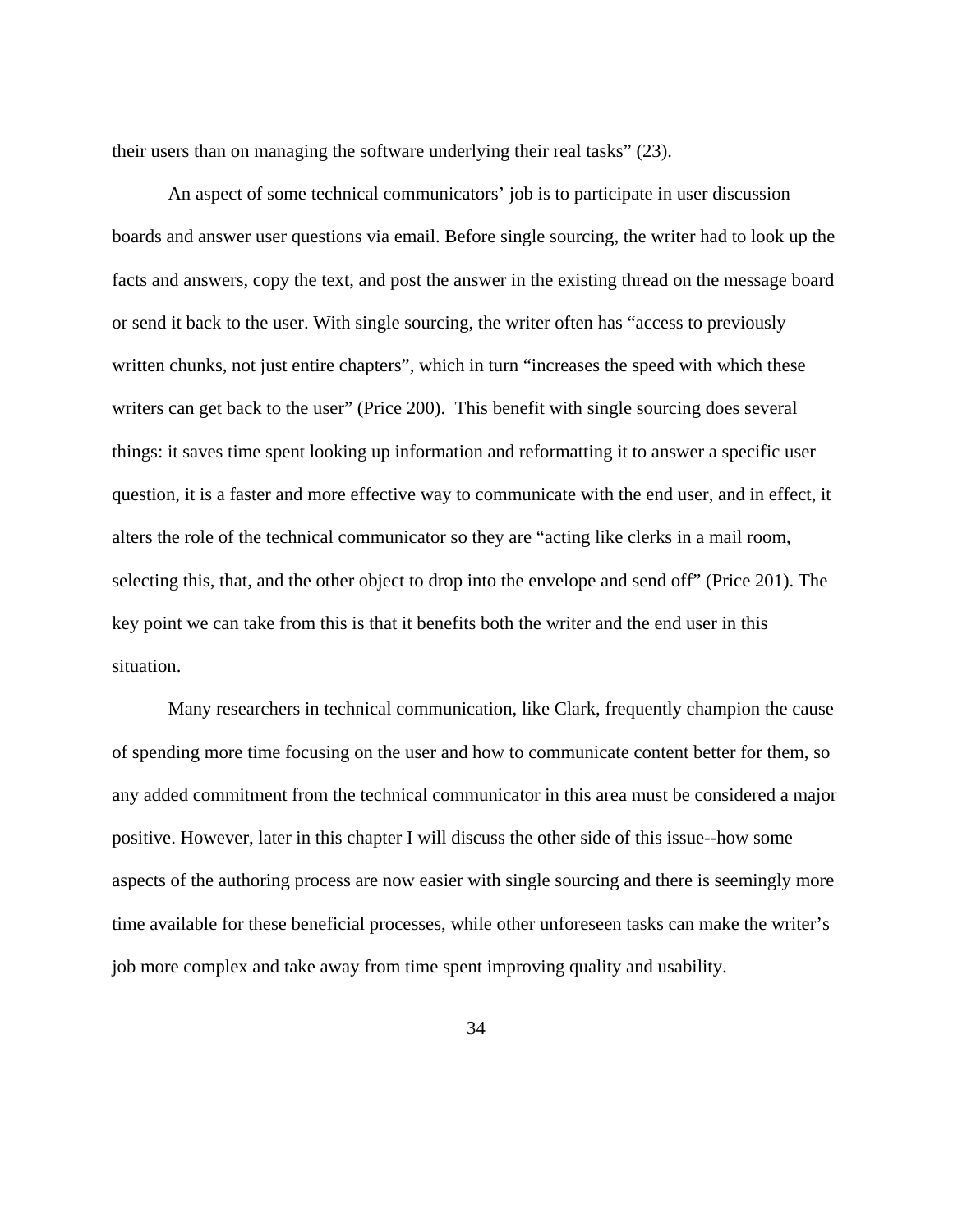their users than on managing the software underlying their real tasks" (23).

An aspect of some technical communicators' job is to participate in user discussion boards and answer user questions via email. Before single sourcing, the writer had to look up the facts and answers, copy the text, and post the answer in the existing thread on the message board or send it back to the user. With single sourcing, the writer often has "access to previously written chunks, not just entire chapters", which in turn "increases the speed with which these writers can get back to the user" (Price 200). This benefit with single sourcing does several things: it saves time spent looking up information and reformatting it to answer a specific user question, it is a faster and more effective way to communicate with the end user, and in effect, it alters the role of the technical communicator so they are "acting like clerks in a mail room, selecting this, that, and the other object to drop into the envelope and send off" (Price 201). The key point we can take from this is that it benefits both the writer and the end user in this situation.

Many researchers in technical communication, like Clark, frequently champion the cause of spending more time focusing on the user and how to communicate content better for them, so any added commitment from the technical communicator in this area must be considered a major positive. However, later in this chapter I will discuss the other side of this issue--how some aspects of the authoring process are now easier with single sourcing and there is seemingly more time available for these beneficial processes, while other unforeseen tasks can make the writer's job more complex and take away from time spent improving quality and usability.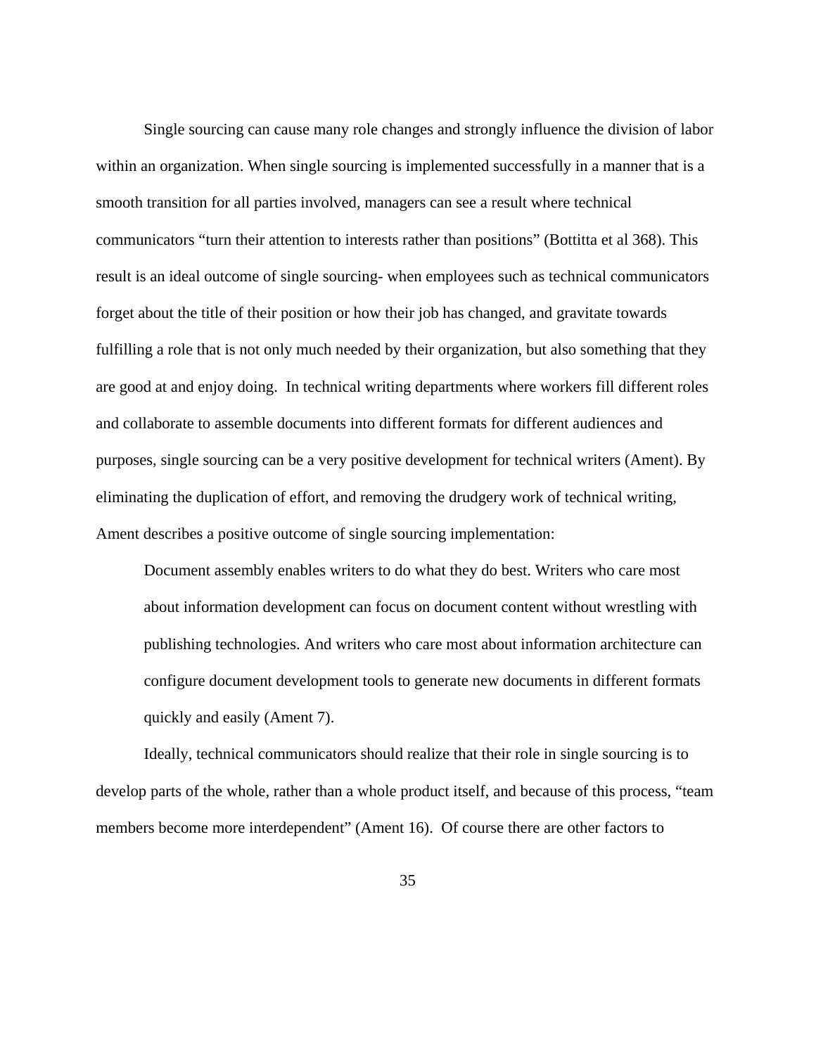Single sourcing can cause many role changes and strongly influence the division of labor within an organization. When single sourcing is implemented successfully in a manner that is a smooth transition for all parties involved, managers can see a result where technical communicators "turn their attention to interests rather than positions" (Bottitta et al 368). This result is an ideal outcome of single sourcing- when employees such as technical communicators forget about the title of their position or how their job has changed, and gravitate towards fulfilling a role that is not only much needed by their organization, but also something that they are good at and enjoy doing. In technical writing departments where workers fill different roles and collaborate to assemble documents into different formats for different audiences and purposes, single sourcing can be a very positive development for technical writers (Ament). By eliminating the duplication of effort, and removing the drudgery work of technical writing, Ament describes a positive outcome of single sourcing implementation:

> Document assembly enables writers to do what they do best. Writers who care most about information development can focus on document content without wrestling with publishing technologies. And writers who care most about information architecture can configure document development tools to generate new documents in different formats quickly and easily (Ament 7).

Ideally, technical communicators should realize that their role in single sourcing is to develop parts of the whole, rather than a whole product itself, and because of this process, "team members become more interdependent" (Ament 16). Of course there are other factors to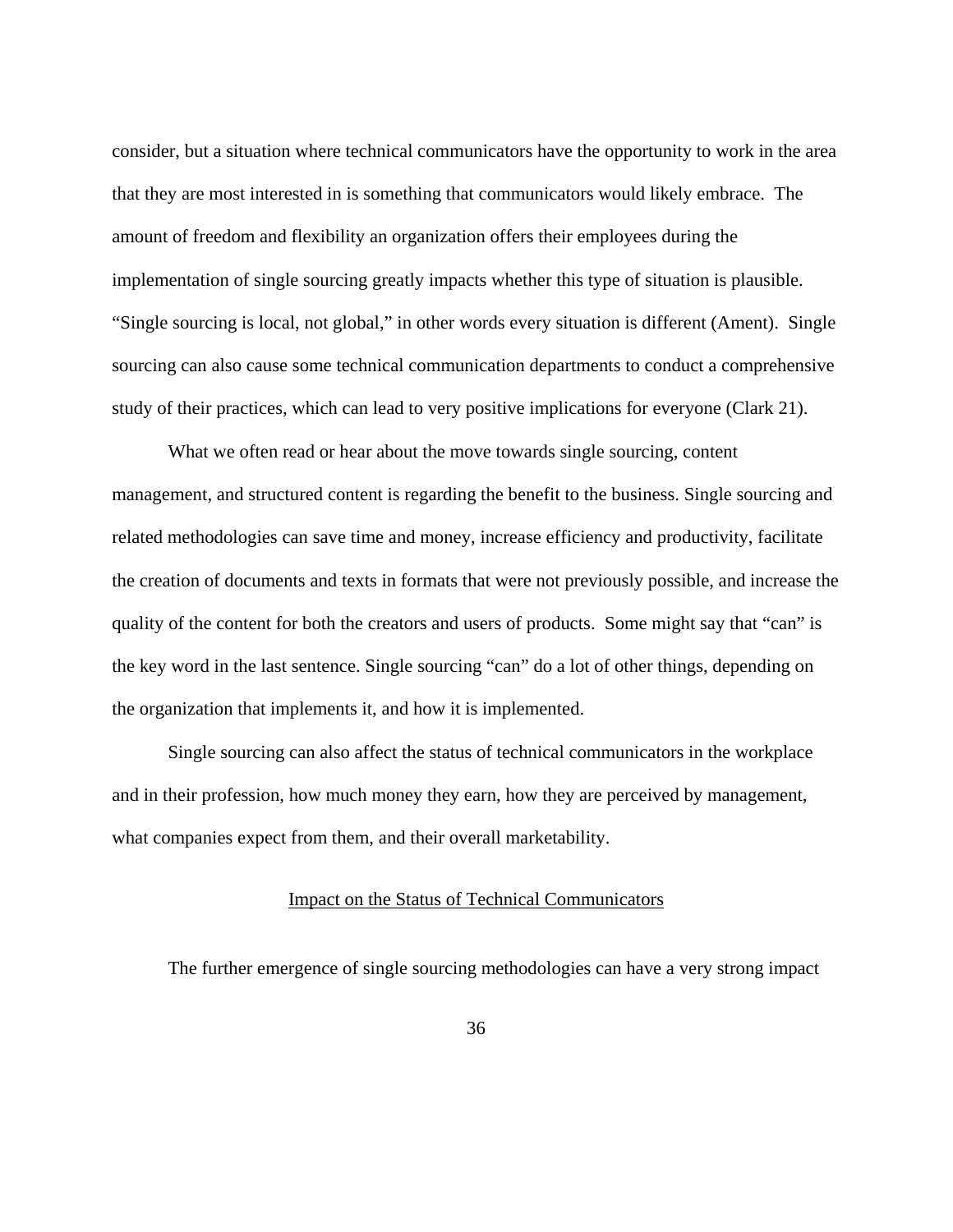consider, but a situation where technical communicators have the opportunity to work in the area that they are most interested in is something that communicators would likely embrace. The amount of freedom and flexibility an organization offers their employees during the implementation of single sourcing greatly impacts whether this type of situation is plausible. "Single sourcing is local, not global," in other words every situation is different (Ament). Single sourcing can also cause some technical communication departments to conduct a comprehensive study of their practices, which can lead to very positive implications for everyone (Clark 21).

What we often read or hear about the move towards single sourcing, content management, and structured content is regarding the benefit to the business. Single sourcing and related methodologies can save time and money, increase efficiency and productivity, facilitate the creation of documents and texts in formats that were not previously possible, and increase the quality of the content for both the creators and users of products. Some might say that "can" is the key word in the last sentence. Single sourcing "can" do a lot of other things, depending on the organization that implements it, and how it is implemented.

Single sourcing can also affect the status of technical communicators in the workplace and in their profession, how much money they earn, how they are perceived by management, what companies expect from them, and their overall marketability.

## Impact on the Status of Technical Communicators

The further emergence of single sourcing methodologies can have a very strong impact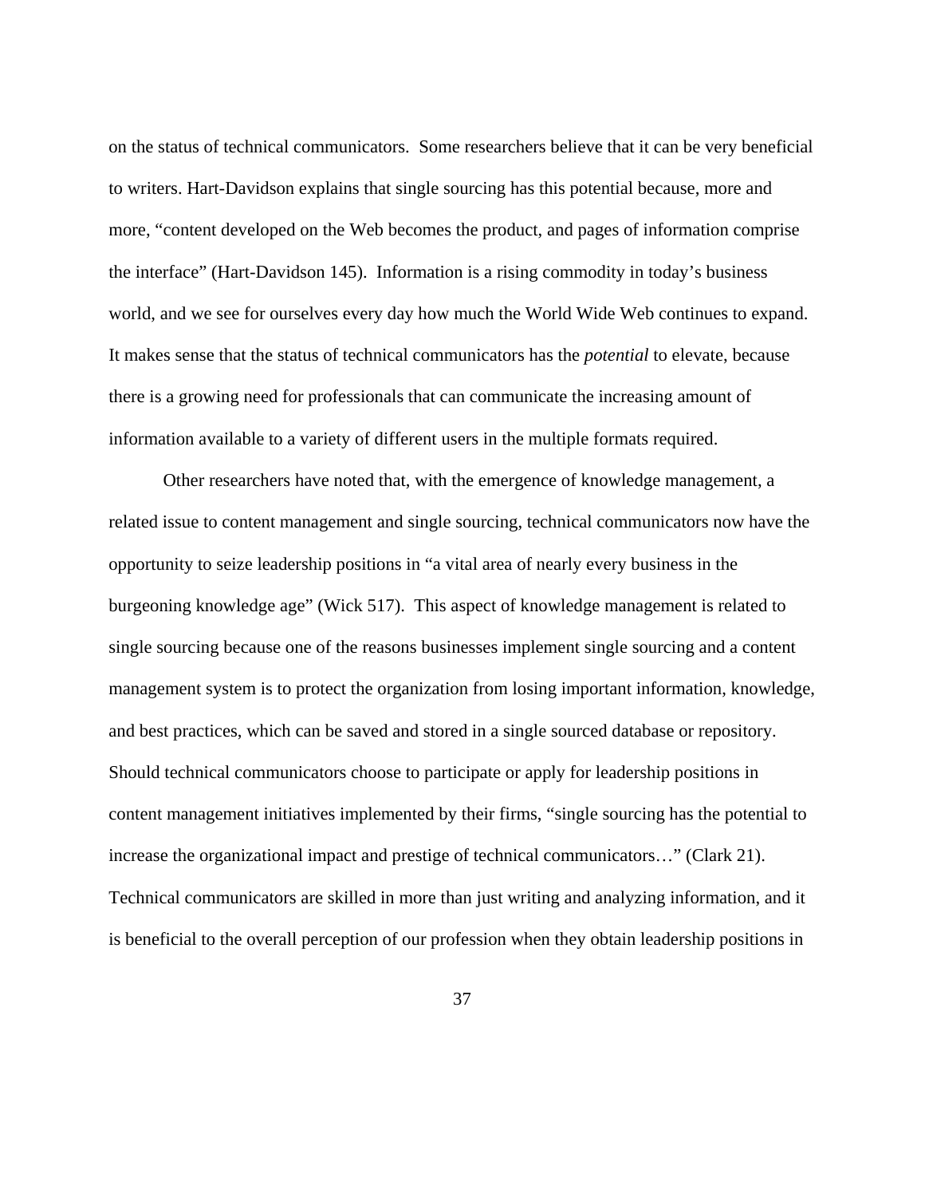on the status of technical communicators. Some researchers believe that it can be very beneficial to writers. Hart-Davidson explains that single sourcing has this potential because, more and more, "content developed on the Web becomes the product, and pages of information comprise the interface" (Hart-Davidson 145). Information is a rising commodity in today's business world, and we see for ourselves every day how much the World Wide Web continues to expand. It makes sense that the status of technical communicators has the *potential* to elevate, because there is a growing need for professionals that can communicate the increasing amount of information available to a variety of different users in the multiple formats required.

Other researchers have noted that, with the emergence of knowledge management, a related issue to content management and single sourcing, technical communicators now have the opportunity to seize leadership positions in "a vital area of nearly every business in the burgeoning knowledge age" (Wick 517). This aspect of knowledge management is related to single sourcing because one of the reasons businesses implement single sourcing and a content management system is to protect the organization from losing important information, knowledge, and best practices, which can be saved and stored in a single sourced database or repository. Should technical communicators choose to participate or apply for leadership positions in content management initiatives implemented by their firms, "single sourcing has the potential to increase the organizational impact and prestige of technical communicators…" (Clark 21). Technical communicators are skilled in more than just writing and analyzing information, and it is beneficial to the overall perception of our profession when they obtain leadership positions in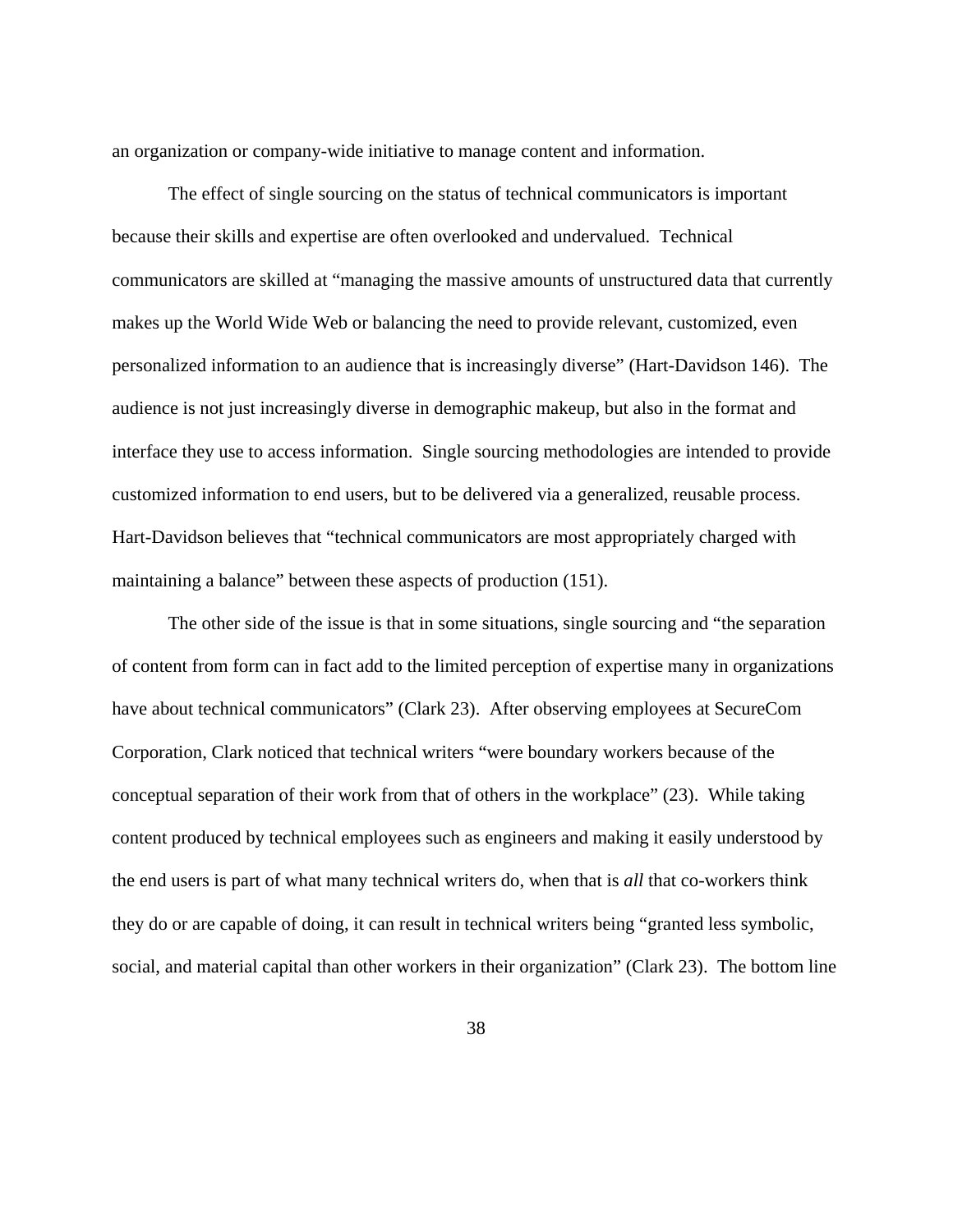an organization or company-wide initiative to manage content and information.

The effect of single sourcing on the status of technical communicators is important because their skills and expertise are often overlooked and undervalued. Technical communicators are skilled at "managing the massive amounts of unstructured data that currently makes up the World Wide Web or balancing the need to provide relevant, customized, even personalized information to an audience that is increasingly diverse" (Hart-Davidson 146). The audience is not just increasingly diverse in demographic makeup, but also in the format and interface they use to access information. Single sourcing methodologies are intended to provide customized information to end users, but to be delivered via a generalized, reusable process. Hart-Davidson believes that "technical communicators are most appropriately charged with maintaining a balance" between these aspects of production (151).

The other side of the issue is that in some situations, single sourcing and "the separation of content from form can in fact add to the limited perception of expertise many in organizations have about technical communicators" (Clark 23). After observing employees at SecureCom Corporation, Clark noticed that technical writers "were boundary workers because of the conceptual separation of their work from that of others in the workplace" (23). While taking content produced by technical employees such as engineers and making it easily understood by the end users is part of what many technical writers do, when that is *all* that co-workers think they do or are capable of doing, it can result in technical writers being "granted less symbolic, social, and material capital than other workers in their organization" (Clark 23). The bottom line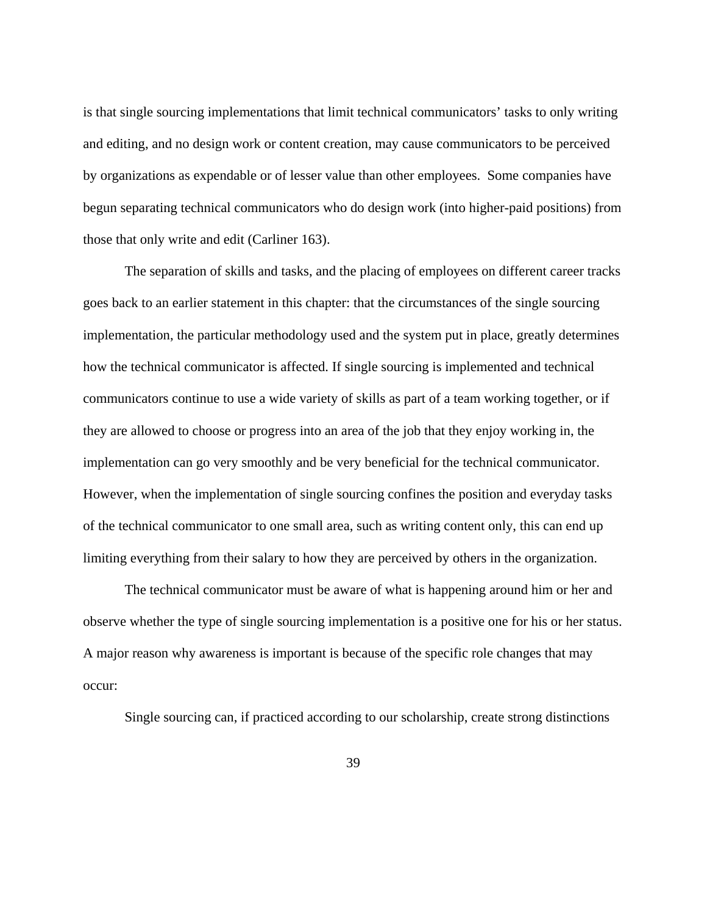is that single sourcing implementations that limit technical communicators' tasks to only writing and editing, and no design work or content creation, may cause communicators to be perceived by organizations as expendable or of lesser value than other employees. Some companies have begun separating technical communicators who do design work (into higher-paid positions) from those that only write and edit (Carliner 163).

The separation of skills and tasks, and the placing of employees on different career tracks goes back to an earlier statement in this chapter: that the circumstances of the single sourcing implementation, the particular methodology used and the system put in place, greatly determines how the technical communicator is affected. If single sourcing is implemented and technical communicators continue to use a wide variety of skills as part of a team working together, or if they are allowed to choose or progress into an area of the job that they enjoy working in, the implementation can go very smoothly and be very beneficial for the technical communicator. However, when the implementation of single sourcing confines the position and everyday tasks of the technical communicator to one small area, such as writing content only, this can end up limiting everything from their salary to how they are perceived by others in the organization.

The technical communicator must be aware of what is happening around him or her and observe whether the type of single sourcing implementation is a positive one for his or her status. A major reason why awareness is important is because of the specific role changes that may occur:

Single sourcing can, if practiced according to our scholarship, create strong distinctions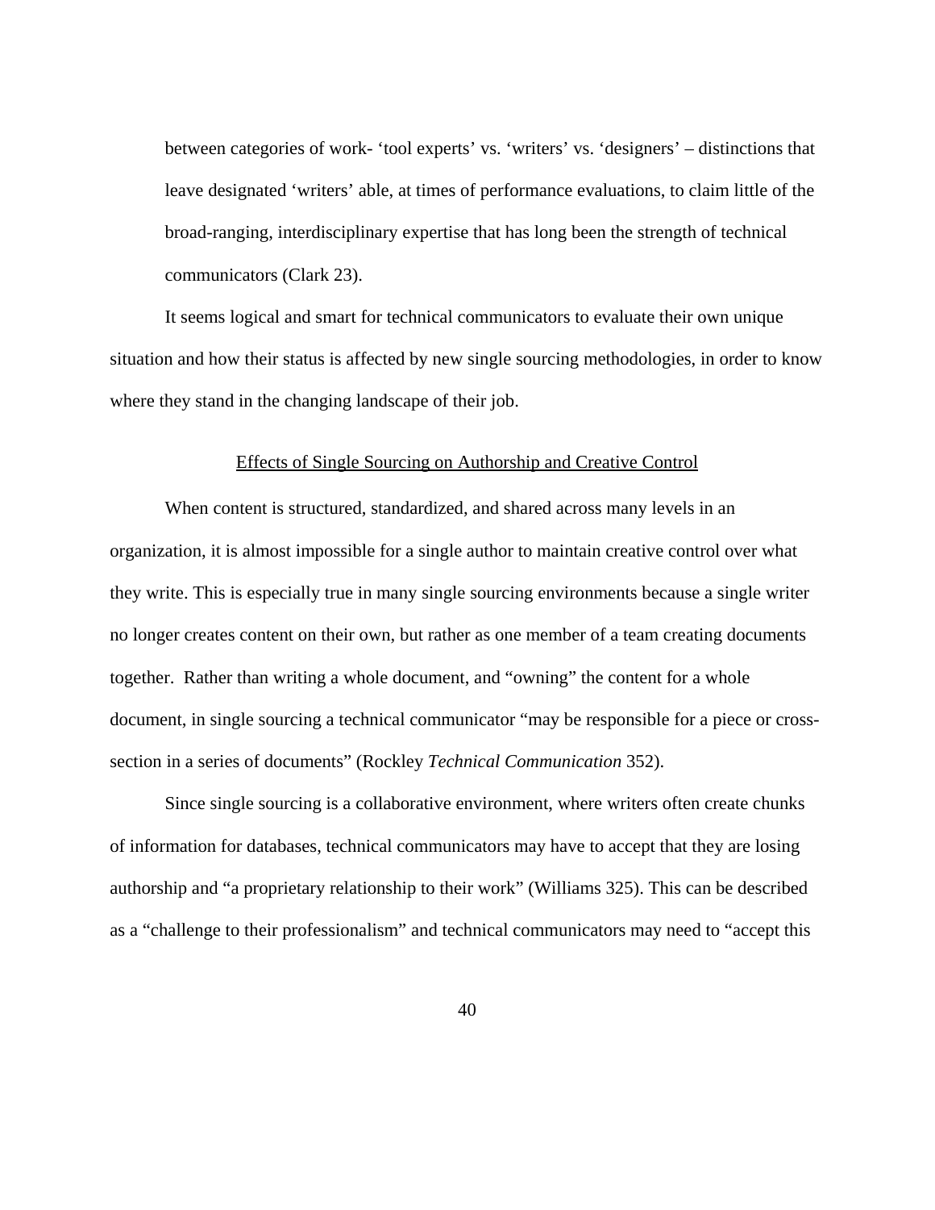> between categories of work- ‘tool experts’ vs. ‘writers’ vs. ‘designers’ – distinctions that leave designated ‘writers’ able, at times of performance evaluations, to claim little of the broad-ranging, interdisciplinary expertise that has long been the strength of technical communicators (Clark 23).

It seems logical and smart for technical communicators to evaluate their own unique situation and how their status is affected by new single sourcing methodologies, in order to know where they stand in the changing landscape of their job.

## Effects of Single Sourcing on Authorship and Creative Control

When content is structured, standardized, and shared across many levels in an organization, it is almost impossible for a single author to maintain creative control over what they write. This is especially true in many single sourcing environments because a single writer no longer creates content on their own, but rather as one member of a team creating documents together. Rather than writing a whole document, and “owning” the content for a whole document, in single sourcing a technical communicator “may be responsible for a piece or cross-section in a series of documents” (Rockley *Technical Communication* 352).

Since single sourcing is a collaborative environment, where writers often create chunks of information for databases, technical communicators may have to accept that they are losing authorship and “a proprietary relationship to their work” (Williams 325). This can be described as a “challenge to their professionalism” and technical communicators may need to “accept this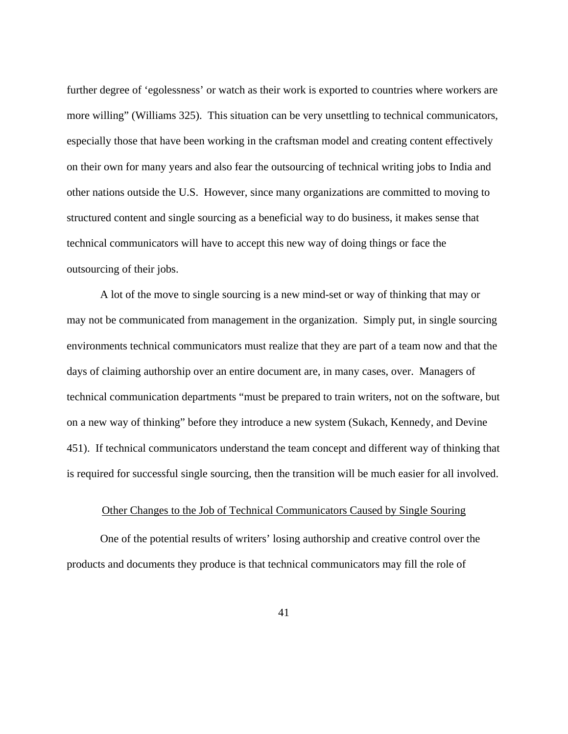further degree of 'egolessness' or watch as their work is exported to countries where workers are more willing" (Williams 325). This situation can be very unsettling to technical communicators, especially those that have been working in the craftsman model and creating content effectively on their own for many years and also fear the outsourcing of technical writing jobs to India and other nations outside the U.S. However, since many organizations are committed to moving to structured content and single sourcing as a beneficial way to do business, it makes sense that technical communicators will have to accept this new way of doing things or face the outsourcing of their jobs.

A lot of the move to single sourcing is a new mind-set or way of thinking that may or may not be communicated from management in the organization. Simply put, in single sourcing environments technical communicators must realize that they are part of a team now and that the days of claiming authorship over an entire document are, in many cases, over. Managers of technical communication departments "must be prepared to train writers, not on the software, but on a new way of thinking" before they introduce a new system (Sukach, Kennedy, and Devine 451). If technical communicators understand the team concept and different way of thinking that is required for successful single sourcing, then the transition will be much easier for all involved.

### Other Changes to the Job of Technical Communicators Caused by Single Souring

One of the potential results of writers' losing authorship and creative control over the products and documents they produce is that technical communicators may fill the role of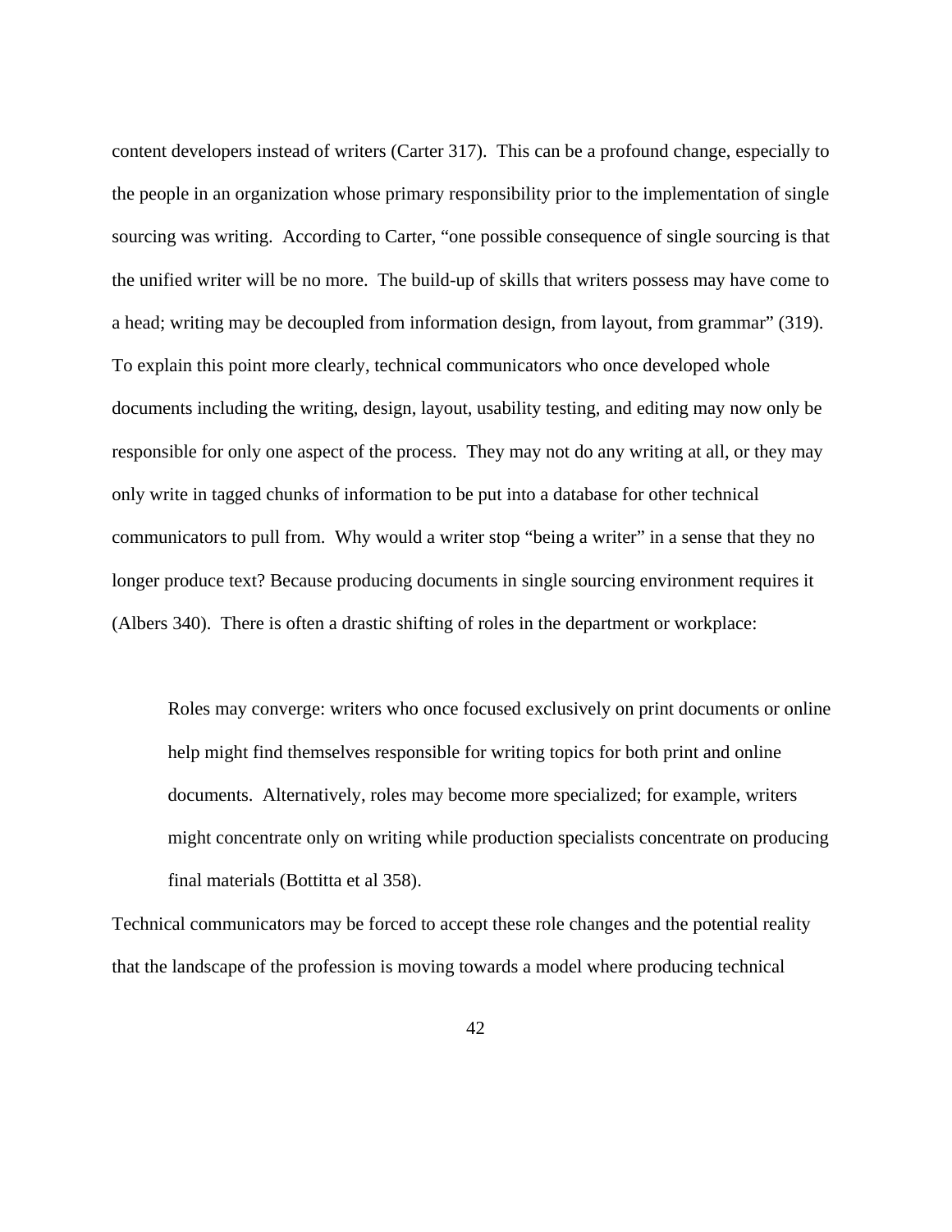content developers instead of writers (Carter 317). This can be a profound change, especially to the people in an organization whose primary responsibility prior to the implementation of single sourcing was writing. According to Carter, "one possible consequence of single sourcing is that the unified writer will be no more. The build-up of skills that writers possess may have come to a head; writing may be decoupled from information design, from layout, from grammar" (319). To explain this point more clearly, technical communicators who once developed whole documents including the writing, design, layout, usability testing, and editing may now only be responsible for only one aspect of the process. They may not do any writing at all, or they may only write in tagged chunks of information to be put into a database for other technical communicators to pull from. Why would a writer stop "being a writer" in a sense that they no longer produce text? Because producing documents in single sourcing environment requires it (Albers 340). There is often a drastic shifting of roles in the department or workplace:

> Roles may converge: writers who once focused exclusively on print documents or online help might find themselves responsible for writing topics for both print and online documents. Alternatively, roles may become more specialized; for example, writers might concentrate only on writing while production specialists concentrate on producing final materials (Bottitta et al 358).

Technical communicators may be forced to accept these role changes and the potential reality that the landscape of the profession is moving towards a model where producing technical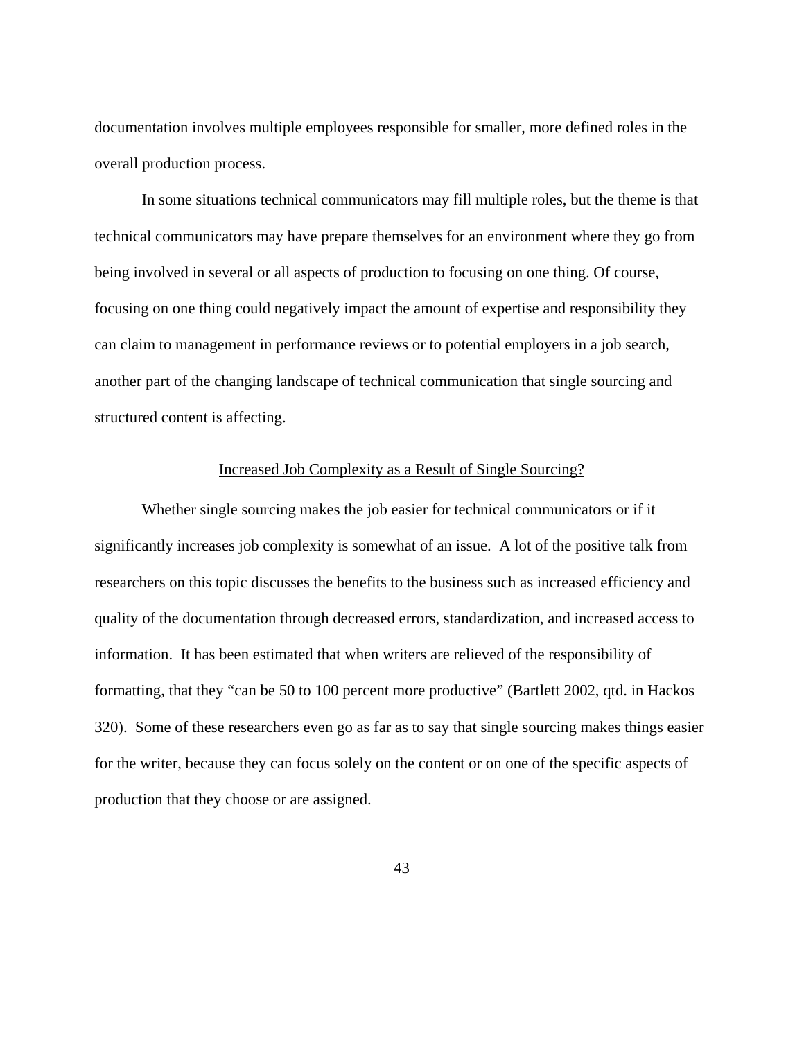documentation involves multiple employees responsible for smaller, more defined roles in the overall production process.

In some situations technical communicators may fill multiple roles, but the theme is that technical communicators may have prepare themselves for an environment where they go from being involved in several or all aspects of production to focusing on one thing. Of course, focusing on one thing could negatively impact the amount of expertise and responsibility they can claim to management in performance reviews or to potential employers in a job search, another part of the changing landscape of technical communication that single sourcing and structured content is affecting.

## Increased Job Complexity as a Result of Single Sourcing?

Whether single sourcing makes the job easier for technical communicators or if it significantly increases job complexity is somewhat of an issue. A lot of the positive talk from researchers on this topic discusses the benefits to the business such as increased efficiency and quality of the documentation through decreased errors, standardization, and increased access to information. It has been estimated that when writers are relieved of the responsibility of formatting, that they "can be 50 to 100 percent more productive" (Bartlett 2002, qtd. in Hackos 320). Some of these researchers even go as far as to say that single sourcing makes things easier for the writer, because they can focus solely on the content or on one of the specific aspects of production that they choose or are assigned.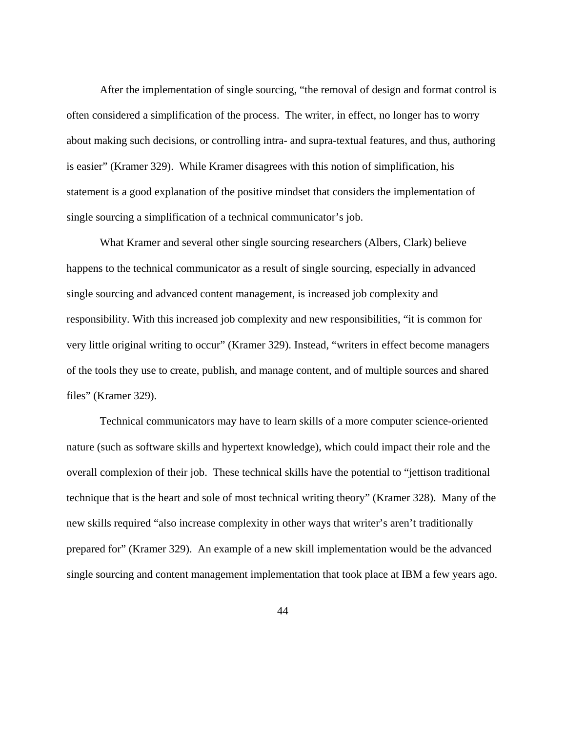After the implementation of single sourcing, “the removal of design and format control is often considered a simplification of the process. The writer, in effect, no longer has to worry about making such decisions, or controlling intra- and supra-textual features, and thus, authoring is easier” (Kramer 329). While Kramer disagrees with this notion of simplification, his statement is a good explanation of the positive mindset that considers the implementation of single sourcing a simplification of a technical communicator’s job.

What Kramer and several other single sourcing researchers (Albers, Clark) believe happens to the technical communicator as a result of single sourcing, especially in advanced single sourcing and advanced content management, is increased job complexity and responsibility. With this increased job complexity and new responsibilities, “it is common for very little original writing to occur” (Kramer 329). Instead, “writers in effect become managers of the tools they use to create, publish, and manage content, and of multiple sources and shared files” (Kramer 329).

Technical communicators may have to learn skills of a more computer science-oriented nature (such as software skills and hypertext knowledge), which could impact their role and the overall complexion of their job. These technical skills have the potential to “jettison traditional technique that is the heart and sole of most technical writing theory” (Kramer 328). Many of the new skills required “also increase complexity in other ways that writer’s aren’t traditionally prepared for” (Kramer 329). An example of a new skill implementation would be the advanced single sourcing and content management implementation that took place at IBM a few years ago.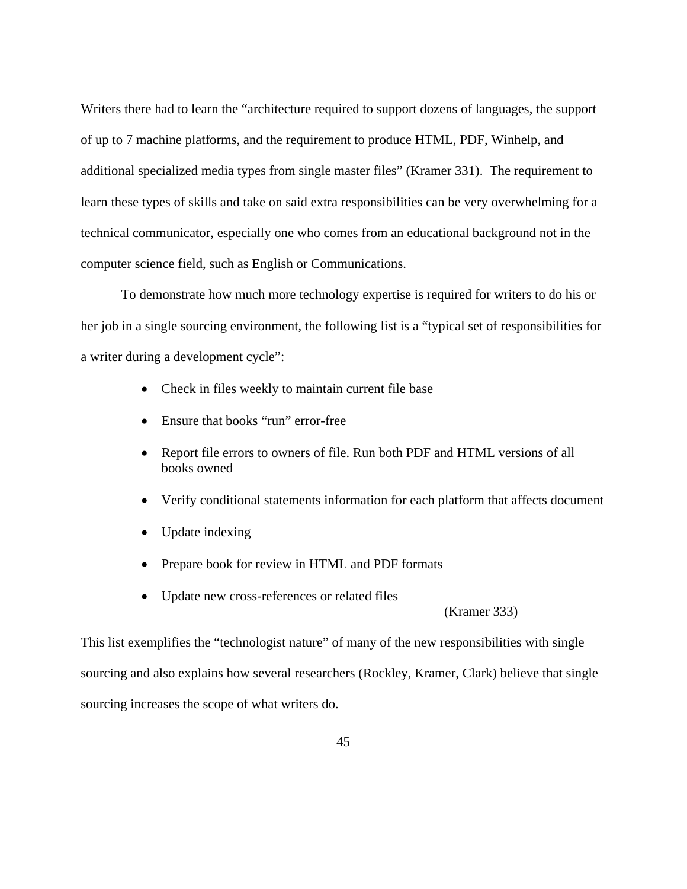Writers there had to learn the “architecture required to support dozens of languages, the support of up to 7 machine platforms, and the requirement to produce HTML, PDF, Winhelp, and additional specialized media types from single master files” (Kramer 331). The requirement to learn these types of skills and take on said extra responsibilities can be very overwhelming for a technical communicator, especially one who comes from an educational background not in the computer science field, such as English or Communications.

To demonstrate how much more technology expertise is required for writers to do his or her job in a single sourcing environment, the following list is a “typical set of responsibilities for a writer during a development cycle”:

- Check in files weekly to maintain current file base
- Ensure that books “run” error-free
- Report file errors to owners of file. Run both PDF and HTML versions of all books owned
- Verify conditional statements information for each platform that affects document
- Update indexing
- Prepare book for review in HTML and PDF formats
- Update new cross-references or related files

(Kramer 333)

This list exemplifies the “technologist nature” of many of the new responsibilities with single sourcing and also explains how several researchers (Rockley, Kramer, Clark) believe that single sourcing increases the scope of what writers do.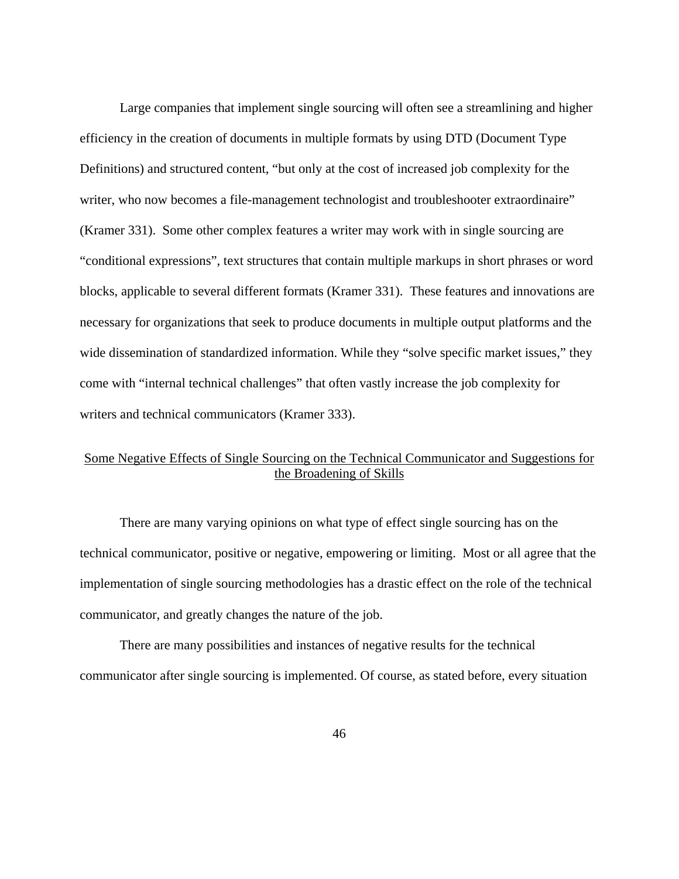Large companies that implement single sourcing will often see a streamlining and higher efficiency in the creation of documents in multiple formats by using DTD (Document Type Definitions) and structured content, "but only at the cost of increased job complexity for the writer, who now becomes a file-management technologist and troubleshooter extraordinaire" (Kramer 331). Some other complex features a writer may work with in single sourcing are "conditional expressions", text structures that contain multiple markups in short phrases or word blocks, applicable to several different formats (Kramer 331). These features and innovations are necessary for organizations that seek to produce documents in multiple output platforms and the wide dissemination of standardized information. While they "solve specific market issues," they come with "internal technical challenges" that often vastly increase the job complexity for writers and technical communicators (Kramer 333).

## Some Negative Effects of Single Sourcing on the Technical Communicator and Suggestions for the Broadening of Skills

There are many varying opinions on what type of effect single sourcing has on the technical communicator, positive or negative, empowering or limiting. Most or all agree that the implementation of single sourcing methodologies has a drastic effect on the role of the technical communicator, and greatly changes the nature of the job.

There are many possibilities and instances of negative results for the technical communicator after single sourcing is implemented. Of course, as stated before, every situation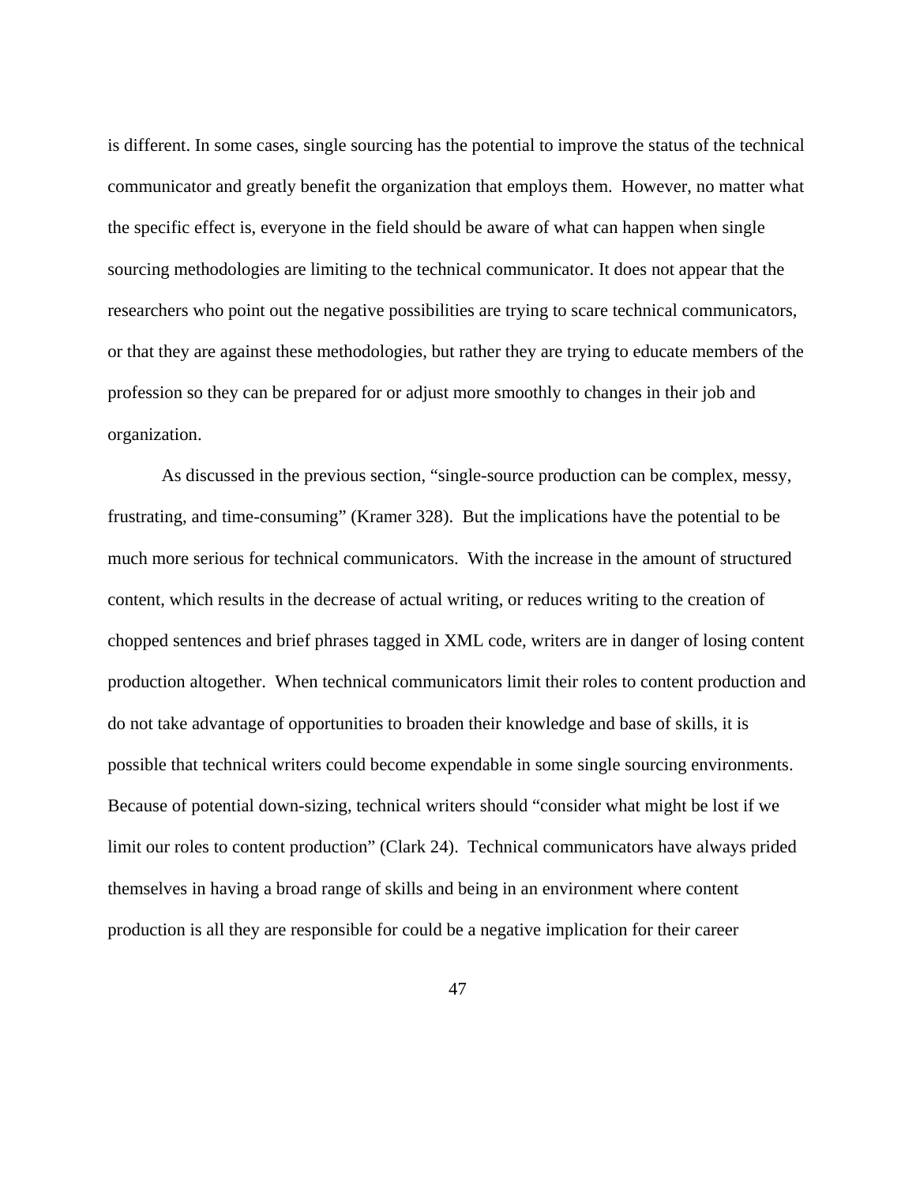is different. In some cases, single sourcing has the potential to improve the status of the technical communicator and greatly benefit the organization that employs them. However, no matter what the specific effect is, everyone in the field should be aware of what can happen when single sourcing methodologies are limiting to the technical communicator. It does not appear that the researchers who point out the negative possibilities are trying to scare technical communicators, or that they are against these methodologies, but rather they are trying to educate members of the profession so they can be prepared for or adjust more smoothly to changes in their job and organization.

As discussed in the previous section, "single-source production can be complex, messy, frustrating, and time-consuming" (Kramer 328). But the implications have the potential to be much more serious for technical communicators. With the increase in the amount of structured content, which results in the decrease of actual writing, or reduces writing to the creation of chopped sentences and brief phrases tagged in XML code, writers are in danger of losing content production altogether. When technical communicators limit their roles to content production and do not take advantage of opportunities to broaden their knowledge and base of skills, it is possible that technical writers could become expendable in some single sourcing environments. Because of potential down-sizing, technical writers should "consider what might be lost if we limit our roles to content production" (Clark 24). Technical communicators have always prided themselves in having a broad range of skills and being in an environment where content production is all they are responsible for could be a negative implication for their career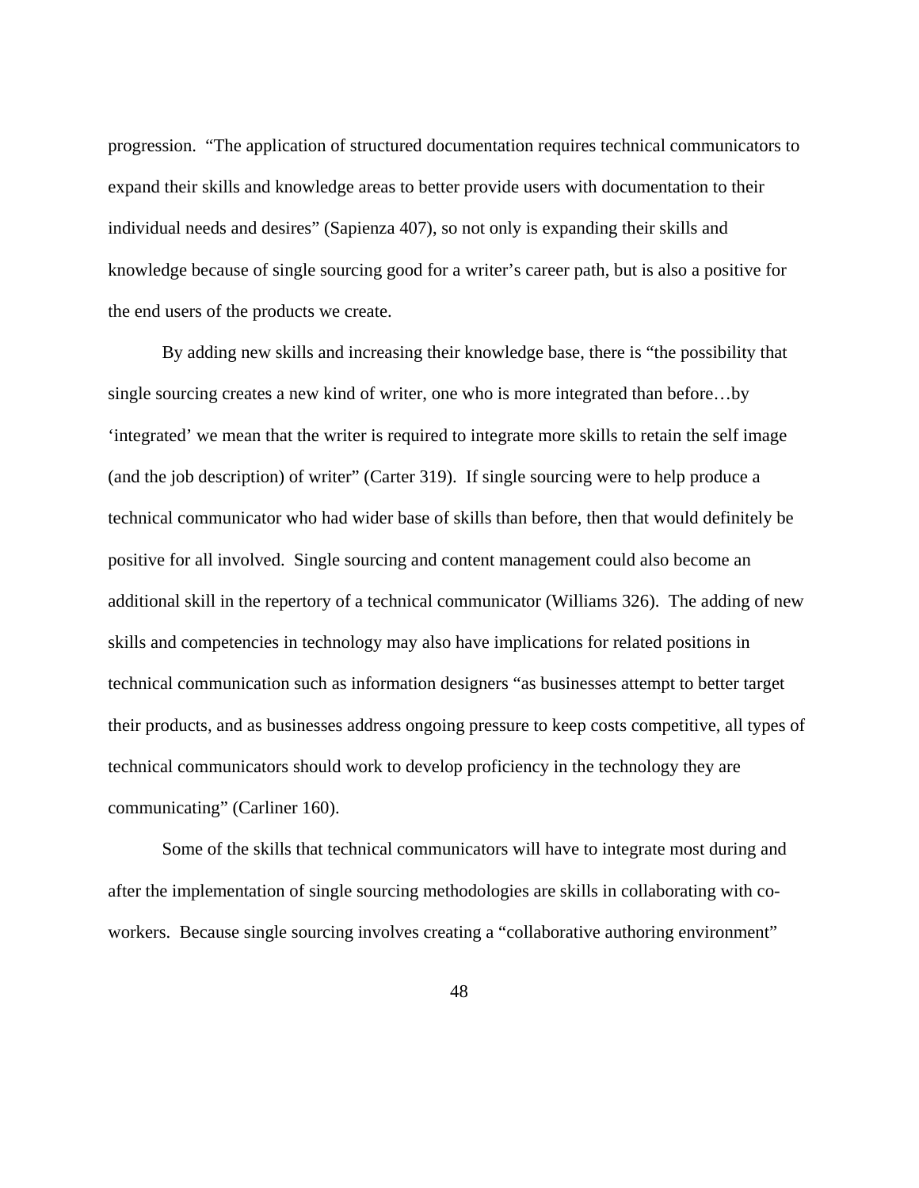progression. "The application of structured documentation requires technical communicators to expand their skills and knowledge areas to better provide users with documentation to their individual needs and desires" (Sapienza 407), so not only is expanding their skills and knowledge because of single sourcing good for a writer's career path, but is also a positive for the end users of the products we create.

By adding new skills and increasing their knowledge base, there is "the possibility that single sourcing creates a new kind of writer, one who is more integrated than before…by 'integrated' we mean that the writer is required to integrate more skills to retain the self image (and the job description) of writer" (Carter 319). If single sourcing were to help produce a technical communicator who had wider base of skills than before, then that would definitely be positive for all involved. Single sourcing and content management could also become an additional skill in the repertory of a technical communicator (Williams 326). The adding of new skills and competencies in technology may also have implications for related positions in technical communication such as information designers "as businesses attempt to better target their products, and as businesses address ongoing pressure to keep costs competitive, all types of technical communicators should work to develop proficiency in the technology they are communicating" (Carliner 160).

Some of the skills that technical communicators will have to integrate most during and after the implementation of single sourcing methodologies are skills in collaborating with co-workers. Because single sourcing involves creating a "collaborative authoring environment"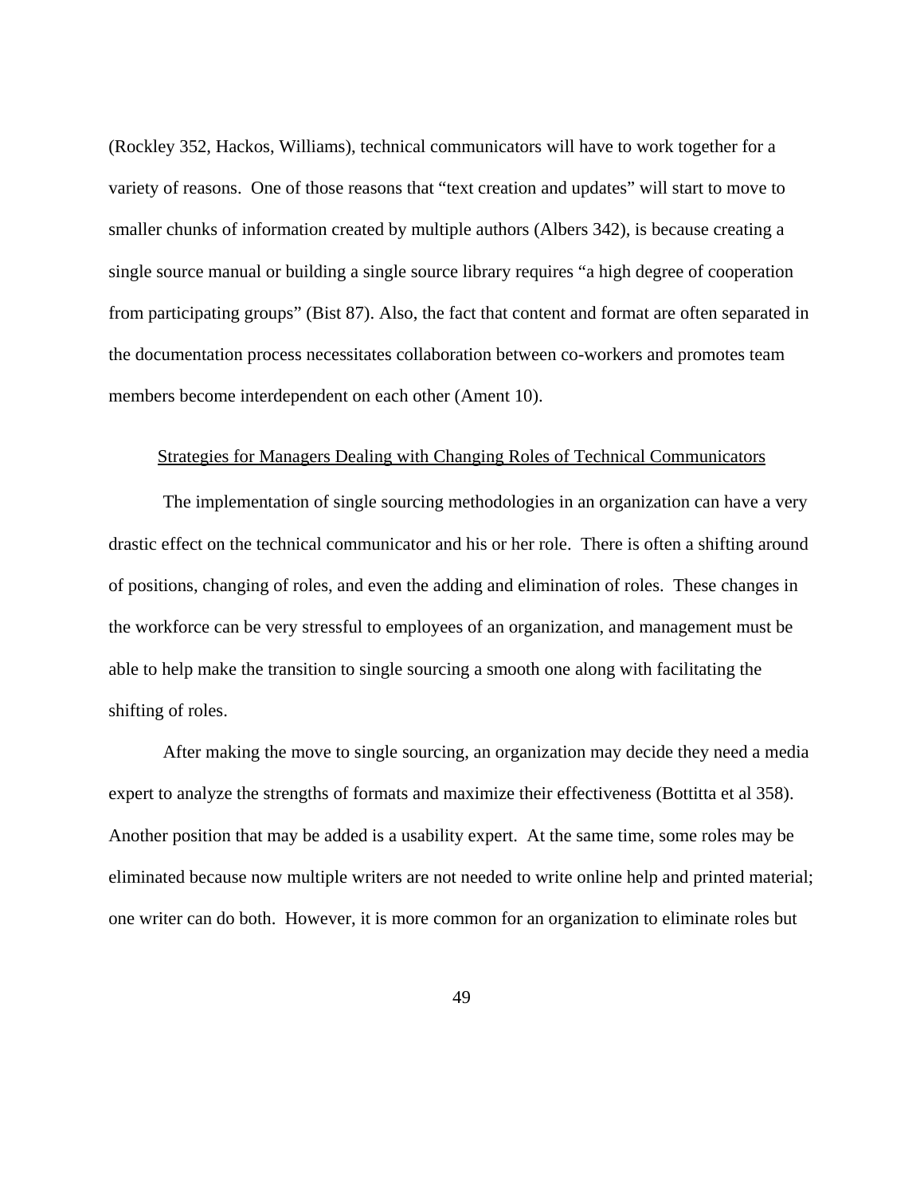(Rockley 352, Hackos, Williams), technical communicators will have to work together for a variety of reasons. One of those reasons that "text creation and updates" will start to move to smaller chunks of information created by multiple authors (Albers 342), is because creating a single source manual or building a single source library requires "a high degree of cooperation from participating groups" (Bist 87). Also, the fact that content and format are often separated in the documentation process necessitates collaboration between co-workers and promotes team members become interdependent on each other (Ament 10).

## Strategies for Managers Dealing with Changing Roles of Technical Communicators

The implementation of single sourcing methodologies in an organization can have a very drastic effect on the technical communicator and his or her role. There is often a shifting around of positions, changing of roles, and even the adding and elimination of roles. These changes in the workforce can be very stressful to employees of an organization, and management must be able to help make the transition to single sourcing a smooth one along with facilitating the shifting of roles.

After making the move to single sourcing, an organization may decide they need a media expert to analyze the strengths of formats and maximize their effectiveness (Bottitta et al 358). Another position that may be added is a usability expert. At the same time, some roles may be eliminated because now multiple writers are not needed to write online help and printed material; one writer can do both. However, it is more common for an organization to eliminate roles but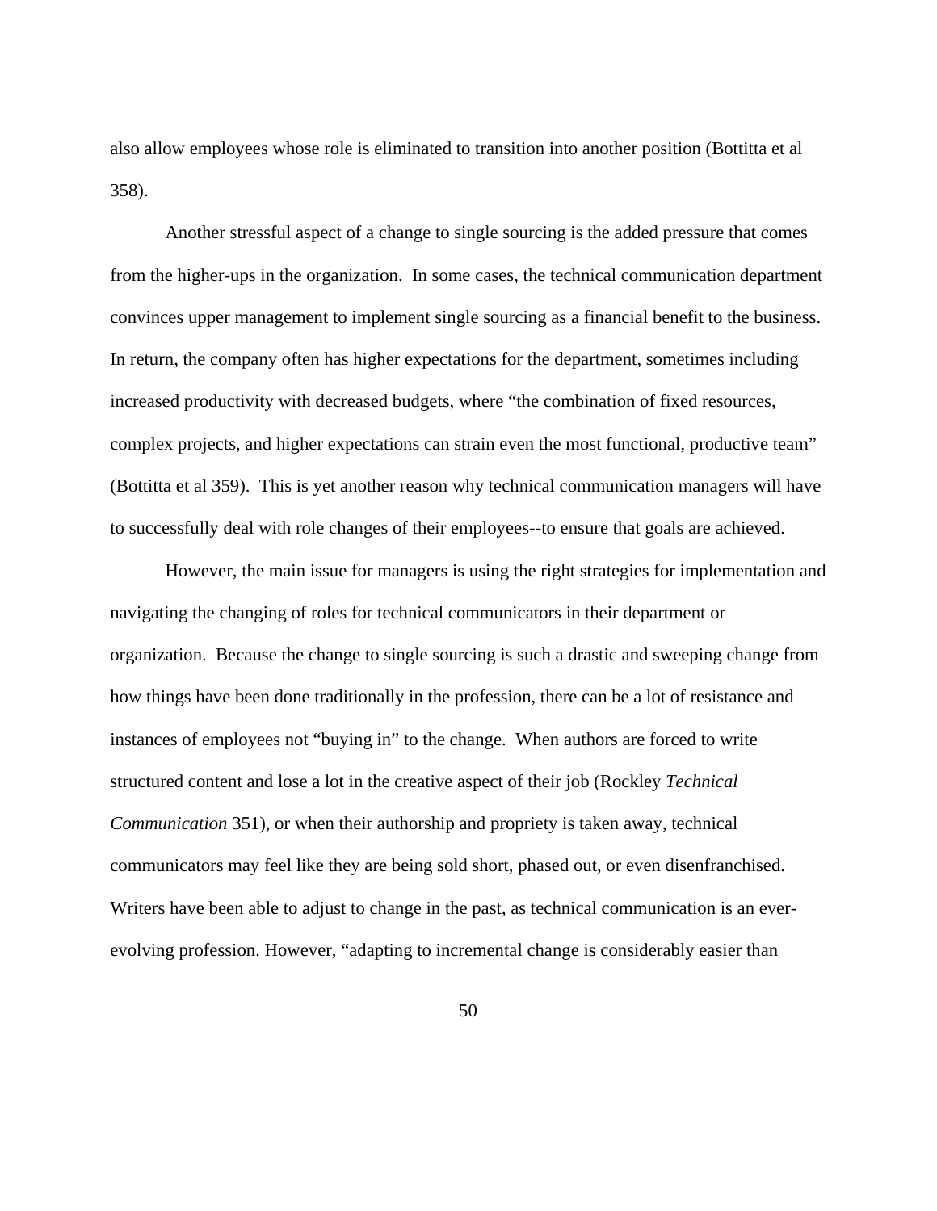also allow employees whose role is eliminated to transition into another position (Bottitta et al 358).

Another stressful aspect of a change to single sourcing is the added pressure that comes from the higher-ups in the organization. In some cases, the technical communication department convinces upper management to implement single sourcing as a financial benefit to the business. In return, the company often has higher expectations for the department, sometimes including increased productivity with decreased budgets, where "the combination of fixed resources, complex projects, and higher expectations can strain even the most functional, productive team" (Bottitta et al 359). This is yet another reason why technical communication managers will have to successfully deal with role changes of their employees--to ensure that goals are achieved.

However, the main issue for managers is using the right strategies for implementation and navigating the changing of roles for technical communicators in their department or organization. Because the change to single sourcing is such a drastic and sweeping change from how things have been done traditionally in the profession, there can be a lot of resistance and instances of employees not "buying in" to the change. When authors are forced to write structured content and lose a lot in the creative aspect of their job (Rockley *Technical Communication* 351), or when their authorship and propriety is taken away, technical communicators may feel like they are being sold short, phased out, or even disenfranchised. Writers have been able to adjust to change in the past, as technical communication is an ever-evolving profession. However, "adapting to incremental change is considerably easier than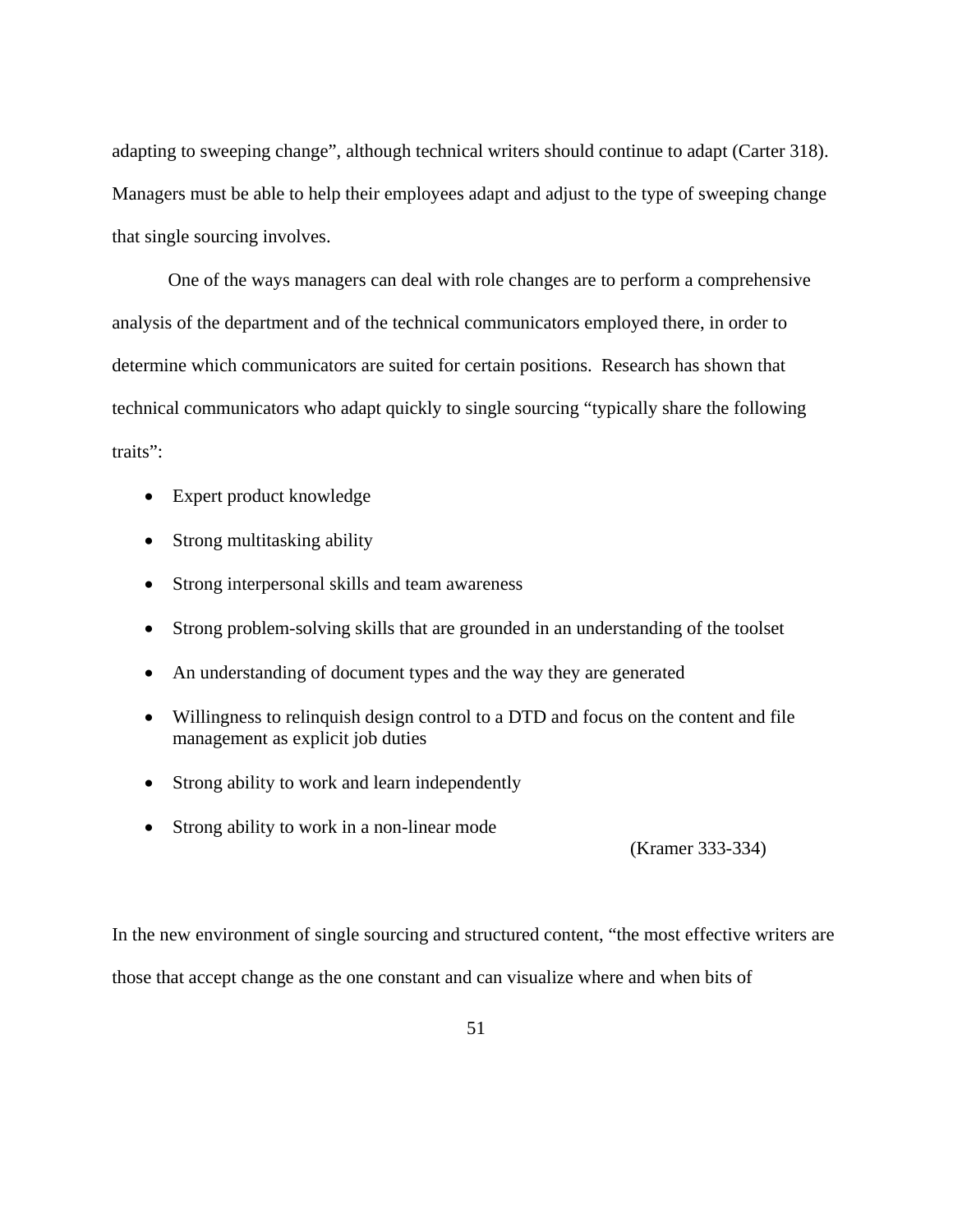adapting to sweeping change", although technical writers should continue to adapt (Carter 318). Managers must be able to help their employees adapt and adjust to the type of sweeping change that single sourcing involves.

One of the ways managers can deal with role changes are to perform a comprehensive analysis of the department and of the technical communicators employed there, in order to determine which communicators are suited for certain positions. Research has shown that technical communicators who adapt quickly to single sourcing "typically share the following traits":

- Expert product knowledge
- Strong multitasking ability
- Strong interpersonal skills and team awareness
- Strong problem-solving skills that are grounded in an understanding of the toolset
- An understanding of document types and the way they are generated
- Willingness to relinquish design control to a DTD and focus on the content and file management as explicit job duties
- Strong ability to work and learn independently
- Strong ability to work in a non-linear mode

(Kramer 333-334)

In the new environment of single sourcing and structured content, "the most effective writers are those that accept change as the one constant and can visualize where and when bits of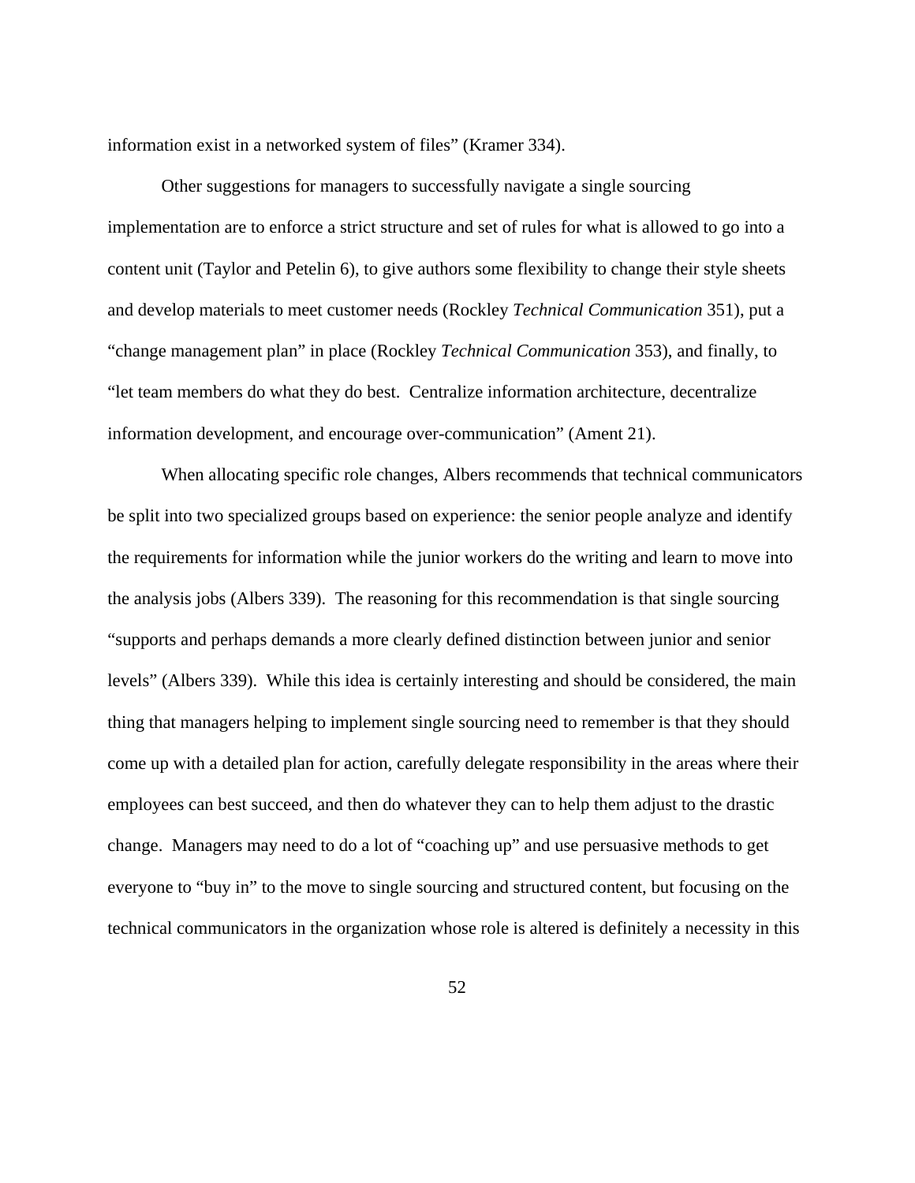information exist in a networked system of files" (Kramer 334).

Other suggestions for managers to successfully navigate a single sourcing implementation are to enforce a strict structure and set of rules for what is allowed to go into a content unit (Taylor and Petelin 6), to give authors some flexibility to change their style sheets and develop materials to meet customer needs (Rockley *Technical Communication* 351), put a "change management plan" in place (Rockley *Technical Communication* 353), and finally, to "let team members do what they do best. Centralize information architecture, decentralize information development, and encourage over-communication" (Ament 21).

When allocating specific role changes, Albers recommends that technical communicators be split into two specialized groups based on experience: the senior people analyze and identify the requirements for information while the junior workers do the writing and learn to move into the analysis jobs (Albers 339). The reasoning for this recommendation is that single sourcing "supports and perhaps demands a more clearly defined distinction between junior and senior levels" (Albers 339). While this idea is certainly interesting and should be considered, the main thing that managers helping to implement single sourcing need to remember is that they should come up with a detailed plan for action, carefully delegate responsibility in the areas where their employees can best succeed, and then do whatever they can to help them adjust to the drastic change. Managers may need to do a lot of "coaching up" and use persuasive methods to get everyone to "buy in" to the move to single sourcing and structured content, but focusing on the technical communicators in the organization whose role is altered is definitely a necessity in this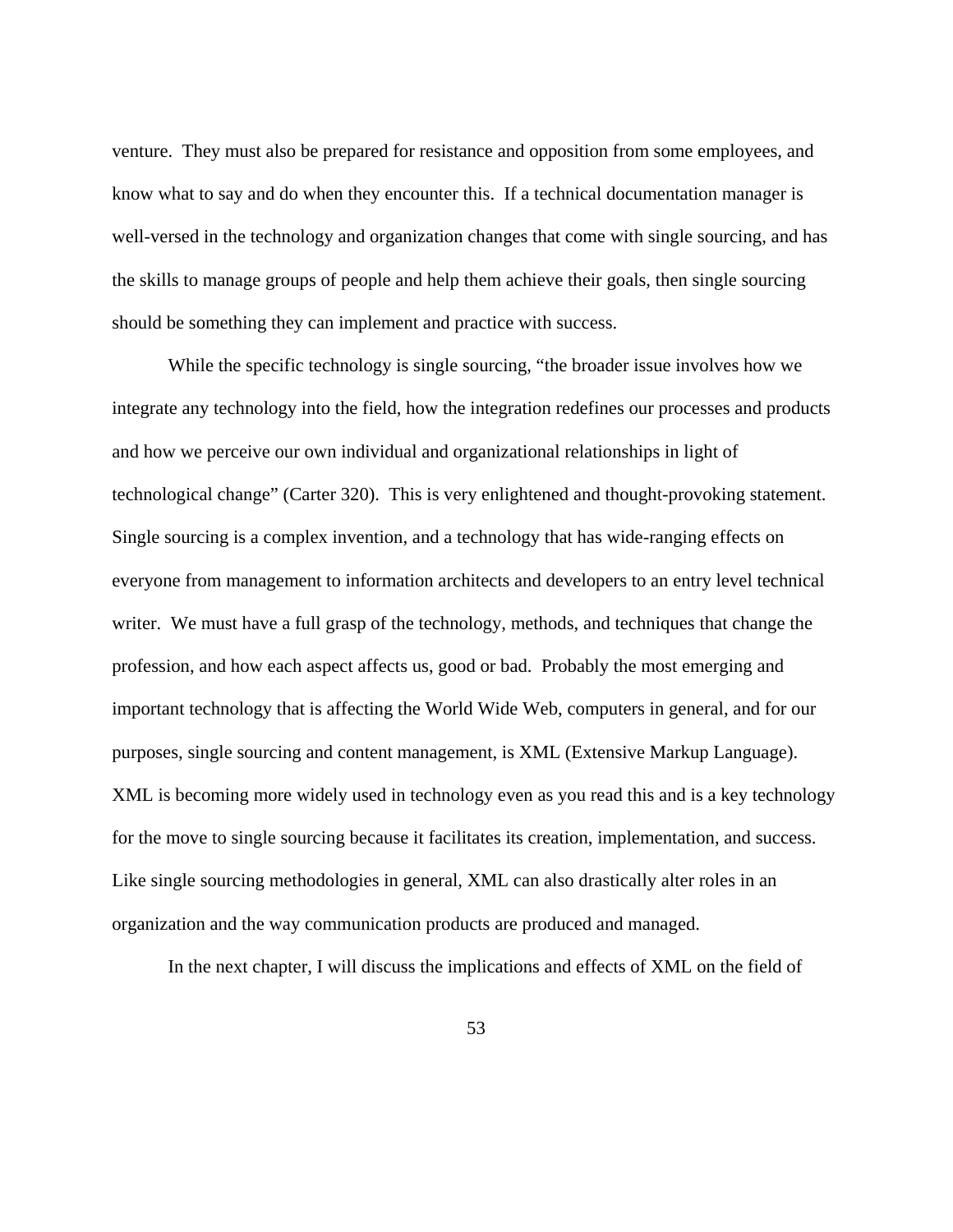venture. They must also be prepared for resistance and opposition from some employees, and know what to say and do when they encounter this. If a technical documentation manager is well-versed in the technology and organization changes that come with single sourcing, and has the skills to manage groups of people and help them achieve their goals, then single sourcing should be something they can implement and practice with success.

While the specific technology is single sourcing, "the broader issue involves how we integrate any technology into the field, how the integration redefines our processes and products and how we perceive our own individual and organizational relationships in light of technological change" (Carter 320). This is very enlightened and thought-provoking statement. Single sourcing is a complex invention, and a technology that has wide-ranging effects on everyone from management to information architects and developers to an entry level technical writer. We must have a full grasp of the technology, methods, and techniques that change the profession, and how each aspect affects us, good or bad. Probably the most emerging and important technology that is affecting the World Wide Web, computers in general, and for our purposes, single sourcing and content management, is XML (Extensive Markup Language). XML is becoming more widely used in technology even as you read this and is a key technology for the move to single sourcing because it facilitates its creation, implementation, and success. Like single sourcing methodologies in general, XML can also drastically alter roles in an organization and the way communication products are produced and managed.

In the next chapter, I will discuss the implications and effects of XML on the field of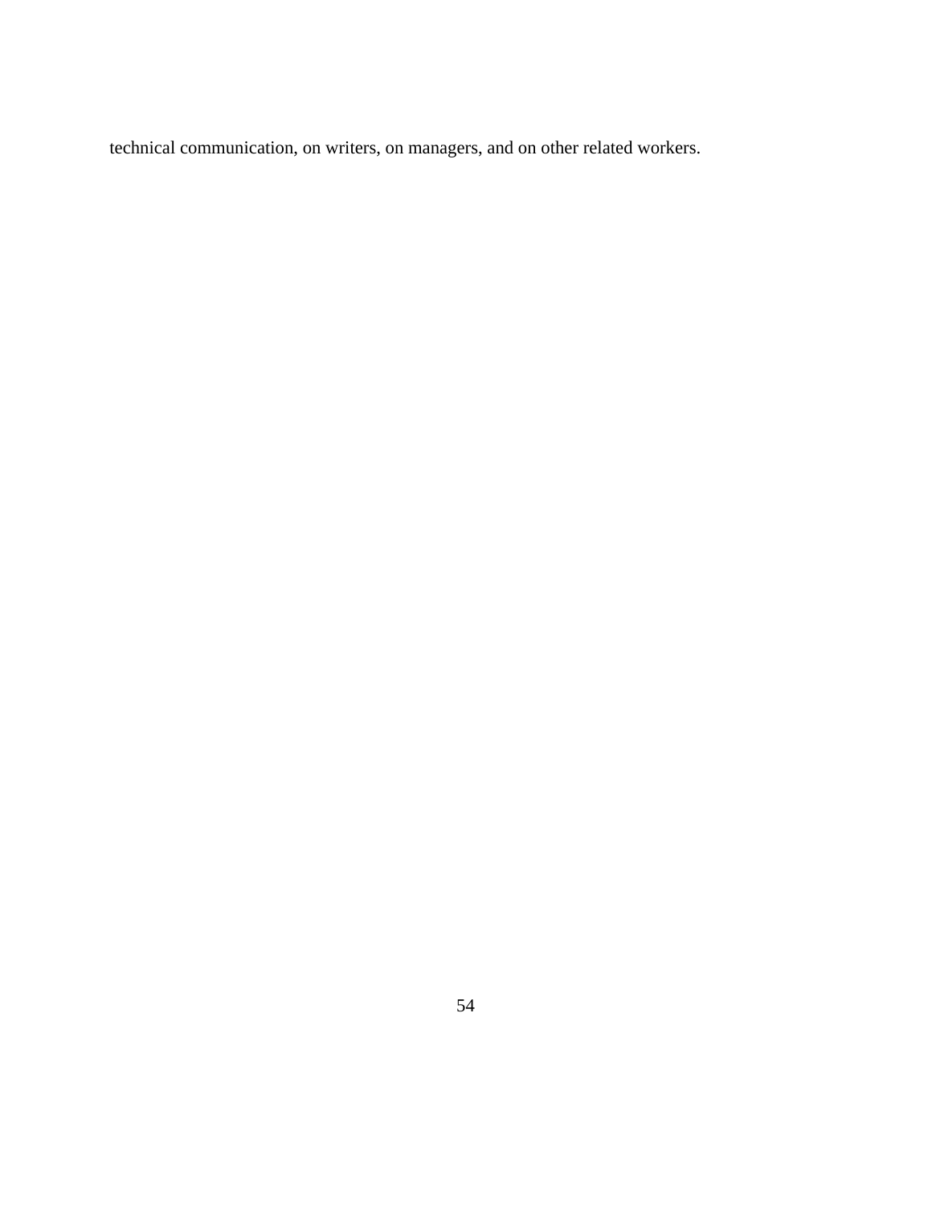technical communication, on writers, on managers, and on other related workers.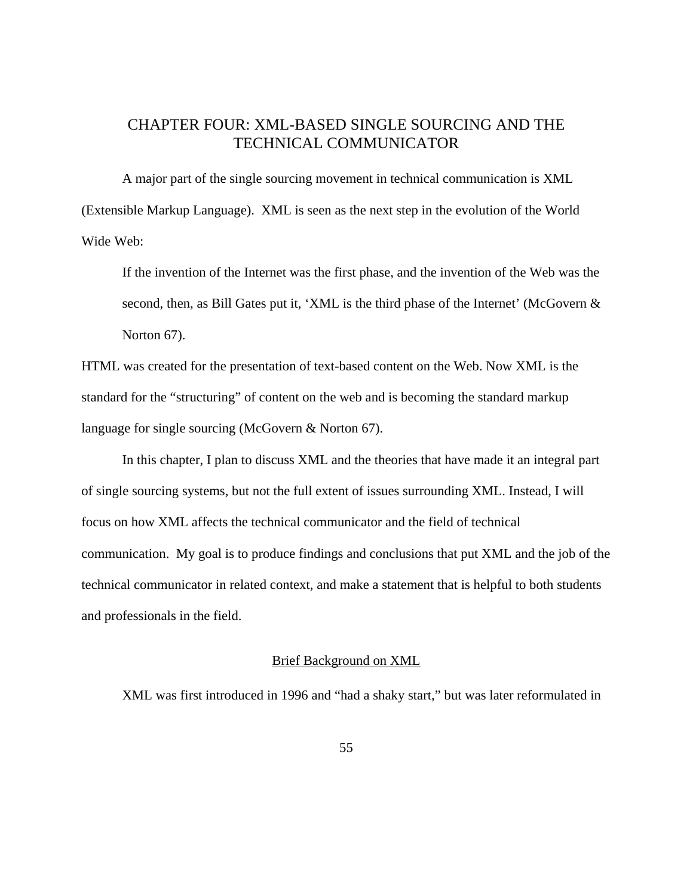# CHAPTER FOUR: XML-BASED SINGLE SOURCING AND THE TECHNICAL COMMUNICATOR

A major part of the single sourcing movement in technical communication is XML (Extensible Markup Language). XML is seen as the next step in the evolution of the World Wide Web:

> If the invention of the Internet was the first phase, and the invention of the Web was the second, then, as Bill Gates put it, 'XML is the third phase of the Internet' (McGovern & Norton 67).

HTML was created for the presentation of text-based content on the Web. Now XML is the standard for the "structuring" of content on the web and is becoming the standard markup language for single sourcing (McGovern & Norton 67).

In this chapter, I plan to discuss XML and the theories that have made it an integral part of single sourcing systems, but not the full extent of issues surrounding XML. Instead, I will focus on how XML affects the technical communicator and the field of technical communication. My goal is to produce findings and conclusions that put XML and the job of the technical communicator in related context, and make a statement that is helpful to both students and professionals in the field.

## Brief Background on XML

XML was first introduced in 1996 and "had a shaky start," but was later reformulated in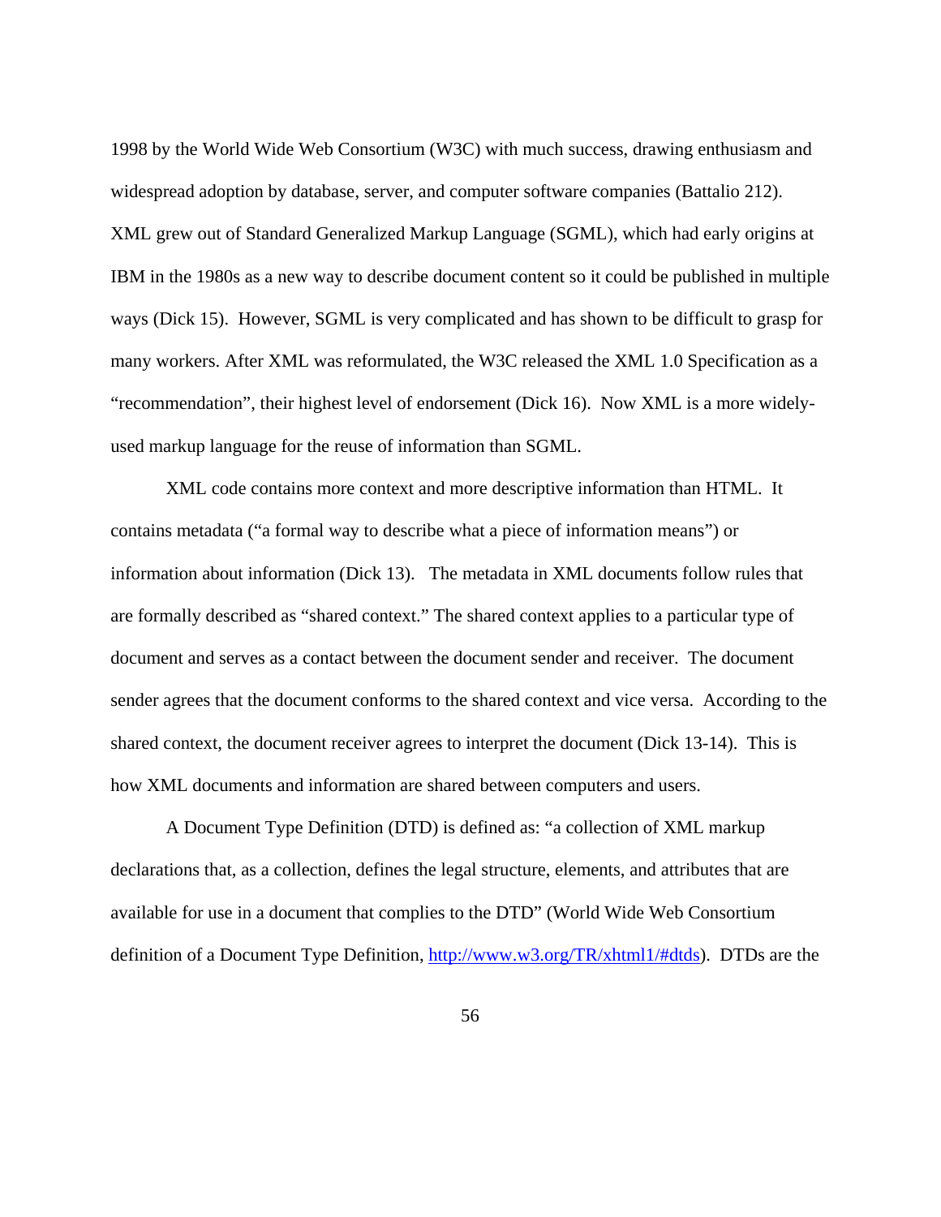1998 by the World Wide Web Consortium (W3C) with much success, drawing enthusiasm and widespread adoption by database, server, and computer software companies (Battalio 212). XML grew out of Standard Generalized Markup Language (SGML), which had early origins at IBM in the 1980s as a new way to describe document content so it could be published in multiple ways (Dick 15). However, SGML is very complicated and has shown to be difficult to grasp for many workers. After XML was reformulated, the W3C released the XML 1.0 Specification as a "recommendation", their highest level of endorsement (Dick 16). Now XML is a more widely-used markup language for the reuse of information than SGML.

XML code contains more context and more descriptive information than HTML. It contains metadata ("a formal way to describe what a piece of information means") or information about information (Dick 13). The metadata in XML documents follow rules that are formally described as "shared context." The shared context applies to a particular type of document and serves as a contact between the document sender and receiver. The document sender agrees that the document conforms to the shared context and vice versa. According to the shared context, the document receiver agrees to interpret the document (Dick 13-14). This is how XML documents and information are shared between computers and users.

A Document Type Definition (DTD) is defined as: "a collection of XML markup declarations that, as a collection, defines the legal structure, elements, and attributes that are available for use in a document that complies to the DTD" (World Wide Web Consortium definition of a Document Type Definition, http://www.w3.org/TR/xhtml1/#dtds). DTDs are the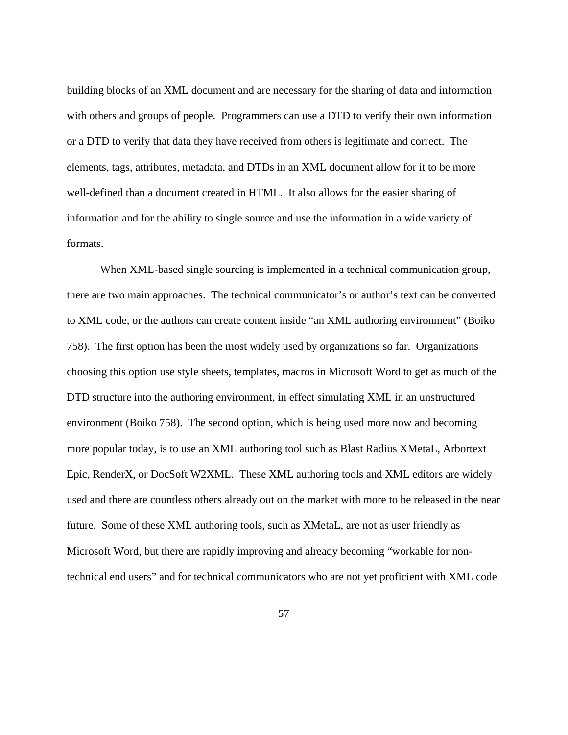building blocks of an XML document and are necessary for the sharing of data and information with others and groups of people. Programmers can use a DTD to verify their own information or a DTD to verify that data they have received from others is legitimate and correct. The elements, tags, attributes, metadata, and DTDs in an XML document allow for it to be more well-defined than a document created in HTML. It also allows for the easier sharing of information and for the ability to single source and use the information in a wide variety of formats.

When XML-based single sourcing is implemented in a technical communication group, there are two main approaches. The technical communicator's or author's text can be converted to XML code, or the authors can create content inside "an XML authoring environment" (Boiko 758). The first option has been the most widely used by organizations so far. Organizations choosing this option use style sheets, templates, macros in Microsoft Word to get as much of the DTD structure into the authoring environment, in effect simulating XML in an unstructured environment (Boiko 758). The second option, which is being used more now and becoming more popular today, is to use an XML authoring tool such as Blast Radius XMetaL, Arbortext Epic, RenderX, or DocSoft W2XML. These XML authoring tools and XML editors are widely used and there are countless others already out on the market with more to be released in the near future. Some of these XML authoring tools, such as XMetaL, are not as user friendly as Microsoft Word, but there are rapidly improving and already becoming "workable for non-technical end users" and for technical communicators who are not yet proficient with XML code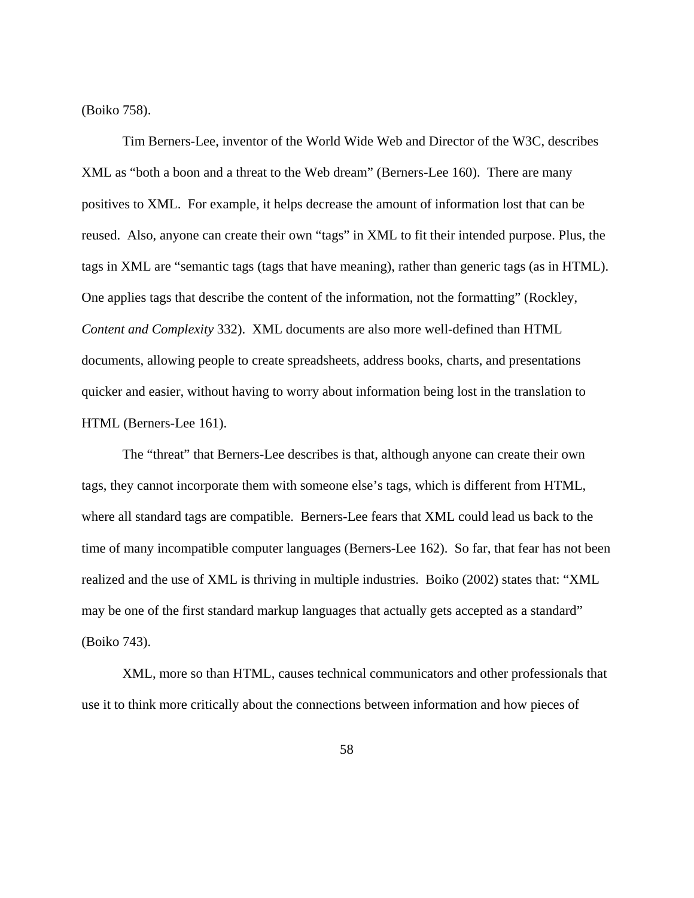(Boiko 758).

Tim Berners-Lee, inventor of the World Wide Web and Director of the W3C, describes XML as "both a boon and a threat to the Web dream" (Berners-Lee 160). There are many positives to XML. For example, it helps decrease the amount of information lost that can be reused. Also, anyone can create their own "tags" in XML to fit their intended purpose. Plus, the tags in XML are "semantic tags (tags that have meaning), rather than generic tags (as in HTML). One applies tags that describe the content of the information, not the formatting" (Rockley, *Content and Complexity* 332). XML documents are also more well-defined than HTML documents, allowing people to create spreadsheets, address books, charts, and presentations quicker and easier, without having to worry about information being lost in the translation to HTML (Berners-Lee 161).

The "threat" that Berners-Lee describes is that, although anyone can create their own tags, they cannot incorporate them with someone else's tags, which is different from HTML, where all standard tags are compatible. Berners-Lee fears that XML could lead us back to the time of many incompatible computer languages (Berners-Lee 162). So far, that fear has not been realized and the use of XML is thriving in multiple industries. Boiko (2002) states that: "XML may be one of the first standard markup languages that actually gets accepted as a standard" (Boiko 743).

XML, more so than HTML, causes technical communicators and other professionals that use it to think more critically about the connections between information and how pieces of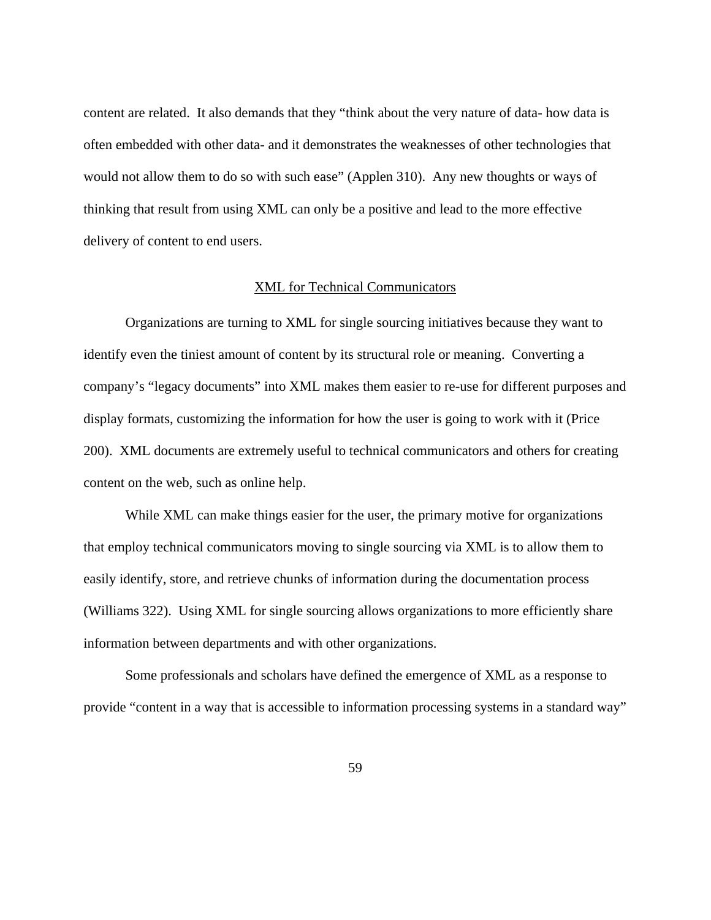content are related.  It also demands that they "think about the very nature of data- how data is often embedded with other data- and it demonstrates the weaknesses of other technologies that would not allow them to do so with such ease" (Applen 310).  Any new thoughts or ways of thinking that result from using XML can only be a positive and lead to the more effective delivery of content to end users.

## XML for Technical Communicators

Organizations are turning to XML for single sourcing initiatives because they want to identify even the tiniest amount of content by its structural role or meaning.  Converting a company's "legacy documents" into XML makes them easier to re-use for different purposes and display formats, customizing the information for how the user is going to work with it (Price 200).  XML documents are extremely useful to technical communicators and others for creating content on the web, such as online help.

While XML can make things easier for the user, the primary motive for organizations that employ technical communicators moving to single sourcing via XML is to allow them to easily identify, store, and retrieve chunks of information during the documentation process (Williams 322).  Using XML for single sourcing allows organizations to more efficiently share information between departments and with other organizations.

Some professionals and scholars have defined the emergence of XML as a response to provide "content in a way that is accessible to information processing systems in a standard way"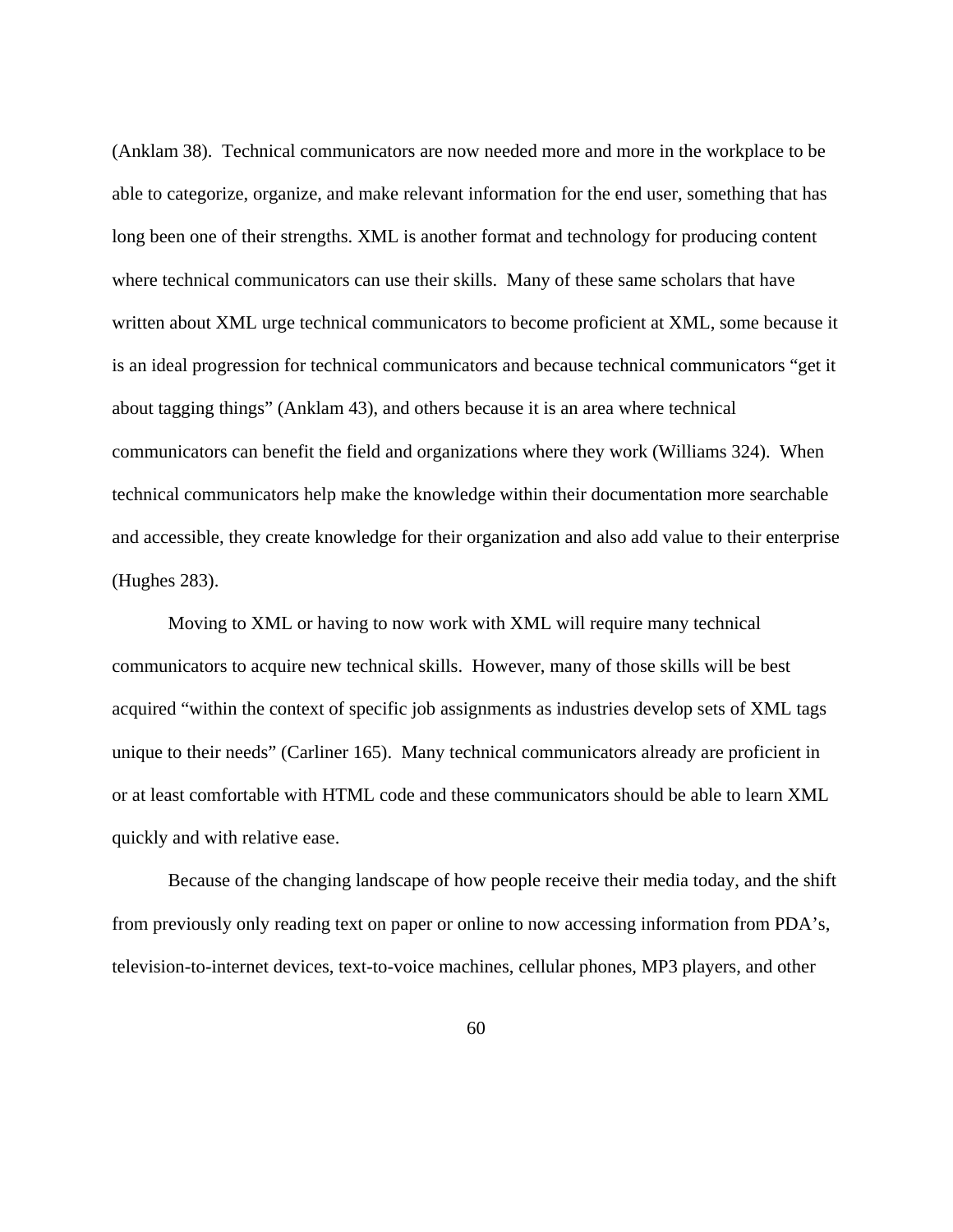(Anklam 38). Technical communicators are now needed more and more in the workplace to be able to categorize, organize, and make relevant information for the end user, something that has long been one of their strengths. XML is another format and technology for producing content where technical communicators can use their skills. Many of these same scholars that have written about XML urge technical communicators to become proficient at XML, some because it is an ideal progression for technical communicators and because technical communicators "get it about tagging things" (Anklam 43), and others because it is an area where technical communicators can benefit the field and organizations where they work (Williams 324). When technical communicators help make the knowledge within their documentation more searchable and accessible, they create knowledge for their organization and also add value to their enterprise (Hughes 283).

Moving to XML or having to now work with XML will require many technical communicators to acquire new technical skills. However, many of those skills will be best acquired "within the context of specific job assignments as industries develop sets of XML tags unique to their needs" (Carliner 165). Many technical communicators already are proficient in or at least comfortable with HTML code and these communicators should be able to learn XML quickly and with relative ease.

Because of the changing landscape of how people receive their media today, and the shift from previously only reading text on paper or online to now accessing information from PDA's, television-to-internet devices, text-to-voice machines, cellular phones, MP3 players, and other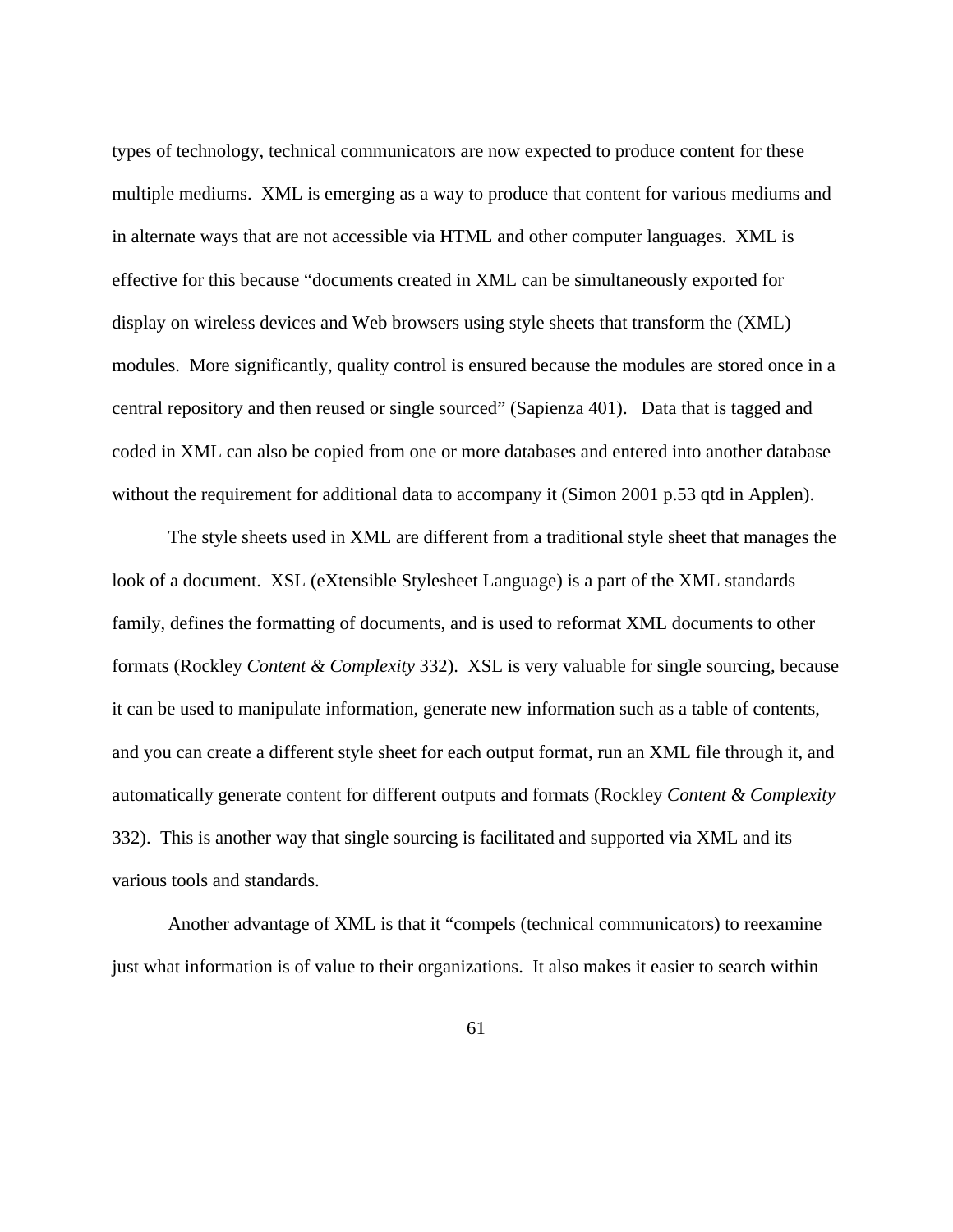types of technology, technical communicators are now expected to produce content for these multiple mediums. XML is emerging as a way to produce that content for various mediums and in alternate ways that are not accessible via HTML and other computer languages. XML is effective for this because "documents created in XML can be simultaneously exported for display on wireless devices and Web browsers using style sheets that transform the (XML) modules. More significantly, quality control is ensured because the modules are stored once in a central repository and then reused or single sourced" (Sapienza 401). Data that is tagged and coded in XML can also be copied from one or more databases and entered into another database without the requirement for additional data to accompany it (Simon 2001 p.53 qtd in Applen).

The style sheets used in XML are different from a traditional style sheet that manages the look of a document. XSL (eXtensible Stylesheet Language) is a part of the XML standards family, defines the formatting of documents, and is used to reformat XML documents to other formats (Rockley *Content & Complexity* 332). XSL is very valuable for single sourcing, because it can be used to manipulate information, generate new information such as a table of contents, and you can create a different style sheet for each output format, run an XML file through it, and automatically generate content for different outputs and formats (Rockley *Content & Complexity* 332). This is another way that single sourcing is facilitated and supported via XML and its various tools and standards.

Another advantage of XML is that it "compels (technical communicators) to reexamine just what information is of value to their organizations. It also makes it easier to search within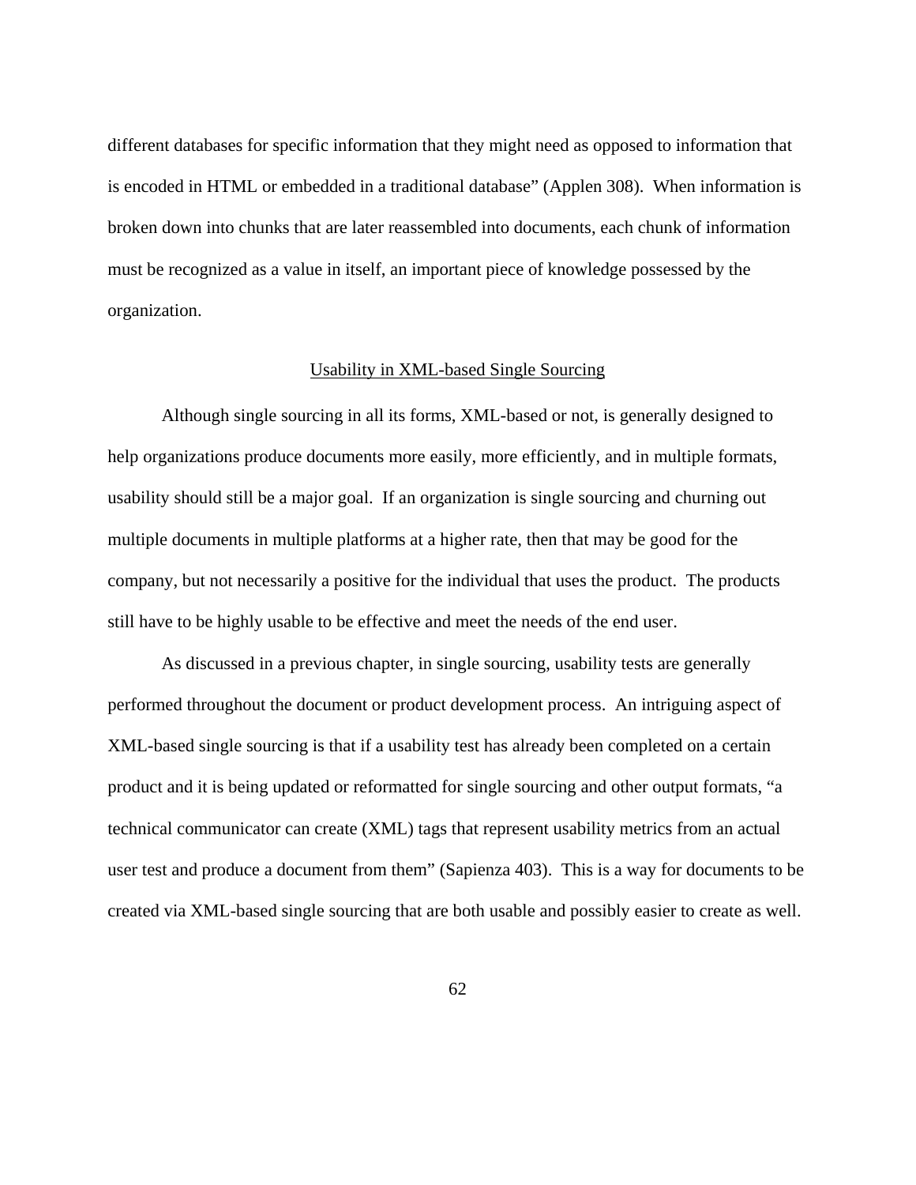different databases for specific information that they might need as opposed to information that is encoded in HTML or embedded in a traditional database" (Applen 308). When information is broken down into chunks that are later reassembled into documents, each chunk of information must be recognized as a value in itself, an important piece of knowledge possessed by the organization.

## Usability in XML-based Single Sourcing

Although single sourcing in all its forms, XML-based or not, is generally designed to help organizations produce documents more easily, more efficiently, and in multiple formats, usability should still be a major goal. If an organization is single sourcing and churning out multiple documents in multiple platforms at a higher rate, then that may be good for the company, but not necessarily a positive for the individual that uses the product. The products still have to be highly usable to be effective and meet the needs of the end user.

As discussed in a previous chapter, in single sourcing, usability tests are generally performed throughout the document or product development process. An intriguing aspect of XML-based single sourcing is that if a usability test has already been completed on a certain product and it is being updated or reformatted for single sourcing and other output formats, "a technical communicator can create (XML) tags that represent usability metrics from an actual user test and produce a document from them" (Sapienza 403). This is a way for documents to be created via XML-based single sourcing that are both usable and possibly easier to create as well.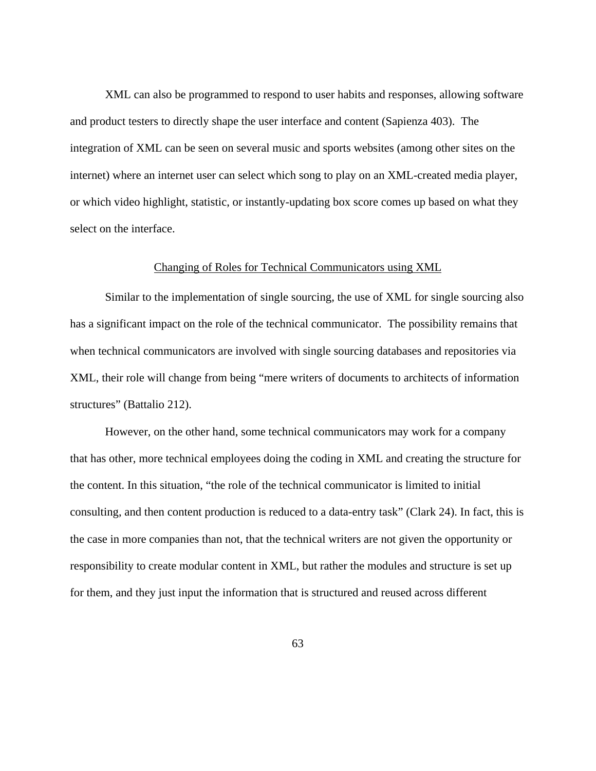XML can also be programmed to respond to user habits and responses, allowing software and product testers to directly shape the user interface and content (Sapienza 403). The integration of XML can be seen on several music and sports websites (among other sites on the internet) where an internet user can select which song to play on an XML-created media player, or which video highlight, statistic, or instantly-updating box score comes up based on what they select on the interface.

## Changing of Roles for Technical Communicators using XML

Similar to the implementation of single sourcing, the use of XML for single sourcing also has a significant impact on the role of the technical communicator. The possibility remains that when technical communicators are involved with single sourcing databases and repositories via XML, their role will change from being "mere writers of documents to architects of information structures" (Battalio 212).

However, on the other hand, some technical communicators may work for a company that has other, more technical employees doing the coding in XML and creating the structure for the content. In this situation, "the role of the technical communicator is limited to initial consulting, and then content production is reduced to a data-entry task" (Clark 24). In fact, this is the case in more companies than not, that the technical writers are not given the opportunity or responsibility to create modular content in XML, but rather the modules and structure is set up for them, and they just input the information that is structured and reused across different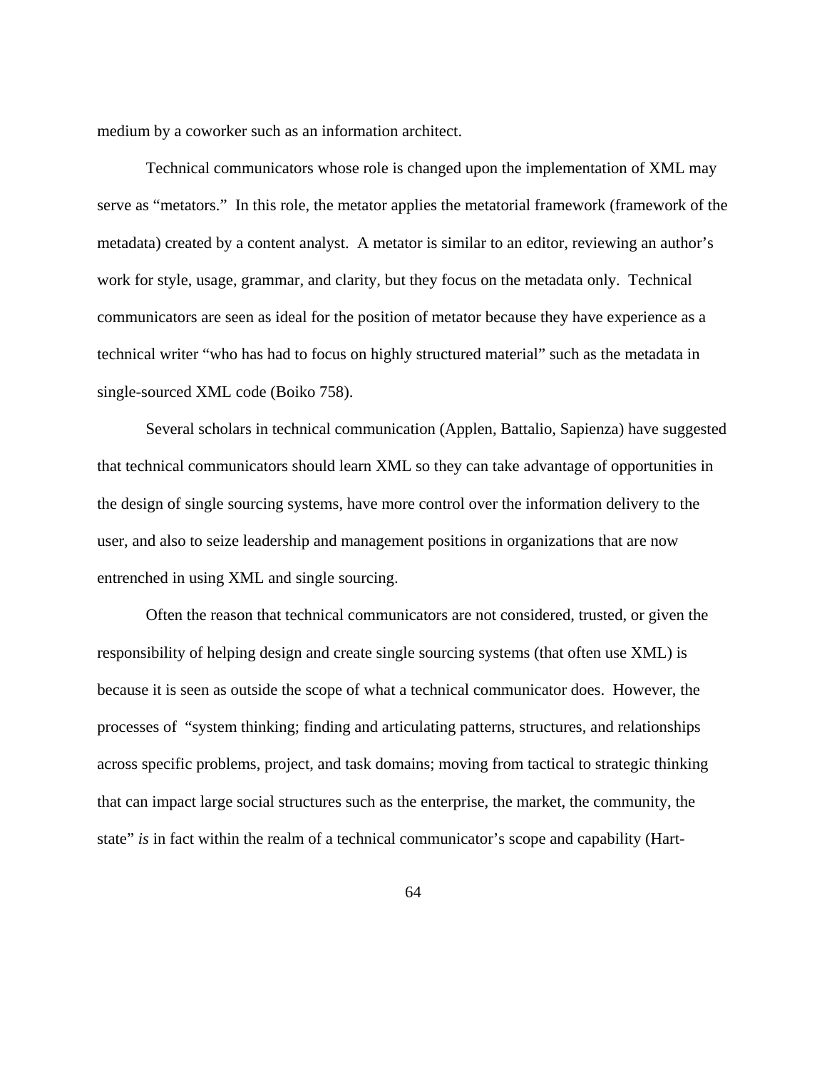medium by a coworker such as an information architect.

Technical communicators whose role is changed upon the implementation of XML may serve as “metators.” In this role, the metator applies the metatorial framework (framework of the metadata) created by a content analyst. A metator is similar to an editor, reviewing an author’s work for style, usage, grammar, and clarity, but they focus on the metadata only. Technical communicators are seen as ideal for the position of metator because they have experience as a technical writer “who has had to focus on highly structured material” such as the metadata in single-sourced XML code (Boiko 758).

Several scholars in technical communication (Applen, Battalio, Sapienza) have suggested that technical communicators should learn XML so they can take advantage of opportunities in the design of single sourcing systems, have more control over the information delivery to the user, and also to seize leadership and management positions in organizations that are now entrenched in using XML and single sourcing.

Often the reason that technical communicators are not considered, trusted, or given the responsibility of helping design and create single sourcing systems (that often use XML) is because it is seen as outside the scope of what a technical communicator does. However, the processes of “system thinking; finding and articulating patterns, structures, and relationships across specific problems, project, and task domains; moving from tactical to strategic thinking that can impact large social structures such as the enterprise, the market, the community, the state” *is* in fact within the realm of a technical communicator’s scope and capability (Hart-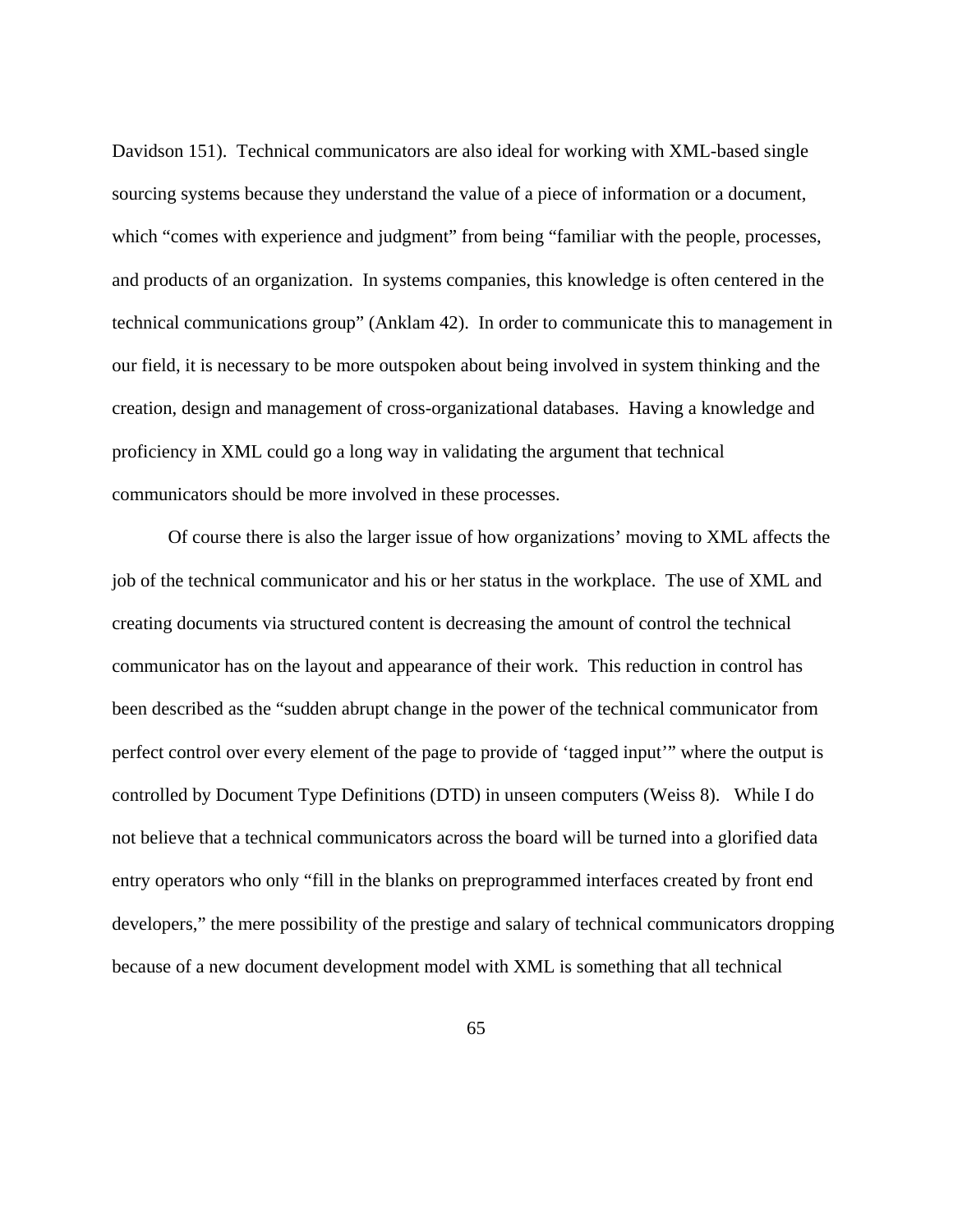Davidson 151). Technical communicators are also ideal for working with XML-based single sourcing systems because they understand the value of a piece of information or a document, which "comes with experience and judgment" from being "familiar with the people, processes, and products of an organization. In systems companies, this knowledge is often centered in the technical communications group" (Anklam 42). In order to communicate this to management in our field, it is necessary to be more outspoken about being involved in system thinking and the creation, design and management of cross-organizational databases. Having a knowledge and proficiency in XML could go a long way in validating the argument that technical communicators should be more involved in these processes.

Of course there is also the larger issue of how organizations' moving to XML affects the job of the technical communicator and his or her status in the workplace. The use of XML and creating documents via structured content is decreasing the amount of control the technical communicator has on the layout and appearance of their work. This reduction in control has been described as the "sudden abrupt change in the power of the technical communicator from perfect control over every element of the page to provide of 'tagged input'" where the output is controlled by Document Type Definitions (DTD) in unseen computers (Weiss 8). While I do not believe that a technical communicators across the board will be turned into a glorified data entry operators who only "fill in the blanks on preprogrammed interfaces created by front end developers," the mere possibility of the prestige and salary of technical communicators dropping because of a new document development model with XML is something that all technical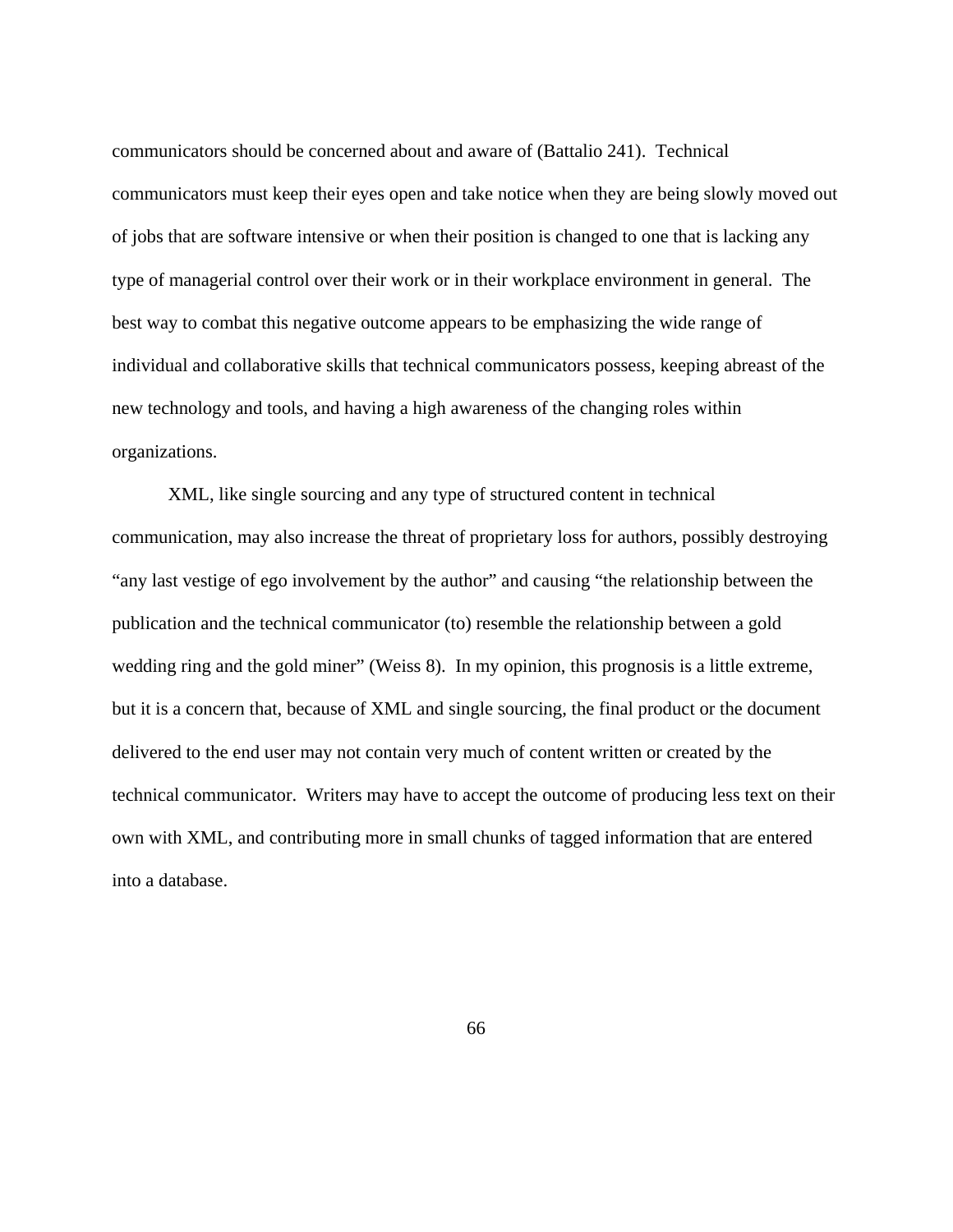communicators should be concerned about and aware of (Battalio 241). Technical communicators must keep their eyes open and take notice when they are being slowly moved out of jobs that are software intensive or when their position is changed to one that is lacking any type of managerial control over their work or in their workplace environment in general. The best way to combat this negative outcome appears to be emphasizing the wide range of individual and collaborative skills that technical communicators possess, keeping abreast of the new technology and tools, and having a high awareness of the changing roles within organizations.

XML, like single sourcing and any type of structured content in technical communication, may also increase the threat of proprietary loss for authors, possibly destroying "any last vestige of ego involvement by the author" and causing "the relationship between the publication and the technical communicator (to) resemble the relationship between a gold wedding ring and the gold miner" (Weiss 8). In my opinion, this prognosis is a little extreme, but it is a concern that, because of XML and single sourcing, the final product or the document delivered to the end user may not contain very much of content written or created by the technical communicator. Writers may have to accept the outcome of producing less text on their own with XML, and contributing more in small chunks of tagged information that are entered into a database.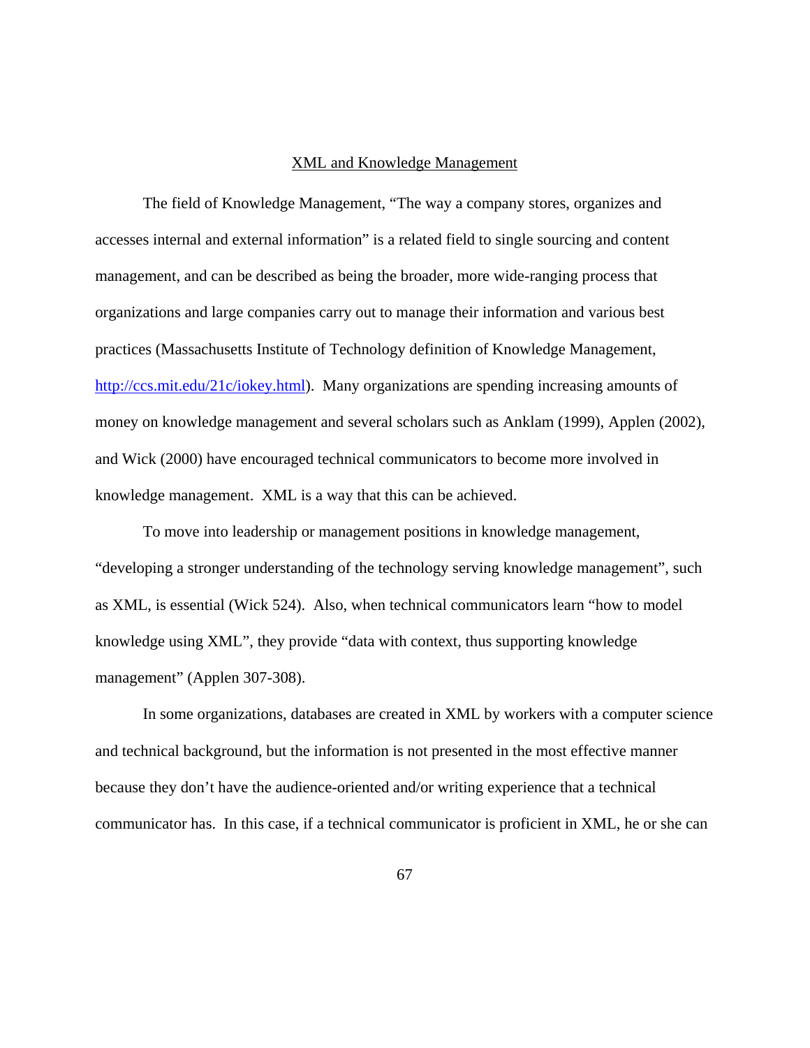## XML and Knowledge Management

The field of Knowledge Management, "The way a company stores, organizes and accesses internal and external information" is a related field to single sourcing and content management, and can be described as being the broader, more wide-ranging process that organizations and large companies carry out to manage their information and various best practices (Massachusetts Institute of Technology definition of Knowledge Management, http://ccs.mit.edu/21c/iokey.html). Many organizations are spending increasing amounts of money on knowledge management and several scholars such as Anklam (1999), Applen (2002), and Wick (2000) have encouraged technical communicators to become more involved in knowledge management. XML is a way that this can be achieved.

To move into leadership or management positions in knowledge management, "developing a stronger understanding of the technology serving knowledge management", such as XML, is essential (Wick 524). Also, when technical communicators learn "how to model knowledge using XML", they provide "data with context, thus supporting knowledge management" (Applen 307-308).

In some organizations, databases are created in XML by workers with a computer science and technical background, but the information is not presented in the most effective manner because they don't have the audience-oriented and/or writing experience that a technical communicator has. In this case, if a technical communicator is proficient in XML, he or she can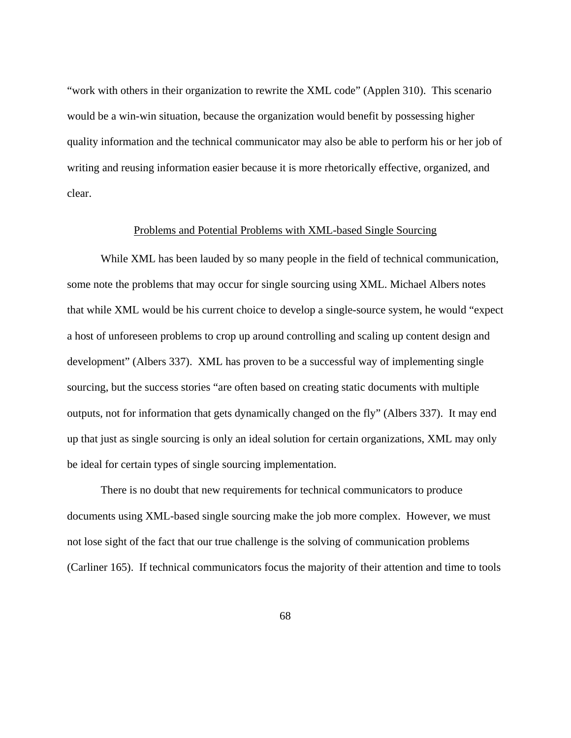"work with others in their organization to rewrite the XML code" (Applen 310). This scenario would be a win-win situation, because the organization would benefit by possessing higher quality information and the technical communicator may also be able to perform his or her job of writing and reusing information easier because it is more rhetorically effective, organized, and clear.

## Problems and Potential Problems with XML-based Single Sourcing

While XML has been lauded by so many people in the field of technical communication, some note the problems that may occur for single sourcing using XML. Michael Albers notes that while XML would be his current choice to develop a single-source system, he would "expect a host of unforeseen problems to crop up around controlling and scaling up content design and development" (Albers 337). XML has proven to be a successful way of implementing single sourcing, but the success stories "are often based on creating static documents with multiple outputs, not for information that gets dynamically changed on the fly" (Albers 337). It may end up that just as single sourcing is only an ideal solution for certain organizations, XML may only be ideal for certain types of single sourcing implementation.

There is no doubt that new requirements for technical communicators to produce documents using XML-based single sourcing make the job more complex. However, we must not lose sight of the fact that our true challenge is the solving of communication problems (Carliner 165). If technical communicators focus the majority of their attention and time to tools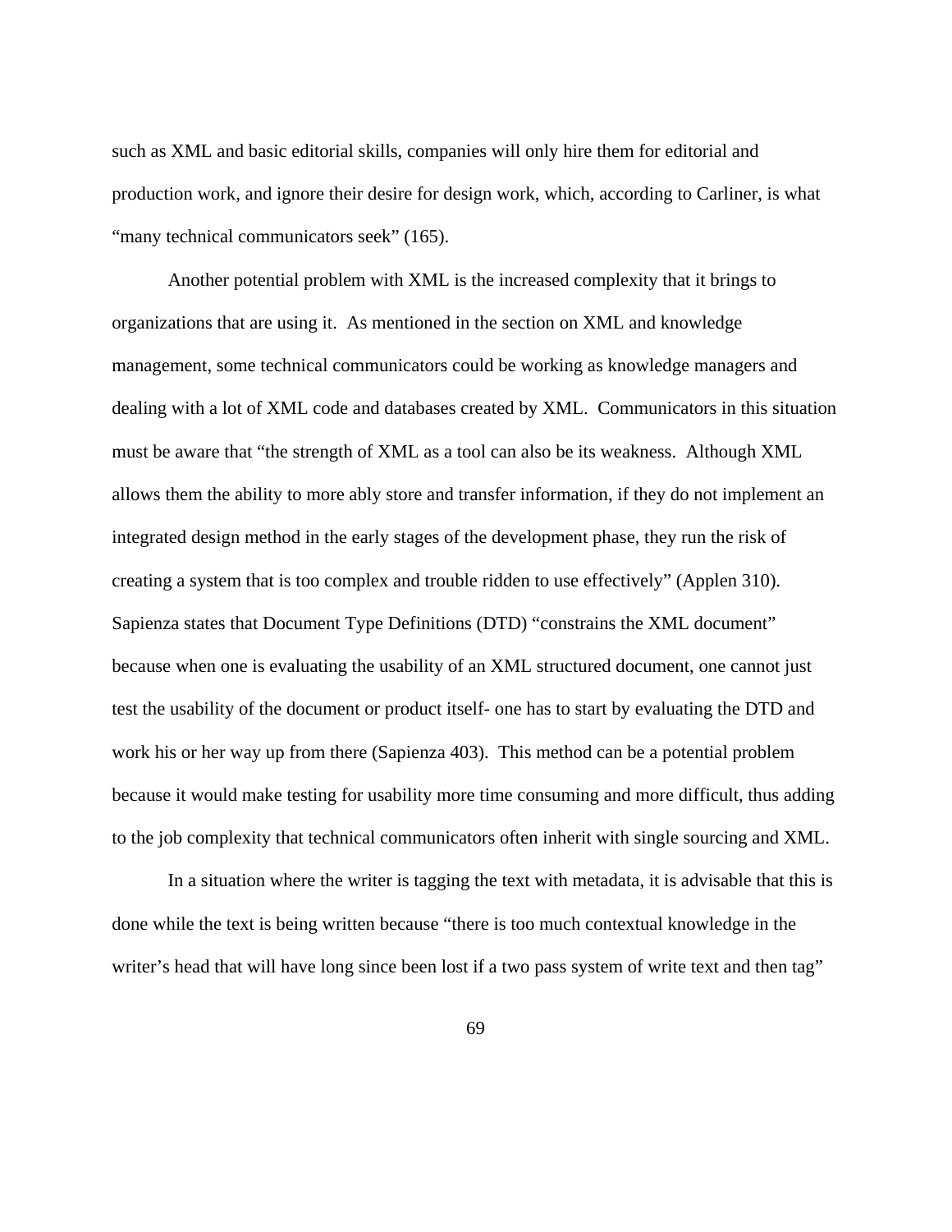such as XML and basic editorial skills, companies will only hire them for editorial and production work, and ignore their desire for design work, which, according to Carliner, is what "many technical communicators seek" (165).

Another potential problem with XML is the increased complexity that it brings to organizations that are using it. As mentioned in the section on XML and knowledge management, some technical communicators could be working as knowledge managers and dealing with a lot of XML code and databases created by XML. Communicators in this situation must be aware that "the strength of XML as a tool can also be its weakness. Although XML allows them the ability to more ably store and transfer information, if they do not implement an integrated design method in the early stages of the development phase, they run the risk of creating a system that is too complex and trouble ridden to use effectively" (Applen 310). Sapienza states that Document Type Definitions (DTD) "constrains the XML document" because when one is evaluating the usability of an XML structured document, one cannot just test the usability of the document or product itself- one has to start by evaluating the DTD and work his or her way up from there (Sapienza 403). This method can be a potential problem because it would make testing for usability more time consuming and more difficult, thus adding to the job complexity that technical communicators often inherit with single sourcing and XML.

In a situation where the writer is tagging the text with metadata, it is advisable that this is done while the text is being written because "there is too much contextual knowledge in the writer's head that will have long since been lost if a two pass system of write text and then tag"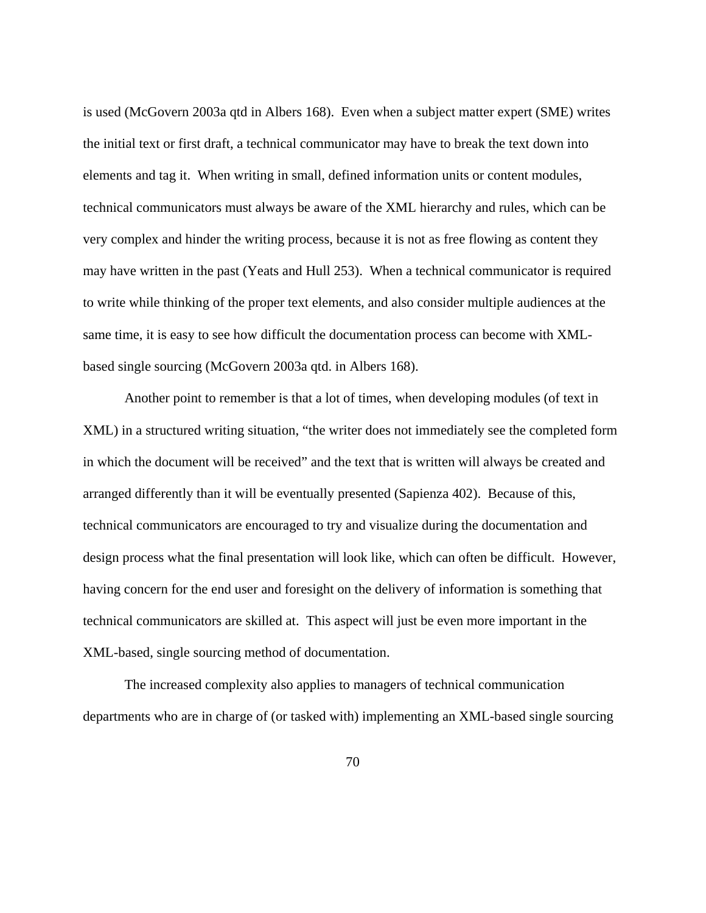is used (McGovern 2003a qtd in Albers 168). Even when a subject matter expert (SME) writes the initial text or first draft, a technical communicator may have to break the text down into elements and tag it. When writing in small, defined information units or content modules, technical communicators must always be aware of the XML hierarchy and rules, which can be very complex and hinder the writing process, because it is not as free flowing as content they may have written in the past (Yeats and Hull 253). When a technical communicator is required to write while thinking of the proper text elements, and also consider multiple audiences at the same time, it is easy to see how difficult the documentation process can become with XML-based single sourcing (McGovern 2003a qtd. in Albers 168).

Another point to remember is that a lot of times, when developing modules (of text in XML) in a structured writing situation, "the writer does not immediately see the completed form in which the document will be received" and the text that is written will always be created and arranged differently than it will be eventually presented (Sapienza 402). Because of this, technical communicators are encouraged to try and visualize during the documentation and design process what the final presentation will look like, which can often be difficult. However, having concern for the end user and foresight on the delivery of information is something that technical communicators are skilled at. This aspect will just be even more important in the XML-based, single sourcing method of documentation.

The increased complexity also applies to managers of technical communication departments who are in charge of (or tasked with) implementing an XML-based single sourcing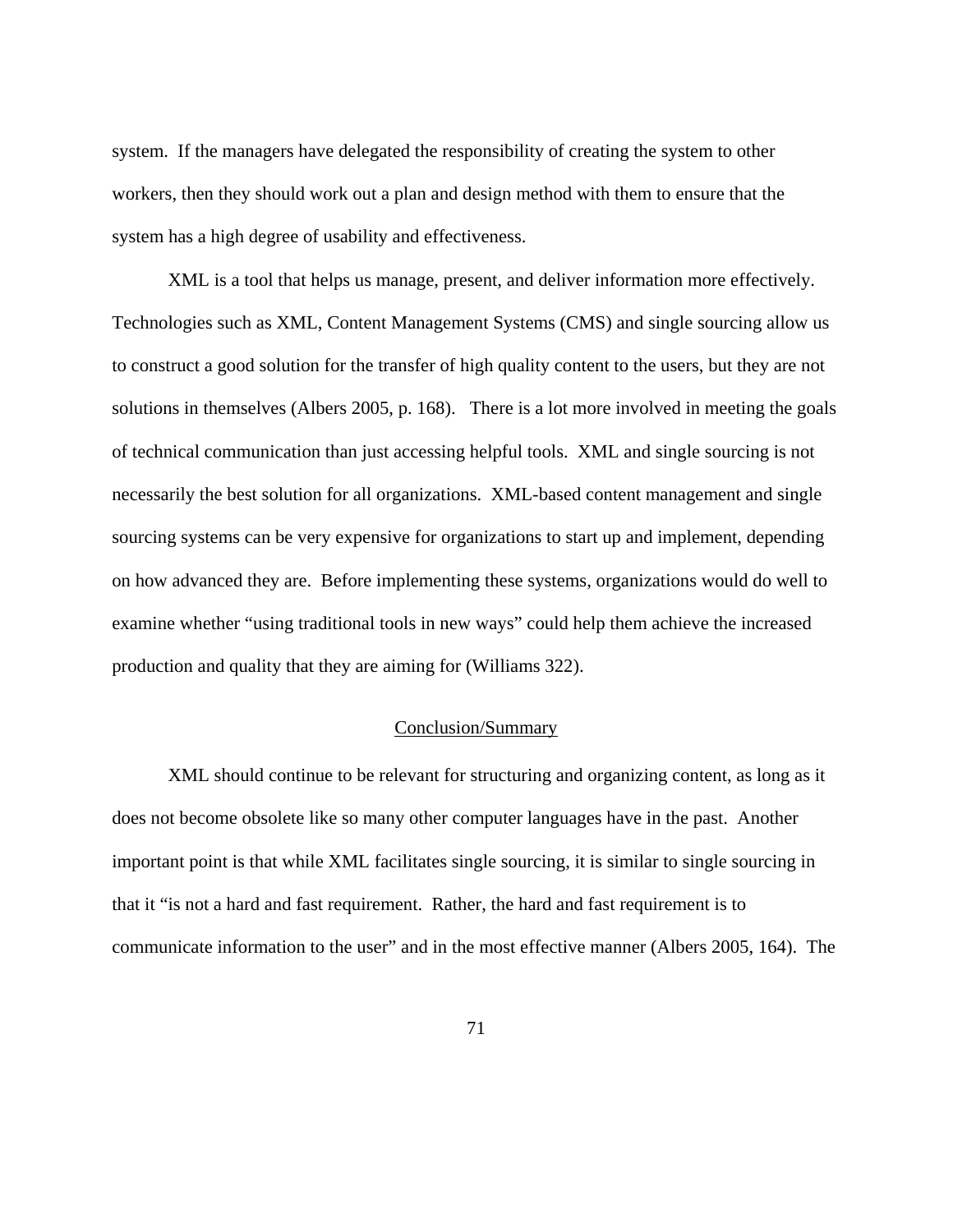system. If the managers have delegated the responsibility of creating the system to other workers, then they should work out a plan and design method with them to ensure that the system has a high degree of usability and effectiveness.

XML is a tool that helps us manage, present, and deliver information more effectively. Technologies such as XML, Content Management Systems (CMS) and single sourcing allow us to construct a good solution for the transfer of high quality content to the users, but they are not solutions in themselves (Albers 2005, p. 168). There is a lot more involved in meeting the goals of technical communication than just accessing helpful tools. XML and single sourcing is not necessarily the best solution for all organizations. XML-based content management and single sourcing systems can be very expensive for organizations to start up and implement, depending on how advanced they are. Before implementing these systems, organizations would do well to examine whether "using traditional tools in new ways" could help them achieve the increased production and quality that they are aiming for (Williams 322).

## Conclusion/Summary

XML should continue to be relevant for structuring and organizing content, as long as it does not become obsolete like so many other computer languages have in the past. Another important point is that while XML facilitates single sourcing, it is similar to single sourcing in that it "is not a hard and fast requirement. Rather, the hard and fast requirement is to communicate information to the user" and in the most effective manner (Albers 2005, 164). The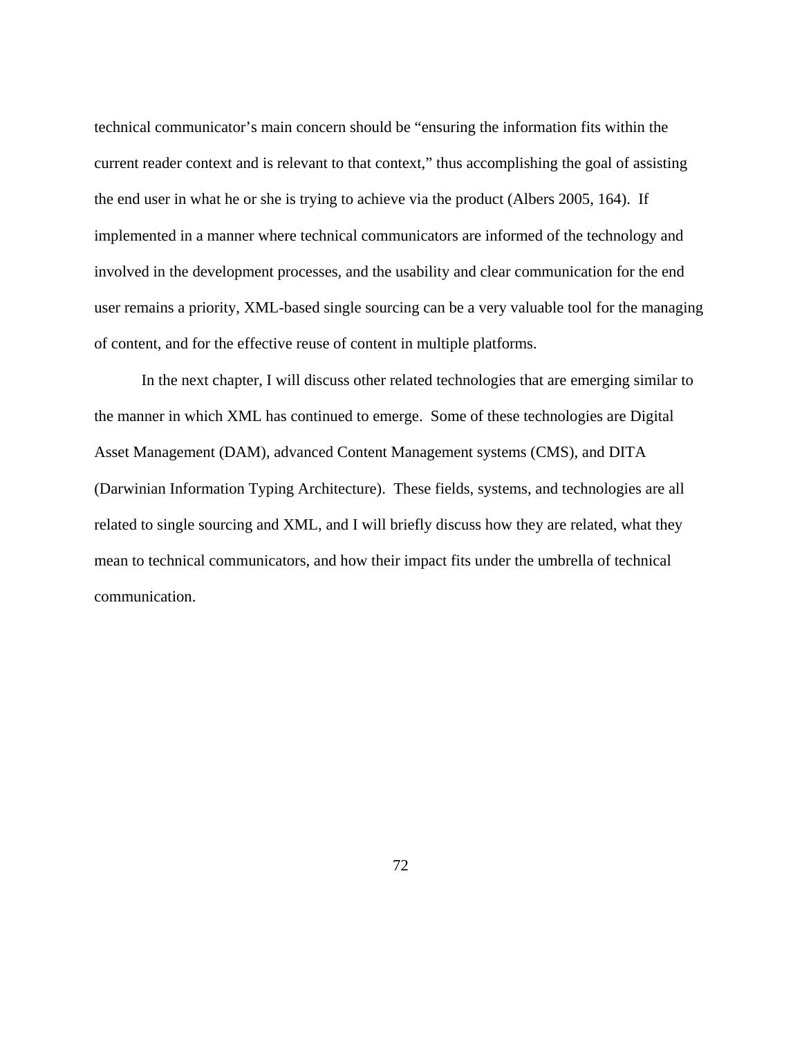technical communicator’s main concern should be “ensuring the information fits within the current reader context and is relevant to that context,” thus accomplishing the goal of assisting the end user in what he or she is trying to achieve via the product (Albers 2005, 164). If implemented in a manner where technical communicators are informed of the technology and involved in the development processes, and the usability and clear communication for the end user remains a priority, XML-based single sourcing can be a very valuable tool for the managing of content, and for the effective reuse of content in multiple platforms.

In the next chapter, I will discuss other related technologies that are emerging similar to the manner in which XML has continued to emerge. Some of these technologies are Digital Asset Management (DAM), advanced Content Management systems (CMS), and DITA (Darwinian Information Typing Architecture). These fields, systems, and technologies are all related to single sourcing and XML, and I will briefly discuss how they are related, what they mean to technical communicators, and how their impact fits under the umbrella of technical communication.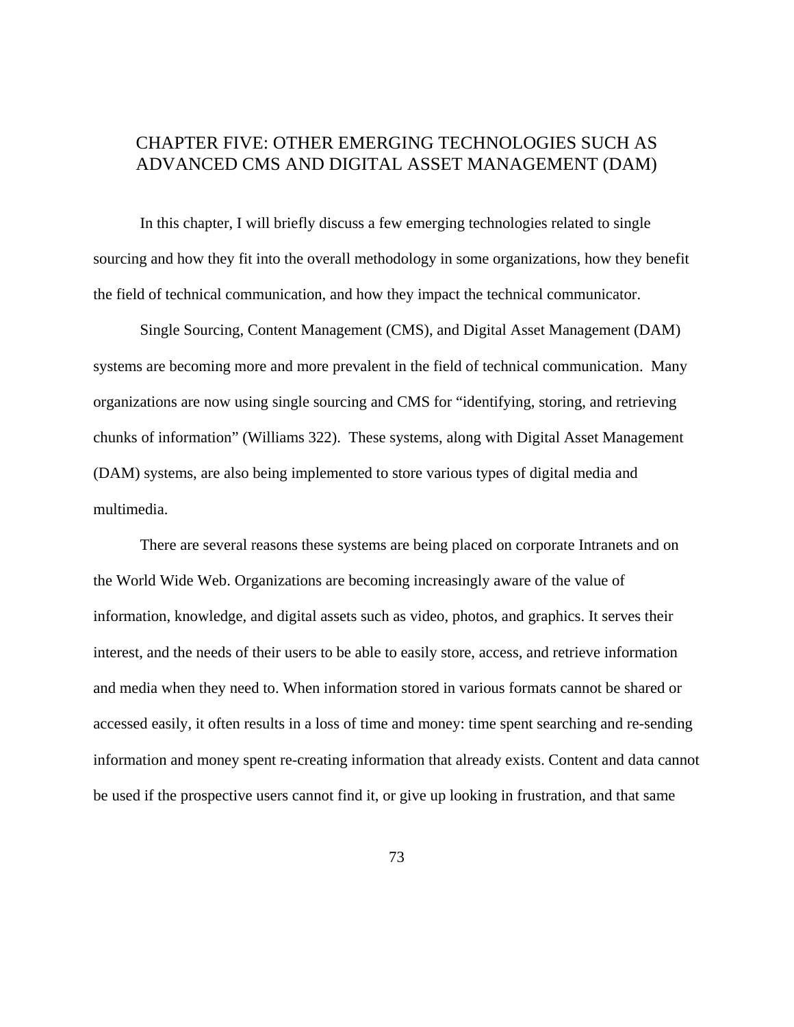# CHAPTER FIVE: OTHER EMERGING TECHNOLOGIES SUCH AS ADVANCED CMS AND DIGITAL ASSET MANAGEMENT (DAM)

In this chapter, I will briefly discuss a few emerging technologies related to single sourcing and how they fit into the overall methodology in some organizations, how they benefit the field of technical communication, and how they impact the technical communicator.

Single Sourcing, Content Management (CMS), and Digital Asset Management (DAM) systems are becoming more and more prevalent in the field of technical communication. Many organizations are now using single sourcing and CMS for “identifying, storing, and retrieving chunks of information” (Williams 322). These systems, along with Digital Asset Management (DAM) systems, are also being implemented to store various types of digital media and multimedia.

There are several reasons these systems are being placed on corporate Intranets and on the World Wide Web. Organizations are becoming increasingly aware of the value of information, knowledge, and digital assets such as video, photos, and graphics. It serves their interest, and the needs of their users to be able to easily store, access, and retrieve information and media when they need to. When information stored in various formats cannot be shared or accessed easily, it often results in a loss of time and money: time spent searching and re-sending information and money spent re-creating information that already exists. Content and data cannot be used if the prospective users cannot find it, or give up looking in frustration, and that same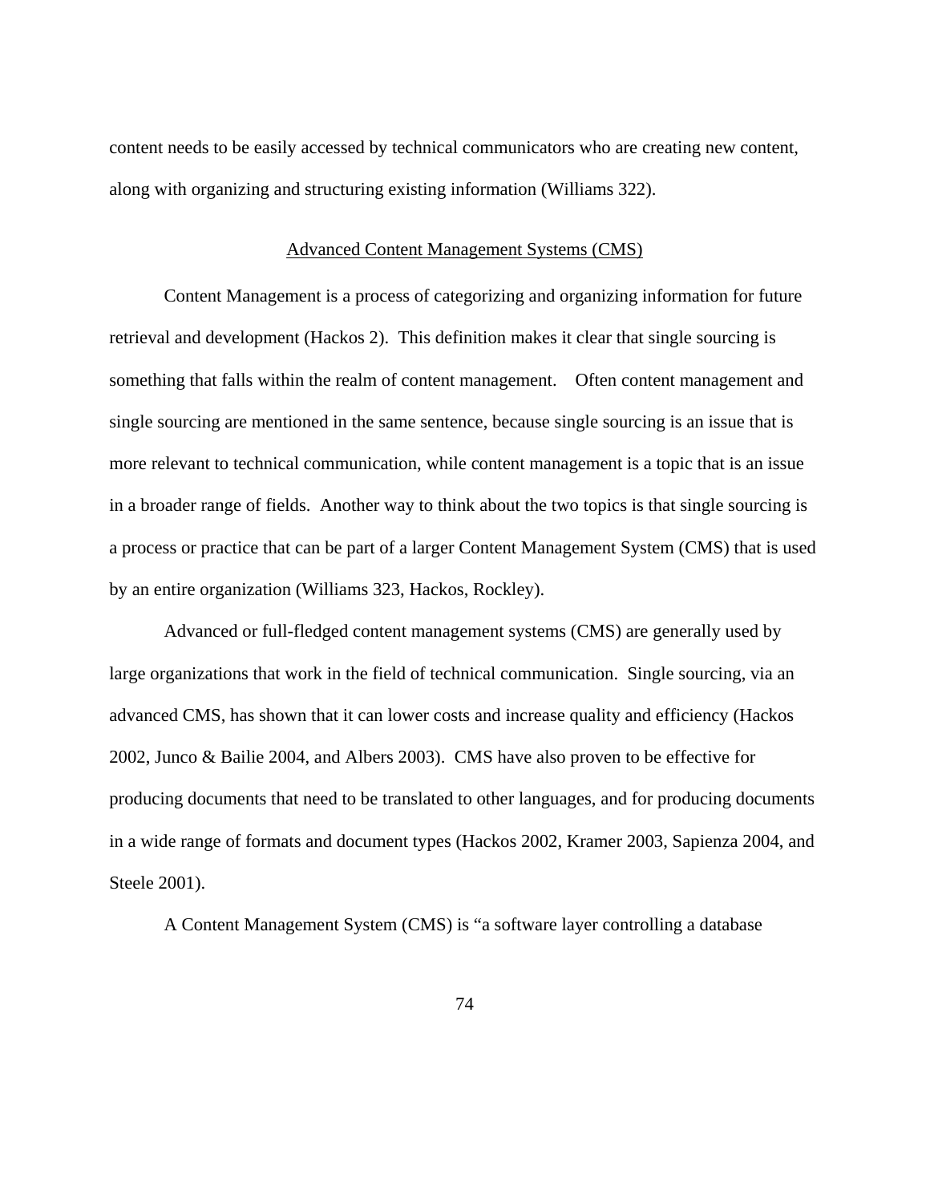content needs to be easily accessed by technical communicators who are creating new content, along with organizing and structuring existing information (Williams 322).

## Advanced Content Management Systems (CMS)

Content Management is a process of categorizing and organizing information for future retrieval and development (Hackos 2). This definition makes it clear that single sourcing is something that falls within the realm of content management. Often content management and single sourcing are mentioned in the same sentence, because single sourcing is an issue that is more relevant to technical communication, while content management is a topic that is an issue in a broader range of fields. Another way to think about the two topics is that single sourcing is a process or practice that can be part of a larger Content Management System (CMS) that is used by an entire organization (Williams 323, Hackos, Rockley).

Advanced or full-fledged content management systems (CMS) are generally used by large organizations that work in the field of technical communication. Single sourcing, via an advanced CMS, has shown that it can lower costs and increase quality and efficiency (Hackos 2002, Junco & Bailie 2004, and Albers 2003). CMS have also proven to be effective for producing documents that need to be translated to other languages, and for producing documents in a wide range of formats and document types (Hackos 2002, Kramer 2003, Sapienza 2004, and Steele 2001).

A Content Management System (CMS) is “a software layer controlling a database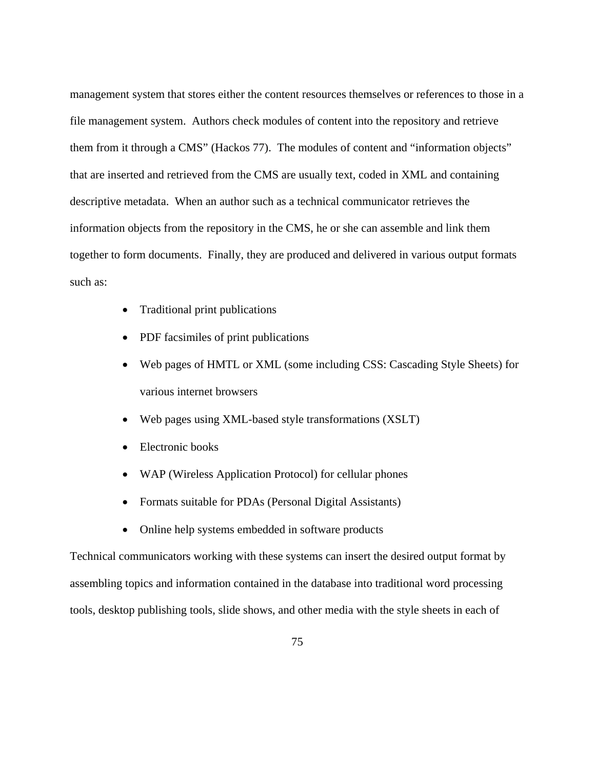management system that stores either the content resources themselves or references to those in a file management system. Authors check modules of content into the repository and retrieve them from it through a CMS" (Hackos 77). The modules of content and "information objects" that are inserted and retrieved from the CMS are usually text, coded in XML and containing descriptive metadata. When an author such as a technical communicator retrieves the information objects from the repository in the CMS, he or she can assemble and link them together to form documents. Finally, they are produced and delivered in various output formats such as:

- Traditional print publications
- PDF facsimiles of print publications
- Web pages of HMTL or XML (some including CSS: Cascading Style Sheets) for various internet browsers
- Web pages using XML-based style transformations (XSLT)
- Electronic books
- WAP (Wireless Application Protocol) for cellular phones
- Formats suitable for PDAs (Personal Digital Assistants)
- Online help systems embedded in software products

Technical communicators working with these systems can insert the desired output format by assembling topics and information contained in the database into traditional word processing tools, desktop publishing tools, slide shows, and other media with the style sheets in each of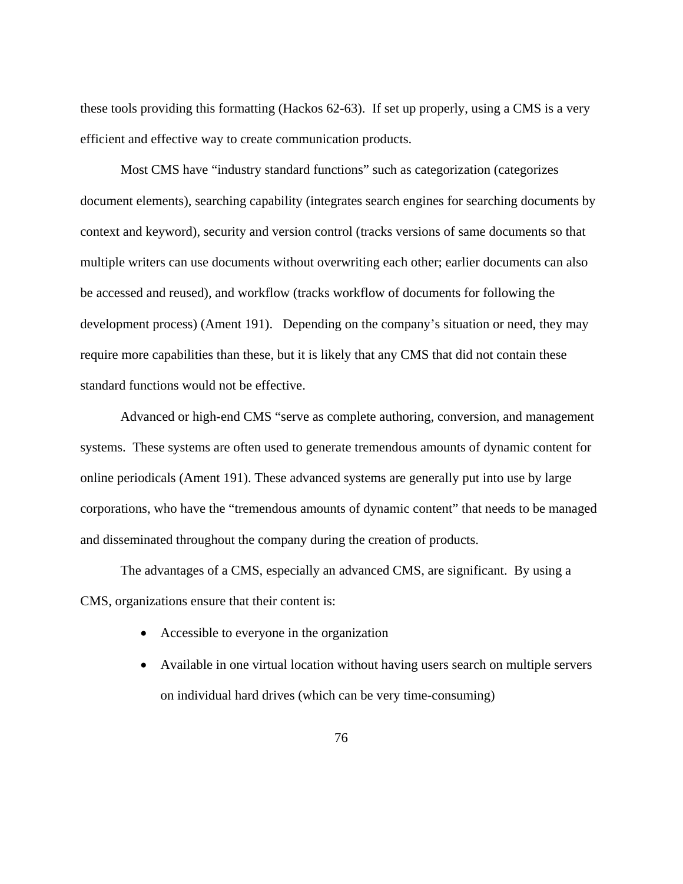these tools providing this formatting (Hackos 62-63). If set up properly, using a CMS is a very efficient and effective way to create communication products.

Most CMS have "industry standard functions" such as categorization (categorizes document elements), searching capability (integrates search engines for searching documents by context and keyword), security and version control (tracks versions of same documents so that multiple writers can use documents without overwriting each other; earlier documents can also be accessed and reused), and workflow (tracks workflow of documents for following the development process) (Ament 191). Depending on the company's situation or need, they may require more capabilities than these, but it is likely that any CMS that did not contain these standard functions would not be effective.

Advanced or high-end CMS "serve as complete authoring, conversion, and management systems. These systems are often used to generate tremendous amounts of dynamic content for online periodicals (Ament 191). These advanced systems are generally put into use by large corporations, who have the "tremendous amounts of dynamic content" that needs to be managed and disseminated throughout the company during the creation of products.

The advantages of a CMS, especially an advanced CMS, are significant. By using a CMS, organizations ensure that their content is:

- Accessible to everyone in the organization
- Available in one virtual location without having users search on multiple servers on individual hard drives (which can be very time-consuming)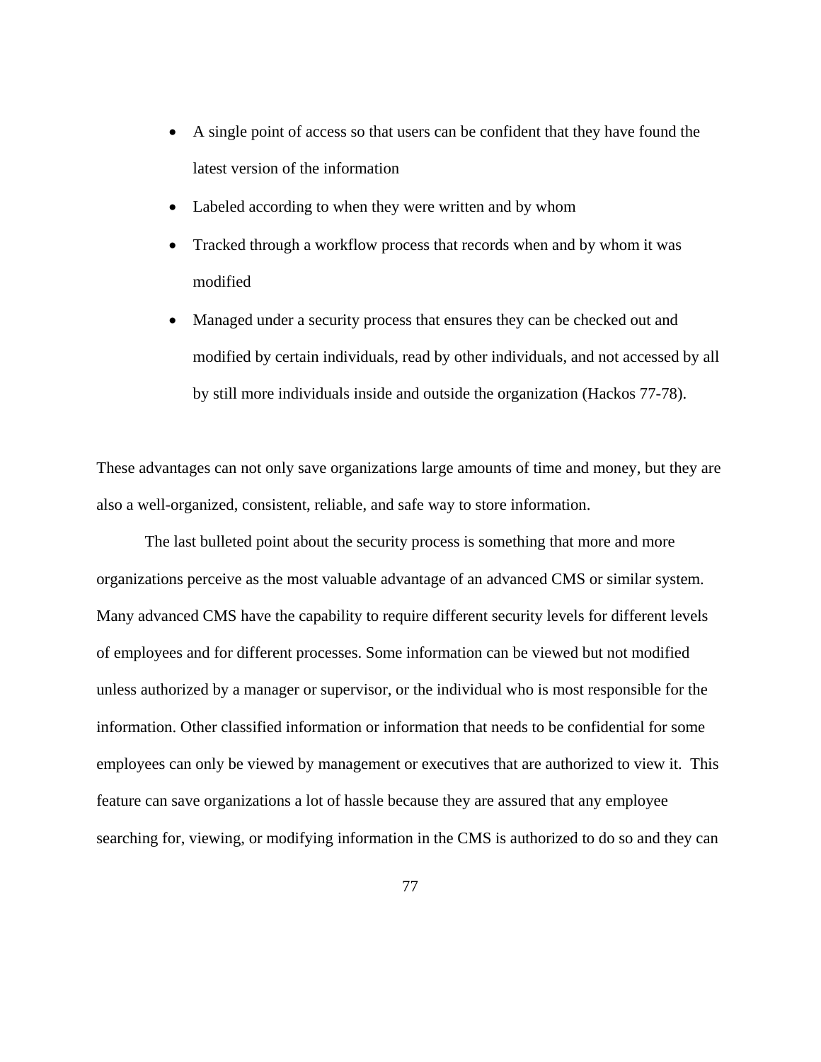- A single point of access so that users can be confident that they have found the latest version of the information
- Labeled according to when they were written and by whom
- Tracked through a workflow process that records when and by whom it was modified
- Managed under a security process that ensures they can be checked out and modified by certain individuals, read by other individuals, and not accessed by all by still more individuals inside and outside the organization (Hackos 77-78).

These advantages can not only save organizations large amounts of time and money, but they are also a well-organized, consistent, reliable, and safe way to store information.

The last bulleted point about the security process is something that more and more organizations perceive as the most valuable advantage of an advanced CMS or similar system. Many advanced CMS have the capability to require different security levels for different levels of employees and for different processes. Some information can be viewed but not modified unless authorized by a manager or supervisor, or the individual who is most responsible for the information. Other classified information or information that needs to be confidential for some employees can only be viewed by management or executives that are authorized to view it. This feature can save organizations a lot of hassle because they are assured that any employee searching for, viewing, or modifying information in the CMS is authorized to do so and they can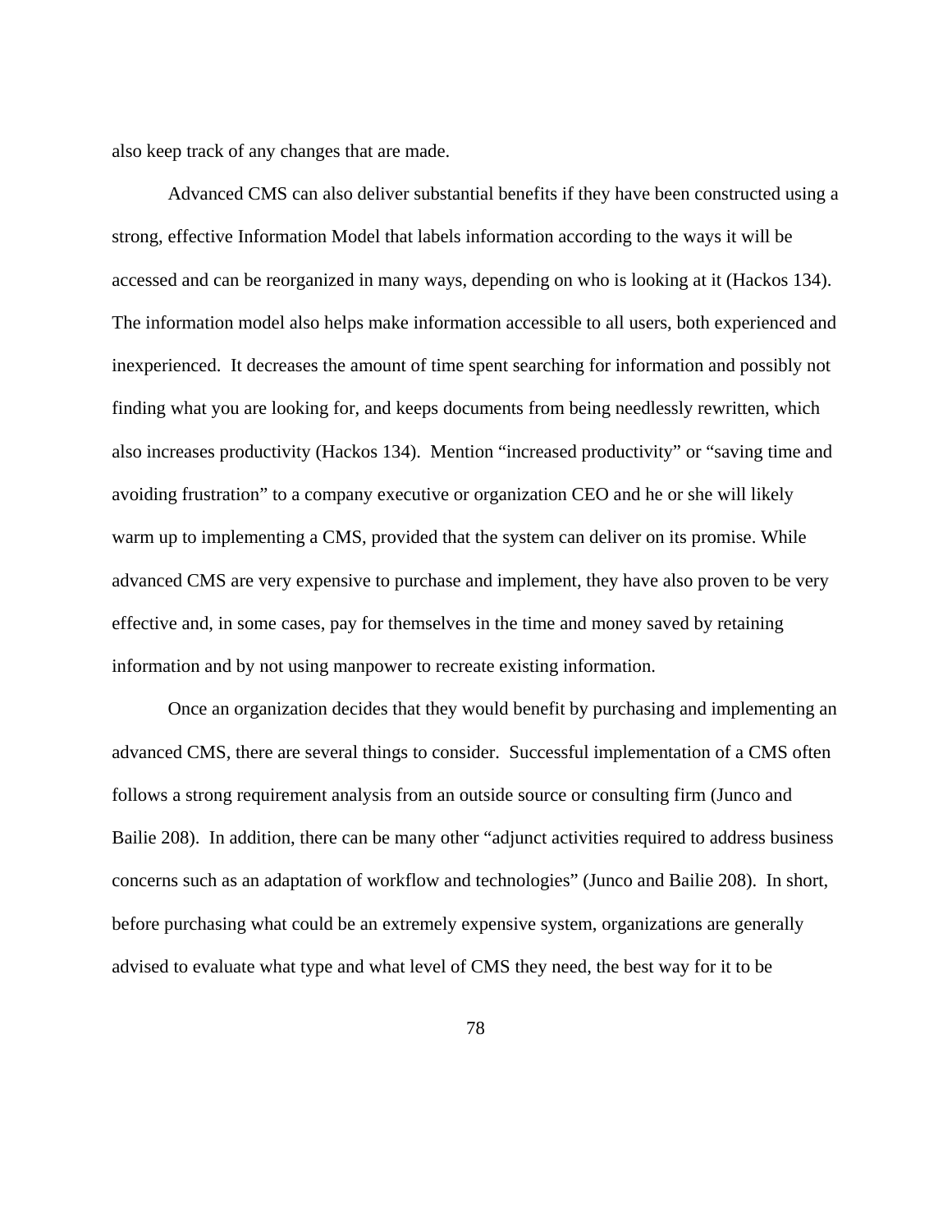also keep track of any changes that are made.

Advanced CMS can also deliver substantial benefits if they have been constructed using a strong, effective Information Model that labels information according to the ways it will be accessed and can be reorganized in many ways, depending on who is looking at it (Hackos 134). The information model also helps make information accessible to all users, both experienced and inexperienced. It decreases the amount of time spent searching for information and possibly not finding what you are looking for, and keeps documents from being needlessly rewritten, which also increases productivity (Hackos 134). Mention "increased productivity" or "saving time and avoiding frustration" to a company executive or organization CEO and he or she will likely warm up to implementing a CMS, provided that the system can deliver on its promise. While advanced CMS are very expensive to purchase and implement, they have also proven to be very effective and, in some cases, pay for themselves in the time and money saved by retaining information and by not using manpower to recreate existing information.

Once an organization decides that they would benefit by purchasing and implementing an advanced CMS, there are several things to consider. Successful implementation of a CMS often follows a strong requirement analysis from an outside source or consulting firm (Junco and Bailie 208). In addition, there can be many other "adjunct activities required to address business concerns such as an adaptation of workflow and technologies" (Junco and Bailie 208). In short, before purchasing what could be an extremely expensive system, organizations are generally advised to evaluate what type and what level of CMS they need, the best way for it to be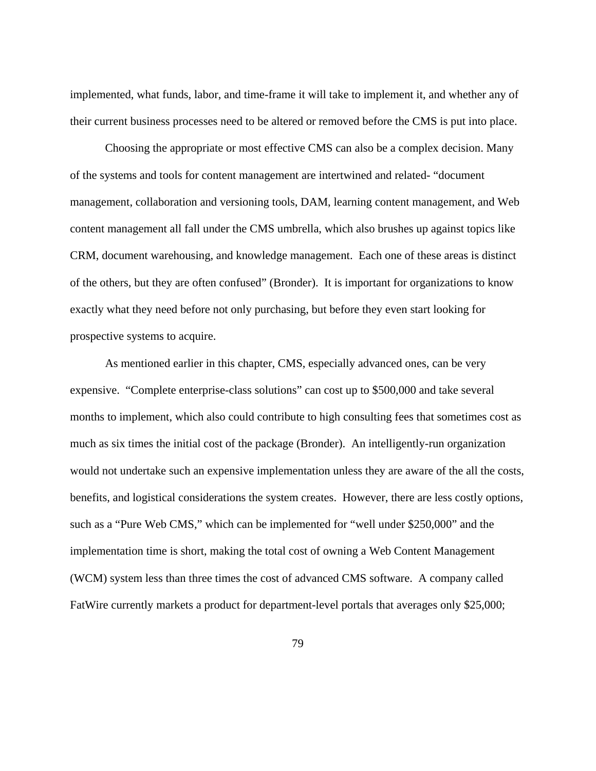implemented, what funds, labor, and time-frame it will take to implement it, and whether any of their current business processes need to be altered or removed before the CMS is put into place.

Choosing the appropriate or most effective CMS can also be a complex decision. Many of the systems and tools for content management are intertwined and related- "document management, collaboration and versioning tools, DAM, learning content management, and Web content management all fall under the CMS umbrella, which also brushes up against topics like CRM, document warehousing, and knowledge management. Each one of these areas is distinct of the others, but they are often confused" (Bronder). It is important for organizations to know exactly what they need before not only purchasing, but before they even start looking for prospective systems to acquire.

As mentioned earlier in this chapter, CMS, especially advanced ones, can be very expensive. "Complete enterprise-class solutions" can cost up to $500,000 and take several months to implement, which also could contribute to high consulting fees that sometimes cost as much as six times the initial cost of the package (Bronder). An intelligently-run organization would not undertake such an expensive implementation unless they are aware of the all the costs, benefits, and logistical considerations the system creates. However, there are less costly options, such as a "Pure Web CMS," which can be implemented for "well under $250,000" and the implementation time is short, making the total cost of owning a Web Content Management (WCM) system less than three times the cost of advanced CMS software. A company called FatWire currently markets a product for department-level portals that averages only $25,000;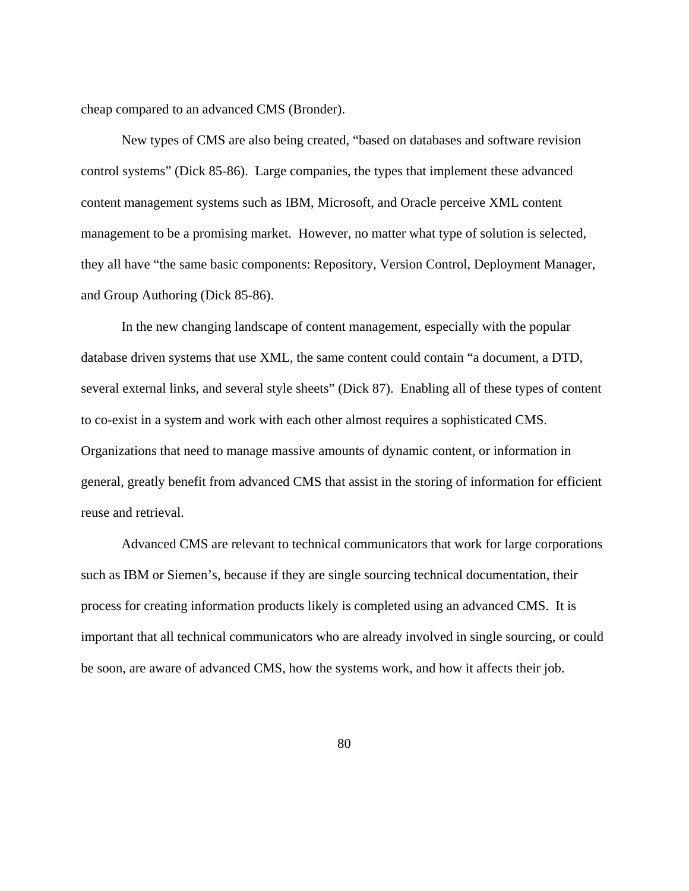cheap compared to an advanced CMS (Bronder).

New types of CMS are also being created, "based on databases and software revision control systems" (Dick 85-86). Large companies, the types that implement these advanced content management systems such as IBM, Microsoft, and Oracle perceive XML content management to be a promising market. However, no matter what type of solution is selected, they all have "the same basic components: Repository, Version Control, Deployment Manager, and Group Authoring (Dick 85-86).

In the new changing landscape of content management, especially with the popular database driven systems that use XML, the same content could contain "a document, a DTD, several external links, and several style sheets" (Dick 87). Enabling all of these types of content to co-exist in a system and work with each other almost requires a sophisticated CMS. Organizations that need to manage massive amounts of dynamic content, or information in general, greatly benefit from advanced CMS that assist in the storing of information for efficient reuse and retrieval.

Advanced CMS are relevant to technical communicators that work for large corporations such as IBM or Siemen's, because if they are single sourcing technical documentation, their process for creating information products likely is completed using an advanced CMS. It is important that all technical communicators who are already involved in single sourcing, or could be soon, are aware of advanced CMS, how the systems work, and how it affects their job.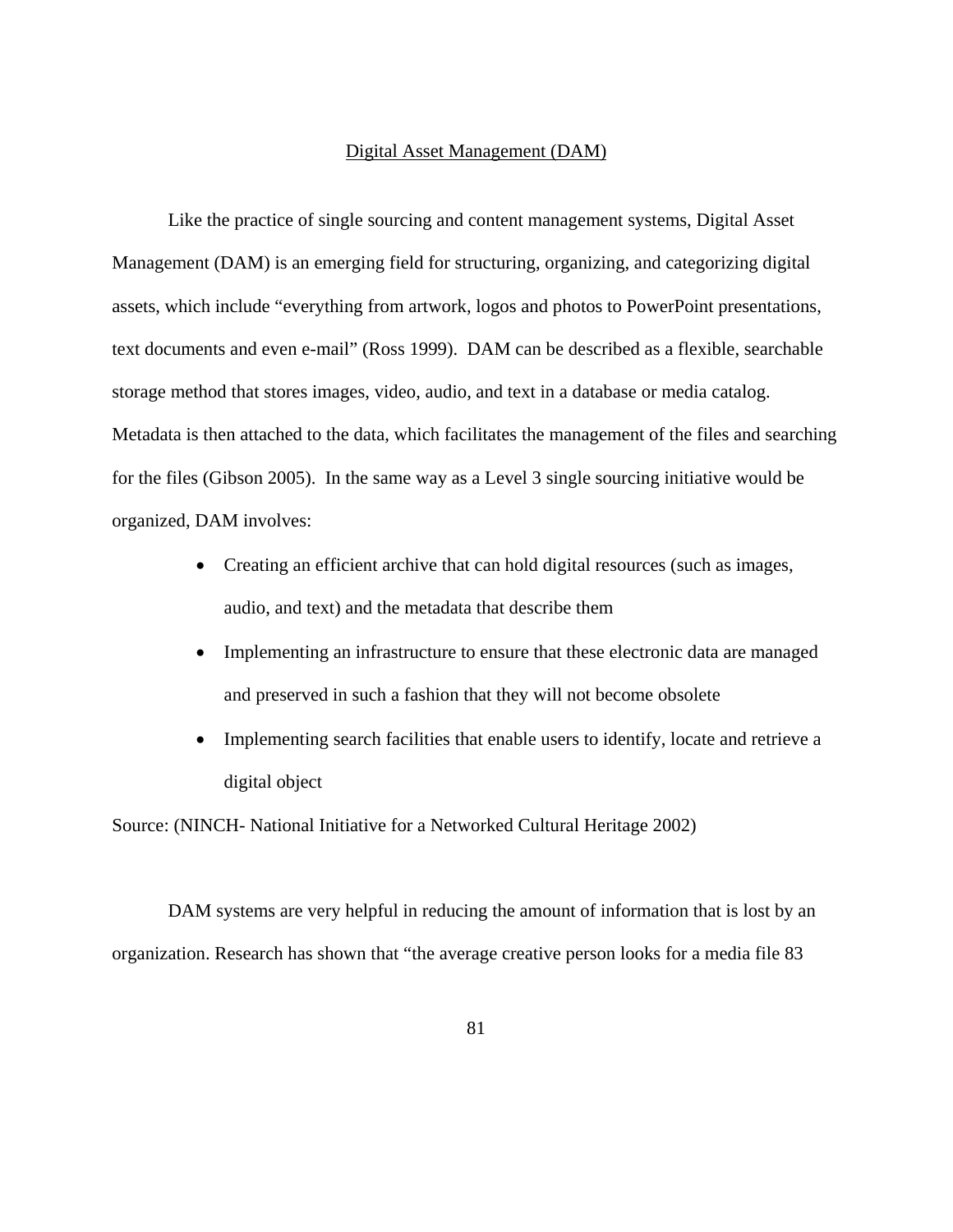## Digital Asset Management (DAM)

Like the practice of single sourcing and content management systems, Digital Asset Management (DAM) is an emerging field for structuring, organizing, and categorizing digital assets, which include "everything from artwork, logos and photos to PowerPoint presentations, text documents and even e-mail" (Ross 1999). DAM can be described as a flexible, searchable storage method that stores images, video, audio, and text in a database or media catalog. Metadata is then attached to the data, which facilitates the management of the files and searching for the files (Gibson 2005). In the same way as a Level 3 single sourcing initiative would be organized, DAM involves:

- Creating an efficient archive that can hold digital resources (such as images, audio, and text) and the metadata that describe them
- Implementing an infrastructure to ensure that these electronic data are managed and preserved in such a fashion that they will not become obsolete
- Implementing search facilities that enable users to identify, locate and retrieve a digital object

Source: (NINCH- National Initiative for a Networked Cultural Heritage 2002)

DAM systems are very helpful in reducing the amount of information that is lost by an organization. Research has shown that "the average creative person looks for a media file 83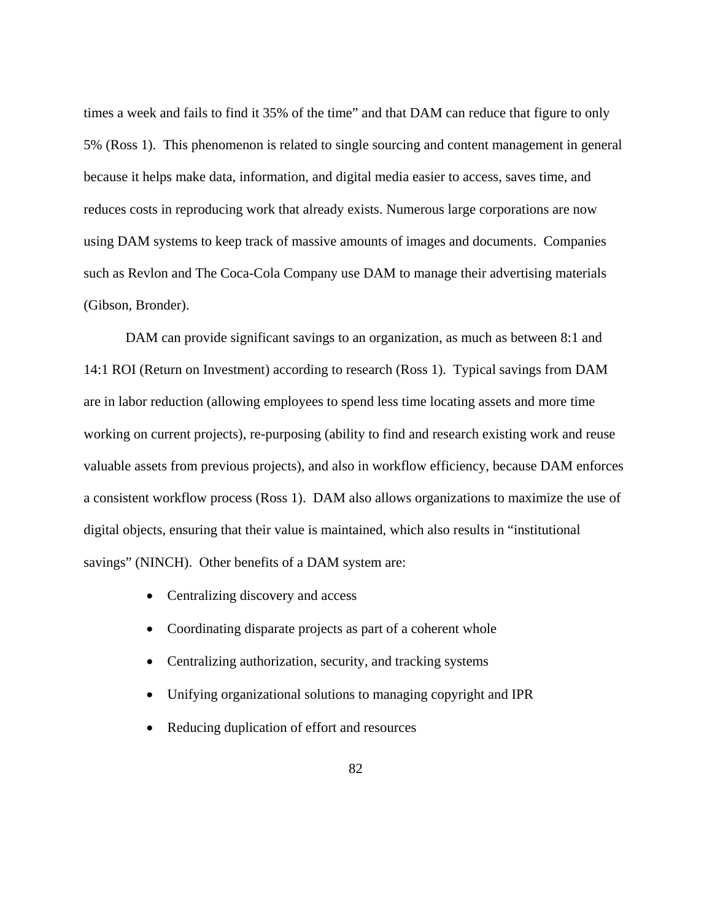times a week and fails to find it 35% of the time" and that DAM can reduce that figure to only 5% (Ross 1). This phenomenon is related to single sourcing and content management in general because it helps make data, information, and digital media easier to access, saves time, and reduces costs in reproducing work that already exists. Numerous large corporations are now using DAM systems to keep track of massive amounts of images and documents. Companies such as Revlon and The Coca-Cola Company use DAM to manage their advertising materials (Gibson, Bronder).

DAM can provide significant savings to an organization, as much as between 8:1 and 14:1 ROI (Return on Investment) according to research (Ross 1). Typical savings from DAM are in labor reduction (allowing employees to spend less time locating assets and more time working on current projects), re-purposing (ability to find and research existing work and reuse valuable assets from previous projects), and also in workflow efficiency, because DAM enforces a consistent workflow process (Ross 1). DAM also allows organizations to maximize the use of digital objects, ensuring that their value is maintained, which also results in "institutional savings" (NINCH). Other benefits of a DAM system are:

- Centralizing discovery and access
- Coordinating disparate projects as part of a coherent whole
- Centralizing authorization, security, and tracking systems
- Unifying organizational solutions to managing copyright and IPR
- Reducing duplication of effort and resources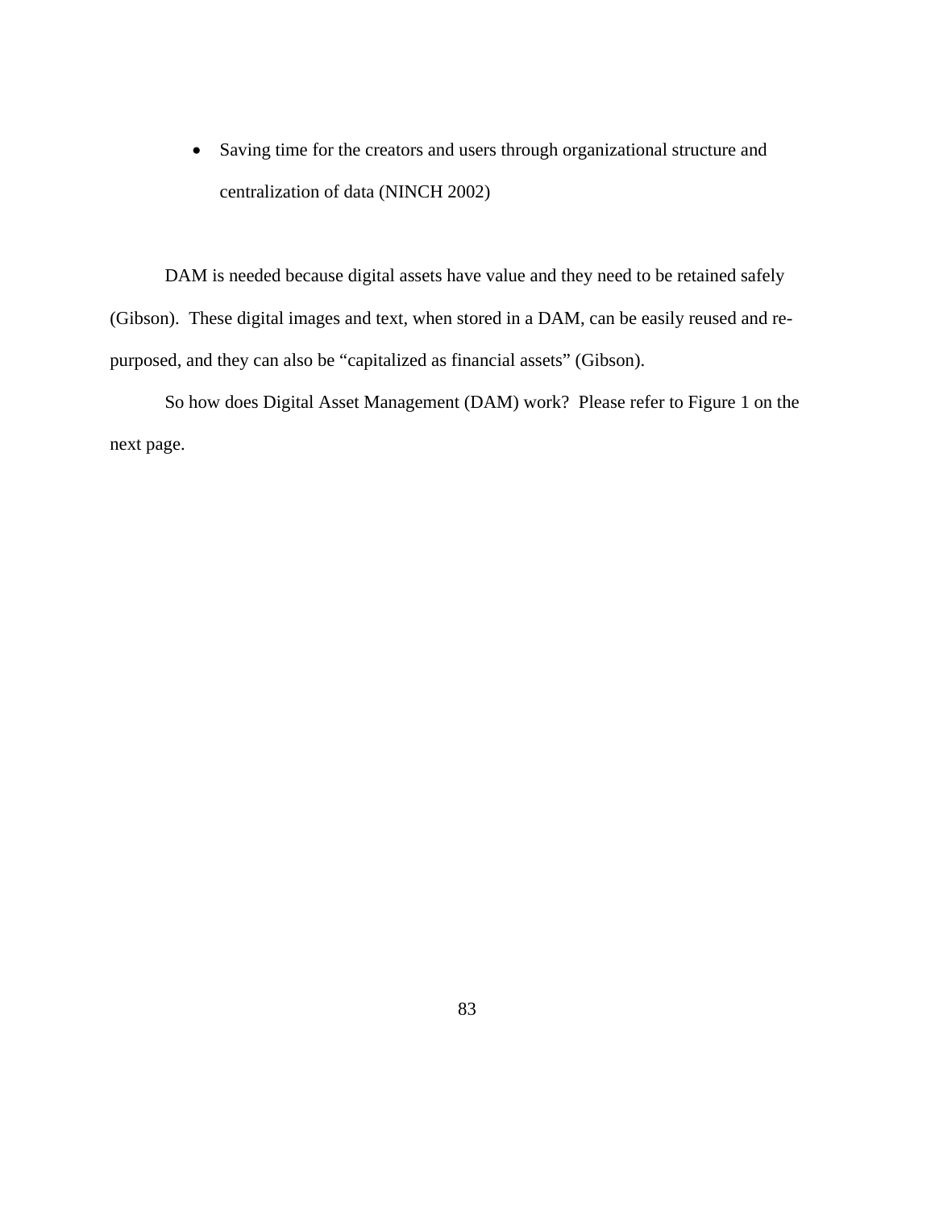- Saving time for the creators and users through organizational structure and centralization of data (NINCH 2002)

DAM is needed because digital assets have value and they need to be retained safely (Gibson). These digital images and text, when stored in a DAM, can be easily reused and re-purposed, and they can also be "capitalized as financial assets" (Gibson).

So how does Digital Asset Management (DAM) work? Please refer to Figure 1 on the next page.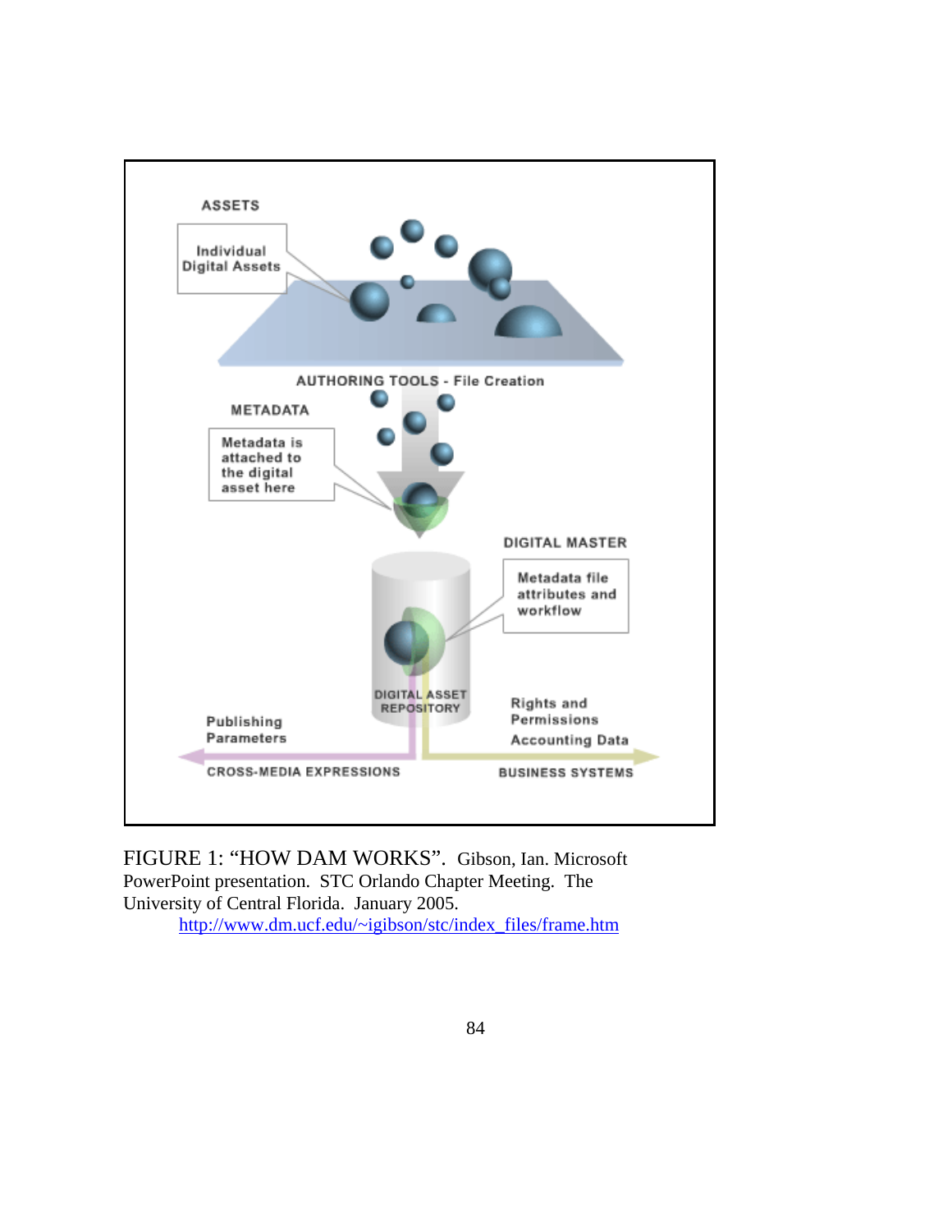FIGURE 1: "HOW DAM WORKS". Gibson, Ian. Microsoft PowerPoint presentation. STC Orlando Chapter Meeting. The University of Central Florida. January 2005.
http://www.dm.ucf.edu/~igibson/stc/index_files/frame.htm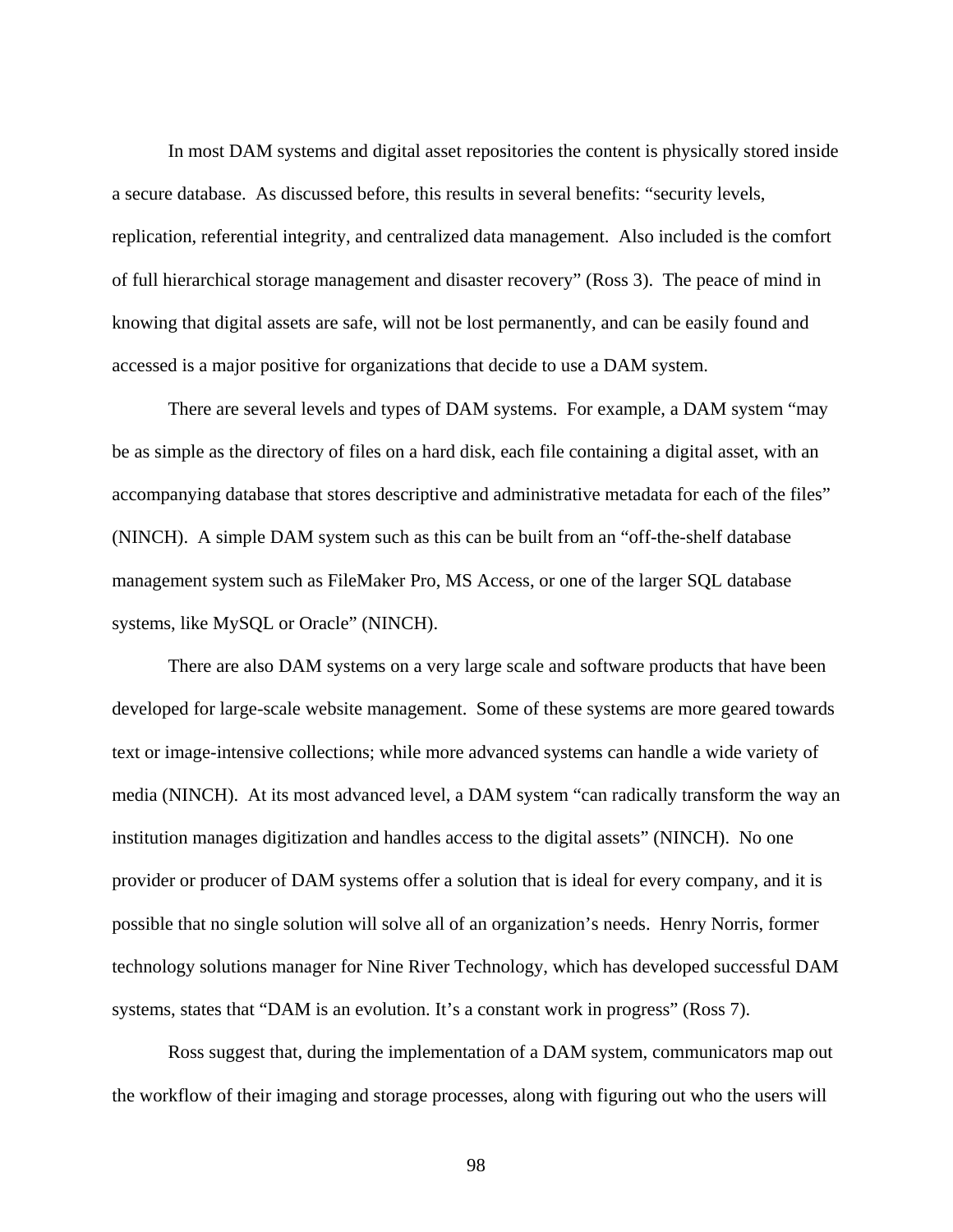In most DAM systems and digital asset repositories the content is physically stored inside a secure database.  As discussed before, this results in several benefits: "security levels, replication, referential integrity, and centralized data management.  Also included is the comfort of full hierarchical storage management and disaster recovery" (Ross 3).  The peace of mind in knowing that digital assets are safe, will not be lost permanently, and can be easily found and accessed is a major positive for organizations that decide to use a DAM system.

There are several levels and types of DAM systems.  For example, a DAM system "may be as simple as the directory of files on a hard disk, each file containing a digital asset, with an accompanying database that stores descriptive and administrative metadata for each of the files" (NINCH).  A simple DAM system such as this can be built from an "off-the-shelf database management system such as FileMaker Pro, MS Access, or one of the larger SQL database systems, like MySQL or Oracle" (NINCH).

There are also DAM systems on a very large scale and software products that have been developed for large-scale website management.  Some of these systems are more geared towards text or image-intensive collections; while more advanced systems can handle a wide variety of media (NINCH).  At its most advanced level, a DAM system "can radically transform the way an institution manages digitization and handles access to the digital assets" (NINCH).  No one provider or producer of DAM systems offer a solution that is ideal for every company, and it is possible that no single solution will solve all of an organization's needs.  Henry Norris, former technology solutions manager for Nine River Technology, which has developed successful DAM systems, states that "DAM is an evolution. It's a constant work in progress" (Ross 7).

Ross suggest that, during the implementation of a DAM system, communicators map out the workflow of their imaging and storage processes, along with figuring out who the users will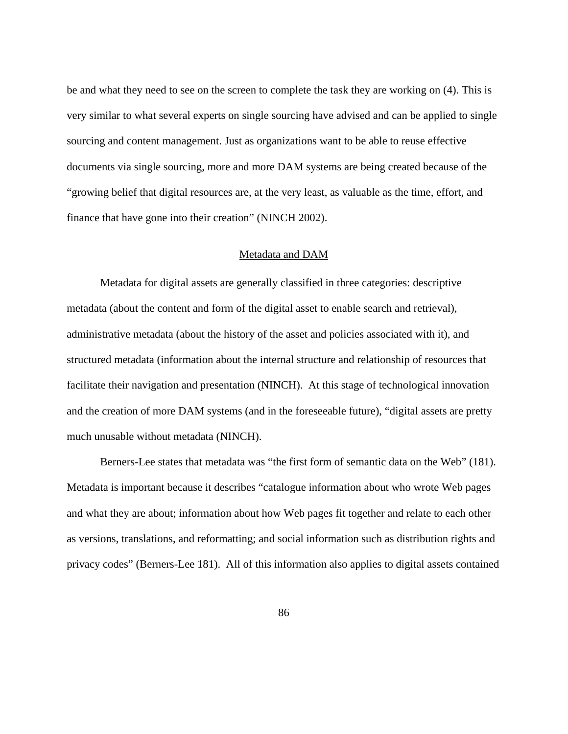be and what they need to see on the screen to complete the task they are working on (4). This is very similar to what several experts on single sourcing have advised and can be applied to single sourcing and content management. Just as organizations want to be able to reuse effective documents via single sourcing, more and more DAM systems are being created because of the "growing belief that digital resources are, at the very least, as valuable as the time, effort, and finance that have gone into their creation" (NINCH 2002).

## Metadata and DAM

Metadata for digital assets are generally classified in three categories: descriptive metadata (about the content and form of the digital asset to enable search and retrieval), administrative metadata (about the history of the asset and policies associated with it), and structured metadata (information about the internal structure and relationship of resources that facilitate their navigation and presentation (NINCH). At this stage of technological innovation and the creation of more DAM systems (and in the foreseeable future), "digital assets are pretty much unusable without metadata (NINCH).

Berners-Lee states that metadata was "the first form of semantic data on the Web" (181). Metadata is important because it describes "catalogue information about who wrote Web pages and what they are about; information about how Web pages fit together and relate to each other as versions, translations, and reformatting; and social information such as distribution rights and privacy codes" (Berners-Lee 181). All of this information also applies to digital assets contained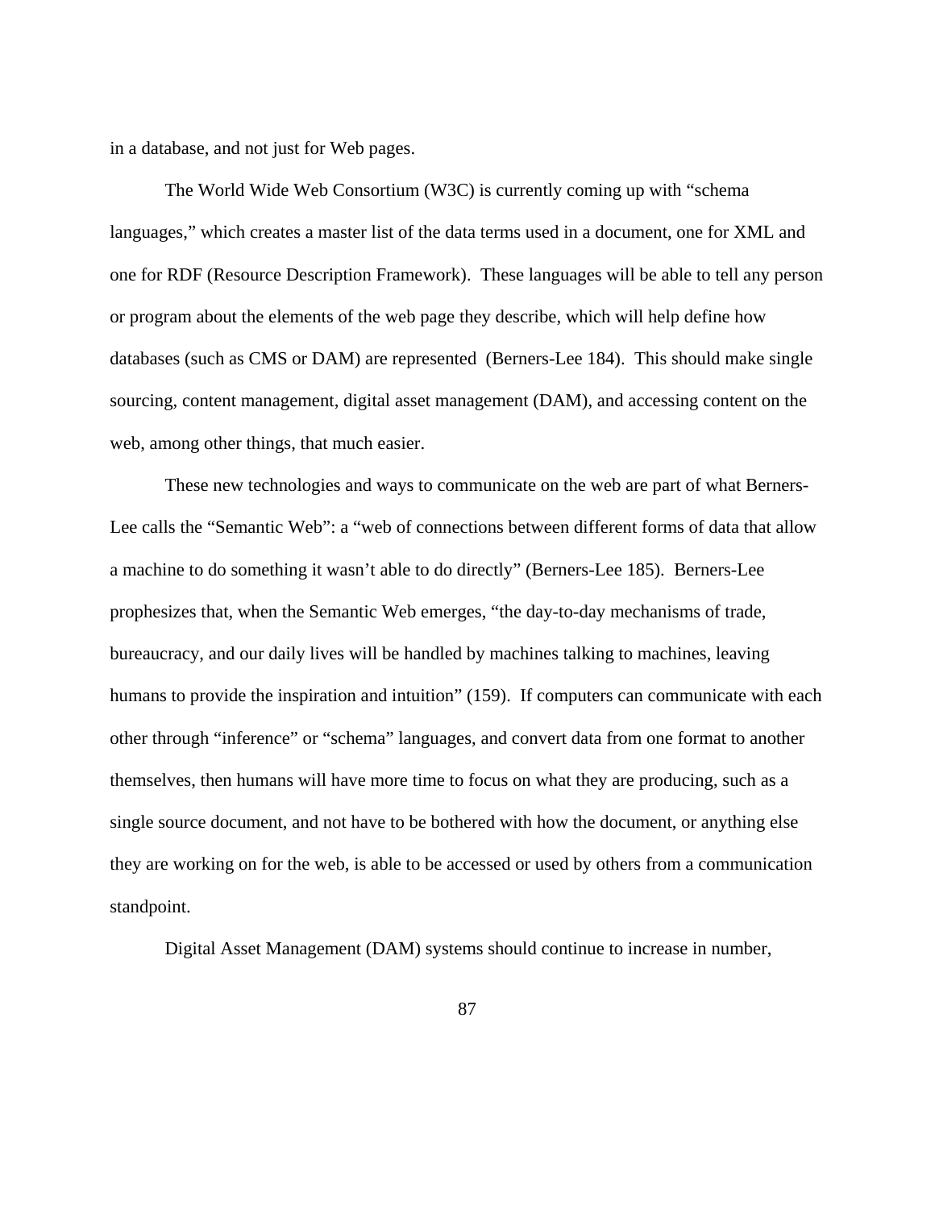in a database, and not just for Web pages.

The World Wide Web Consortium (W3C) is currently coming up with "schema languages," which creates a master list of the data terms used in a document, one for XML and one for RDF (Resource Description Framework). These languages will be able to tell any person or program about the elements of the web page they describe, which will help define how databases (such as CMS or DAM) are represented (Berners-Lee 184). This should make single sourcing, content management, digital asset management (DAM), and accessing content on the web, among other things, that much easier.

These new technologies and ways to communicate on the web are part of what Berners-Lee calls the "Semantic Web": a "web of connections between different forms of data that allow a machine to do something it wasn't able to do directly" (Berners-Lee 185). Berners-Lee prophesizes that, when the Semantic Web emerges, "the day-to-day mechanisms of trade, bureaucracy, and our daily lives will be handled by machines talking to machines, leaving humans to provide the inspiration and intuition" (159). If computers can communicate with each other through "inference" or "schema" languages, and convert data from one format to another themselves, then humans will have more time to focus on what they are producing, such as a single source document, and not have to be bothered with how the document, or anything else they are working on for the web, is able to be accessed or used by others from a communication standpoint.

Digital Asset Management (DAM) systems should continue to increase in number,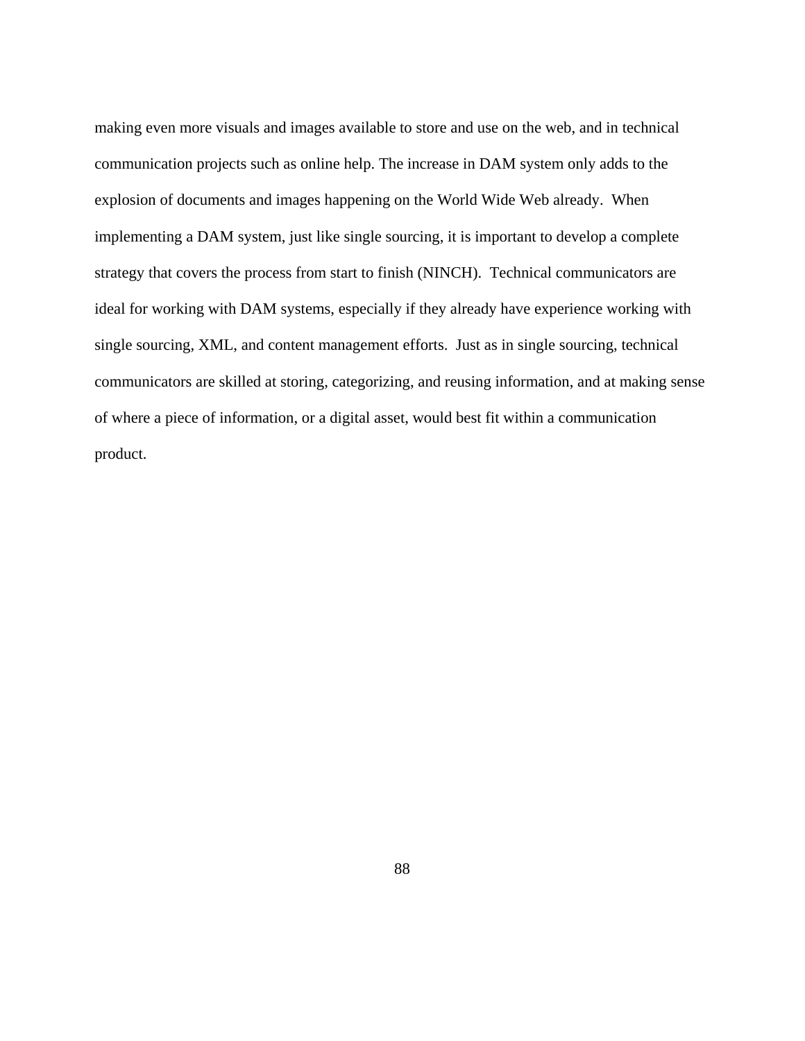making even more visuals and images available to store and use on the web, and in technical communication projects such as online help. The increase in DAM system only adds to the explosion of documents and images happening on the World Wide Web already. When implementing a DAM system, just like single sourcing, it is important to develop a complete strategy that covers the process from start to finish (NINCH). Technical communicators are ideal for working with DAM systems, especially if they already have experience working with single sourcing, XML, and content management efforts. Just as in single sourcing, technical communicators are skilled at storing, categorizing, and reusing information, and at making sense of where a piece of information, or a digital asset, would best fit within a communication product.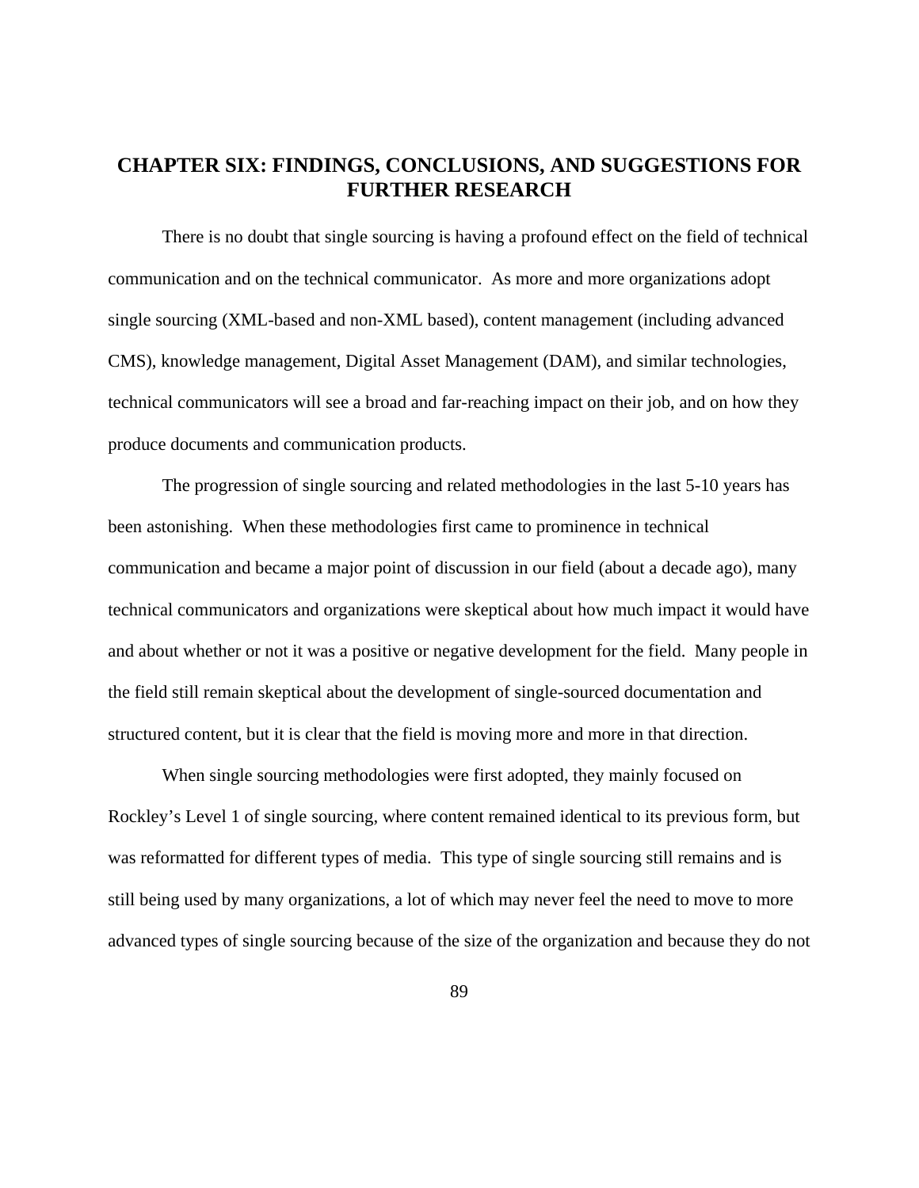# CHAPTER SIX: FINDINGS, CONCLUSIONS, AND SUGGESTIONS FOR FURTHER RESEARCH

There is no doubt that single sourcing is having a profound effect on the field of technical communication and on the technical communicator. As more and more organizations adopt single sourcing (XML-based and non-XML based), content management (including advanced CMS), knowledge management, Digital Asset Management (DAM), and similar technologies, technical communicators will see a broad and far-reaching impact on their job, and on how they produce documents and communication products.

The progression of single sourcing and related methodologies in the last 5-10 years has been astonishing. When these methodologies first came to prominence in technical communication and became a major point of discussion in our field (about a decade ago), many technical communicators and organizations were skeptical about how much impact it would have and about whether or not it was a positive or negative development for the field. Many people in the field still remain skeptical about the development of single-sourced documentation and structured content, but it is clear that the field is moving more and more in that direction.

When single sourcing methodologies were first adopted, they mainly focused on Rockley's Level 1 of single sourcing, where content remained identical to its previous form, but was reformatted for different types of media. This type of single sourcing still remains and is still being used by many organizations, a lot of which may never feel the need to move to more advanced types of single sourcing because of the size of the organization and because they do not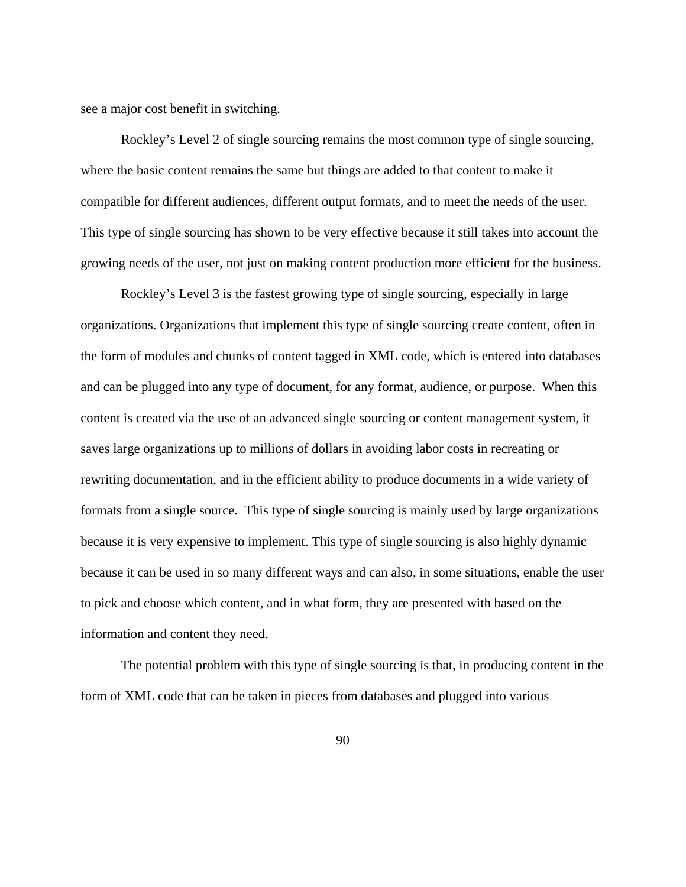see a major cost benefit in switching.

Rockley's Level 2 of single sourcing remains the most common type of single sourcing, where the basic content remains the same but things are added to that content to make it compatible for different audiences, different output formats, and to meet the needs of the user. This type of single sourcing has shown to be very effective because it still takes into account the growing needs of the user, not just on making content production more efficient for the business.

Rockley's Level 3 is the fastest growing type of single sourcing, especially in large organizations. Organizations that implement this type of single sourcing create content, often in the form of modules and chunks of content tagged in XML code, which is entered into databases and can be plugged into any type of document, for any format, audience, or purpose. When this content is created via the use of an advanced single sourcing or content management system, it saves large organizations up to millions of dollars in avoiding labor costs in recreating or rewriting documentation, and in the efficient ability to produce documents in a wide variety of formats from a single source. This type of single sourcing is mainly used by large organizations because it is very expensive to implement. This type of single sourcing is also highly dynamic because it can be used in so many different ways and can also, in some situations, enable the user to pick and choose which content, and in what form, they are presented with based on the information and content they need.

The potential problem with this type of single sourcing is that, in producing content in the form of XML code that can be taken in pieces from databases and plugged into various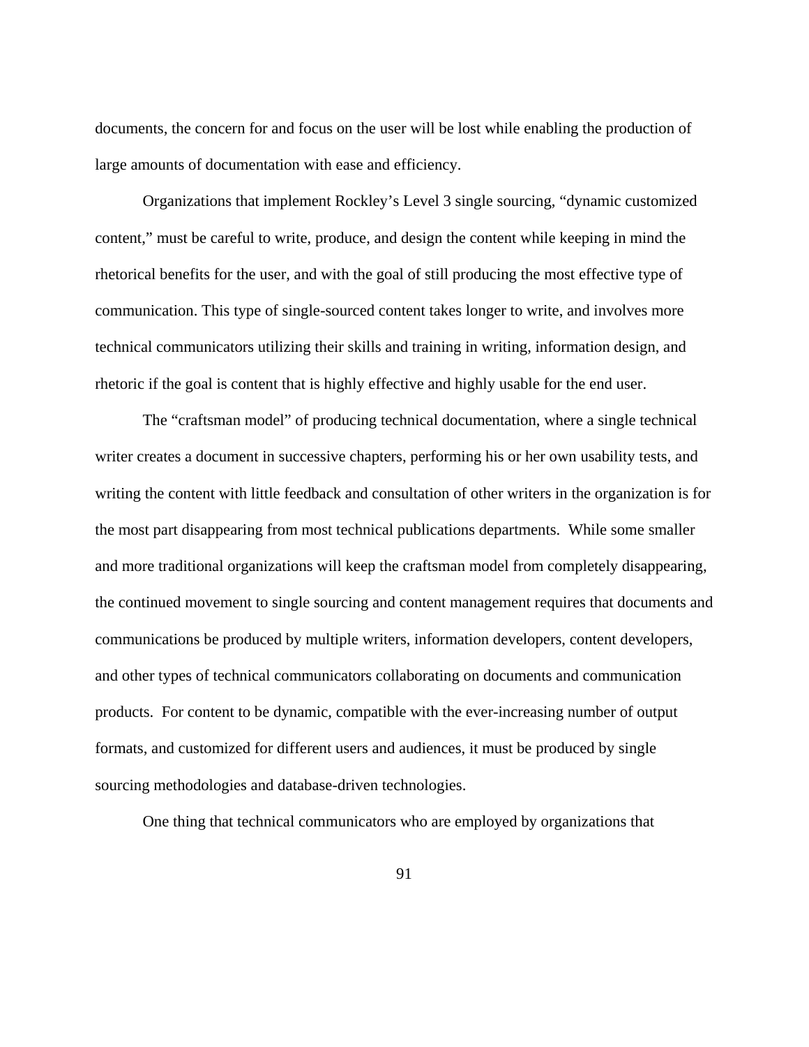documents, the concern for and focus on the user will be lost while enabling the production of large amounts of documentation with ease and efficiency.

Organizations that implement Rockley's Level 3 single sourcing, "dynamic customized content," must be careful to write, produce, and design the content while keeping in mind the rhetorical benefits for the user, and with the goal of still producing the most effective type of communication. This type of single-sourced content takes longer to write, and involves more technical communicators utilizing their skills and training in writing, information design, and rhetoric if the goal is content that is highly effective and highly usable for the end user.

The "craftsman model" of producing technical documentation, where a single technical writer creates a document in successive chapters, performing his or her own usability tests, and writing the content with little feedback and consultation of other writers in the organization is for the most part disappearing from most technical publications departments. While some smaller and more traditional organizations will keep the craftsman model from completely disappearing, the continued movement to single sourcing and content management requires that documents and communications be produced by multiple writers, information developers, content developers, and other types of technical communicators collaborating on documents and communication products. For content to be dynamic, compatible with the ever-increasing number of output formats, and customized for different users and audiences, it must be produced by single sourcing methodologies and database-driven technologies.

One thing that technical communicators who are employed by organizations that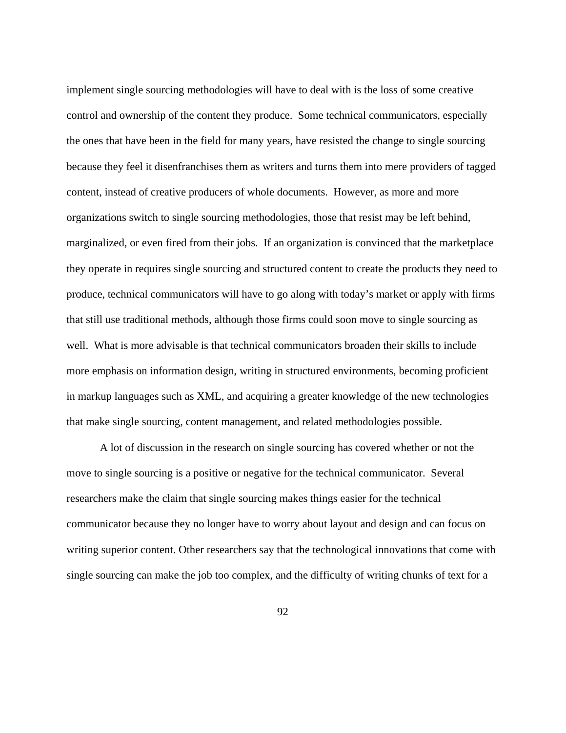implement single sourcing methodologies will have to deal with is the loss of some creative control and ownership of the content they produce. Some technical communicators, especially the ones that have been in the field for many years, have resisted the change to single sourcing because they feel it disenfranchises them as writers and turns them into mere providers of tagged content, instead of creative producers of whole documents. However, as more and more organizations switch to single sourcing methodologies, those that resist may be left behind, marginalized, or even fired from their jobs. If an organization is convinced that the marketplace they operate in requires single sourcing and structured content to create the products they need to produce, technical communicators will have to go along with today's market or apply with firms that still use traditional methods, although those firms could soon move to single sourcing as well. What is more advisable is that technical communicators broaden their skills to include more emphasis on information design, writing in structured environments, becoming proficient in markup languages such as XML, and acquiring a greater knowledge of the new technologies that make single sourcing, content management, and related methodologies possible.

A lot of discussion in the research on single sourcing has covered whether or not the move to single sourcing is a positive or negative for the technical communicator. Several researchers make the claim that single sourcing makes things easier for the technical communicator because they no longer have to worry about layout and design and can focus on writing superior content. Other researchers say that the technological innovations that come with single sourcing can make the job too complex, and the difficulty of writing chunks of text for a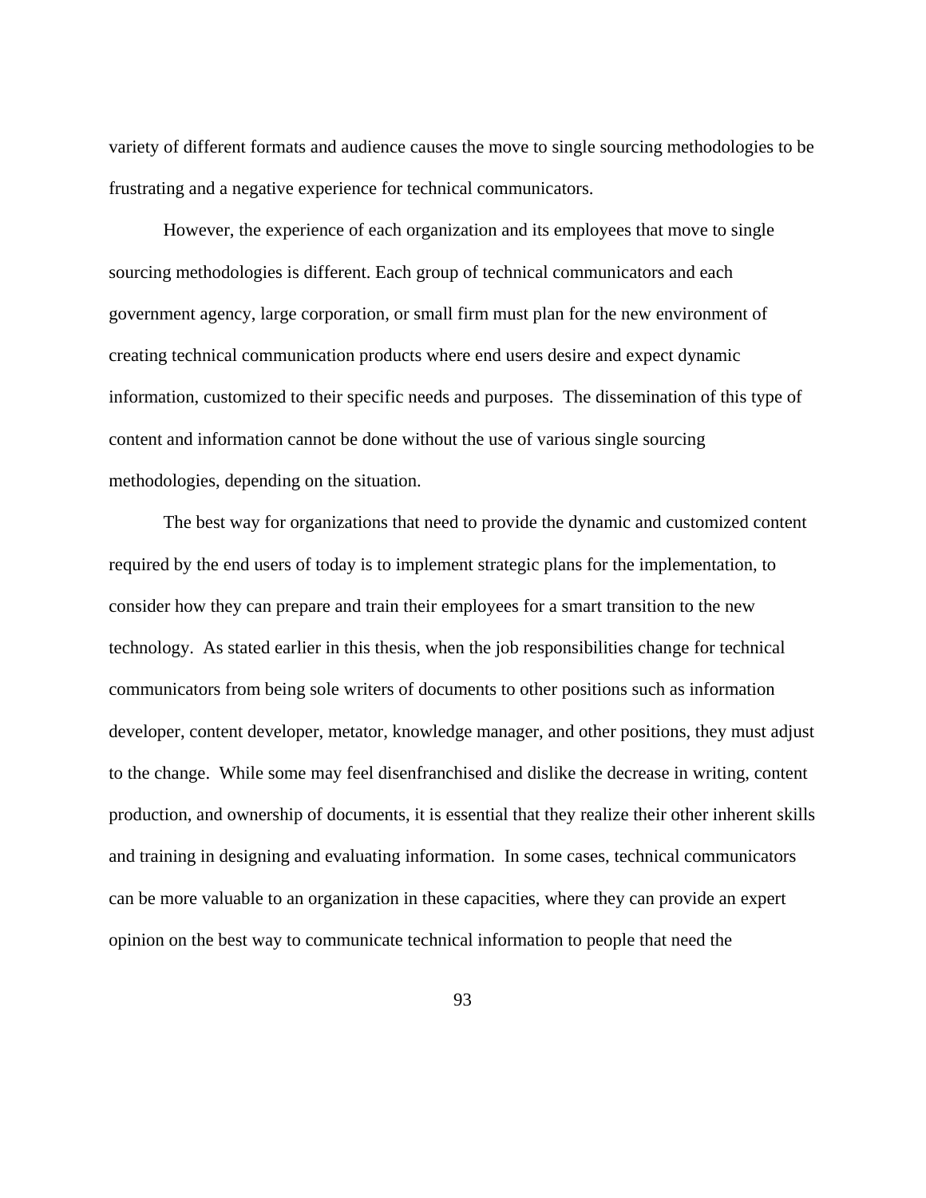variety of different formats and audience causes the move to single sourcing methodologies to be frustrating and a negative experience for technical communicators.

However, the experience of each organization and its employees that move to single sourcing methodologies is different. Each group of technical communicators and each government agency, large corporation, or small firm must plan for the new environment of creating technical communication products where end users desire and expect dynamic information, customized to their specific needs and purposes. The dissemination of this type of content and information cannot be done without the use of various single sourcing methodologies, depending on the situation.

The best way for organizations that need to provide the dynamic and customized content required by the end users of today is to implement strategic plans for the implementation, to consider how they can prepare and train their employees for a smart transition to the new technology. As stated earlier in this thesis, when the job responsibilities change for technical communicators from being sole writers of documents to other positions such as information developer, content developer, metator, knowledge manager, and other positions, they must adjust to the change. While some may feel disenfranchised and dislike the decrease in writing, content production, and ownership of documents, it is essential that they realize their other inherent skills and training in designing and evaluating information. In some cases, technical communicators can be more valuable to an organization in these capacities, where they can provide an expert opinion on the best way to communicate technical information to people that need the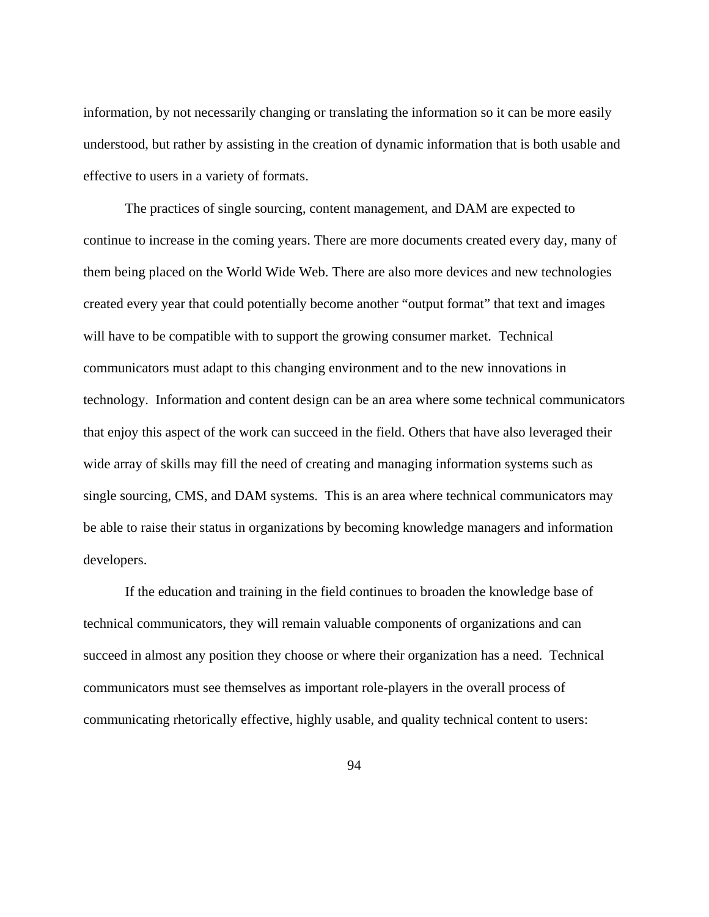information, by not necessarily changing or translating the information so it can be more easily understood, but rather by assisting in the creation of dynamic information that is both usable and effective to users in a variety of formats.

The practices of single sourcing, content management, and DAM are expected to continue to increase in the coming years. There are more documents created every day, many of them being placed on the World Wide Web. There are also more devices and new technologies created every year that could potentially become another "output format" that text and images will have to be compatible with to support the growing consumer market. Technical communicators must adapt to this changing environment and to the new innovations in technology. Information and content design can be an area where some technical communicators that enjoy this aspect of the work can succeed in the field. Others that have also leveraged their wide array of skills may fill the need of creating and managing information systems such as single sourcing, CMS, and DAM systems. This is an area where technical communicators may be able to raise their status in organizations by becoming knowledge managers and information developers.

If the education and training in the field continues to broaden the knowledge base of technical communicators, they will remain valuable components of organizations and can succeed in almost any position they choose or where their organization has a need. Technical communicators must see themselves as important role-players in the overall process of communicating rhetorically effective, highly usable, and quality technical content to users: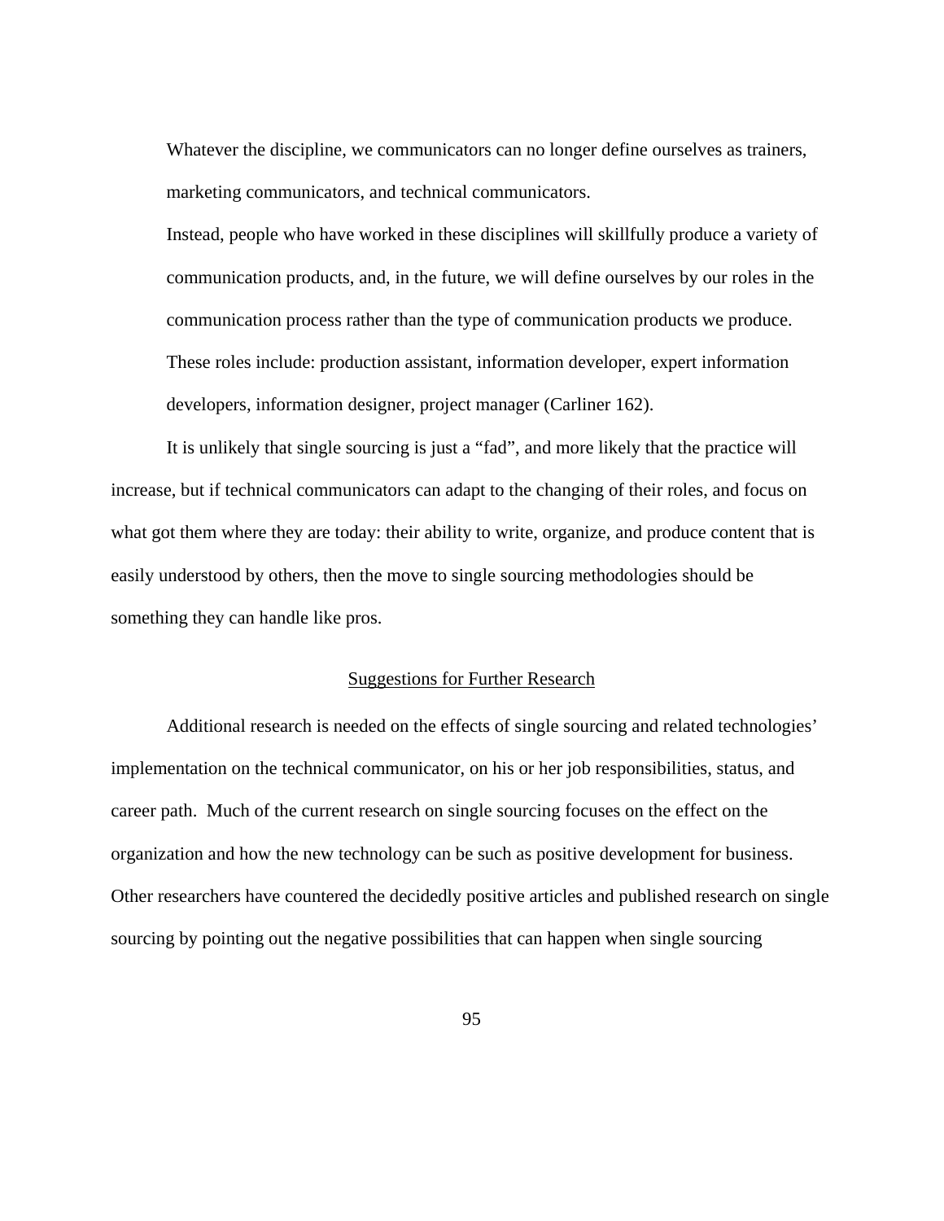> Whatever the discipline, we communicators can no longer define ourselves as trainers, marketing communicators, and technical communicators.
>
> Instead, people who have worked in these disciplines will skillfully produce a variety of communication products, and, in the future, we will define ourselves by our roles in the communication process rather than the type of communication products we produce. These roles include: production assistant, information developer, expert information developers, information designer, project manager (Carliner 162).

It is unlikely that single sourcing is just a “fad”, and more likely that the practice will increase, but if technical communicators can adapt to the changing of their roles, and focus on what got them where they are today: their ability to write, organize, and produce content that is easily understood by others, then the move to single sourcing methodologies should be something they can handle like pros.

## Suggestions for Further Research

Additional research is needed on the effects of single sourcing and related technologies' implementation on the technical communicator, on his or her job responsibilities, status, and career path. Much of the current research on single sourcing focuses on the effect on the organization and how the new technology can be such as positive development for business. Other researchers have countered the decidedly positive articles and published research on single sourcing by pointing out the negative possibilities that can happen when single sourcing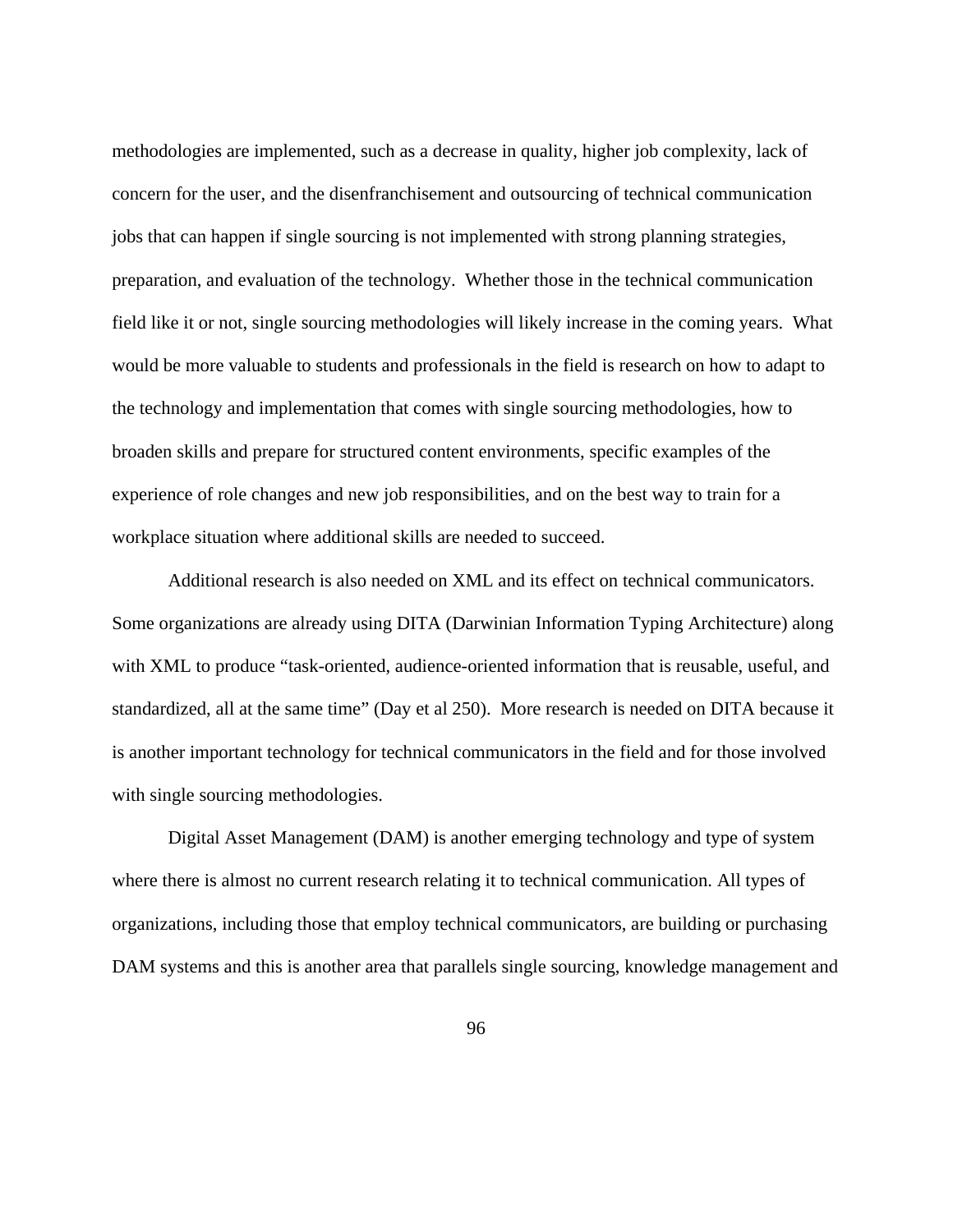methodologies are implemented, such as a decrease in quality, higher job complexity, lack of concern for the user, and the disenfranchisement and outsourcing of technical communication jobs that can happen if single sourcing is not implemented with strong planning strategies, preparation, and evaluation of the technology. Whether those in the technical communication field like it or not, single sourcing methodologies will likely increase in the coming years. What would be more valuable to students and professionals in the field is research on how to adapt to the technology and implementation that comes with single sourcing methodologies, how to broaden skills and prepare for structured content environments, specific examples of the experience of role changes and new job responsibilities, and on the best way to train for a workplace situation where additional skills are needed to succeed.

Additional research is also needed on XML and its effect on technical communicators. Some organizations are already using DITA (Darwinian Information Typing Architecture) along with XML to produce "task-oriented, audience-oriented information that is reusable, useful, and standardized, all at the same time" (Day et al 250). More research is needed on DITA because it is another important technology for technical communicators in the field and for those involved with single sourcing methodologies.

Digital Asset Management (DAM) is another emerging technology and type of system where there is almost no current research relating it to technical communication. All types of organizations, including those that employ technical communicators, are building or purchasing DAM systems and this is another area that parallels single sourcing, knowledge management and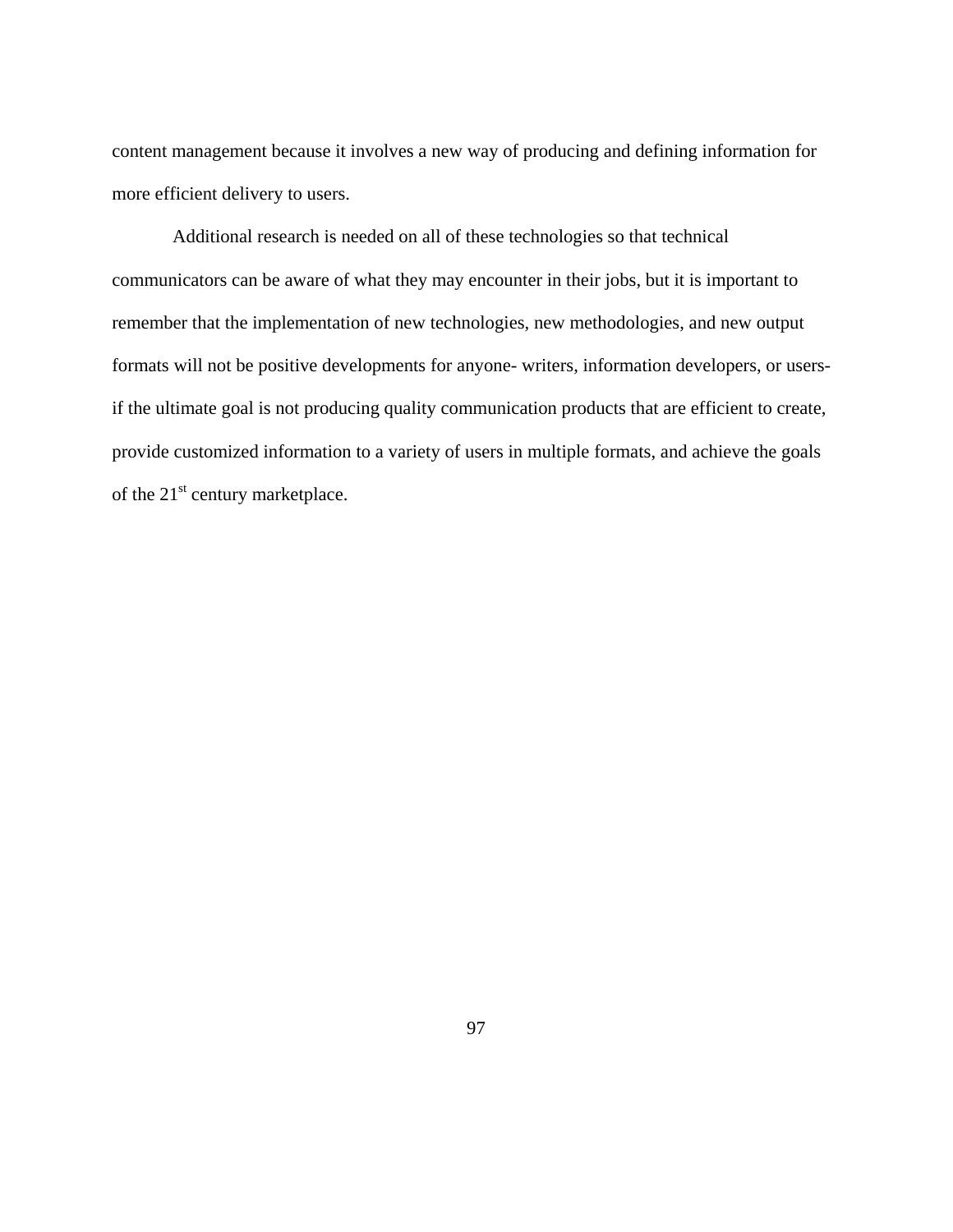content management because it involves a new way of producing and defining information for more efficient delivery to users.

Additional research is needed on all of these technologies so that technical communicators can be aware of what they may encounter in their jobs, but it is important to remember that the implementation of new technologies, new methodologies, and new output formats will not be positive developments for anyone- writers, information developers, or users- if the ultimate goal is not producing quality communication products that are efficient to create, provide customized information to a variety of users in multiple formats, and achieve the goals of the 21st century marketplace.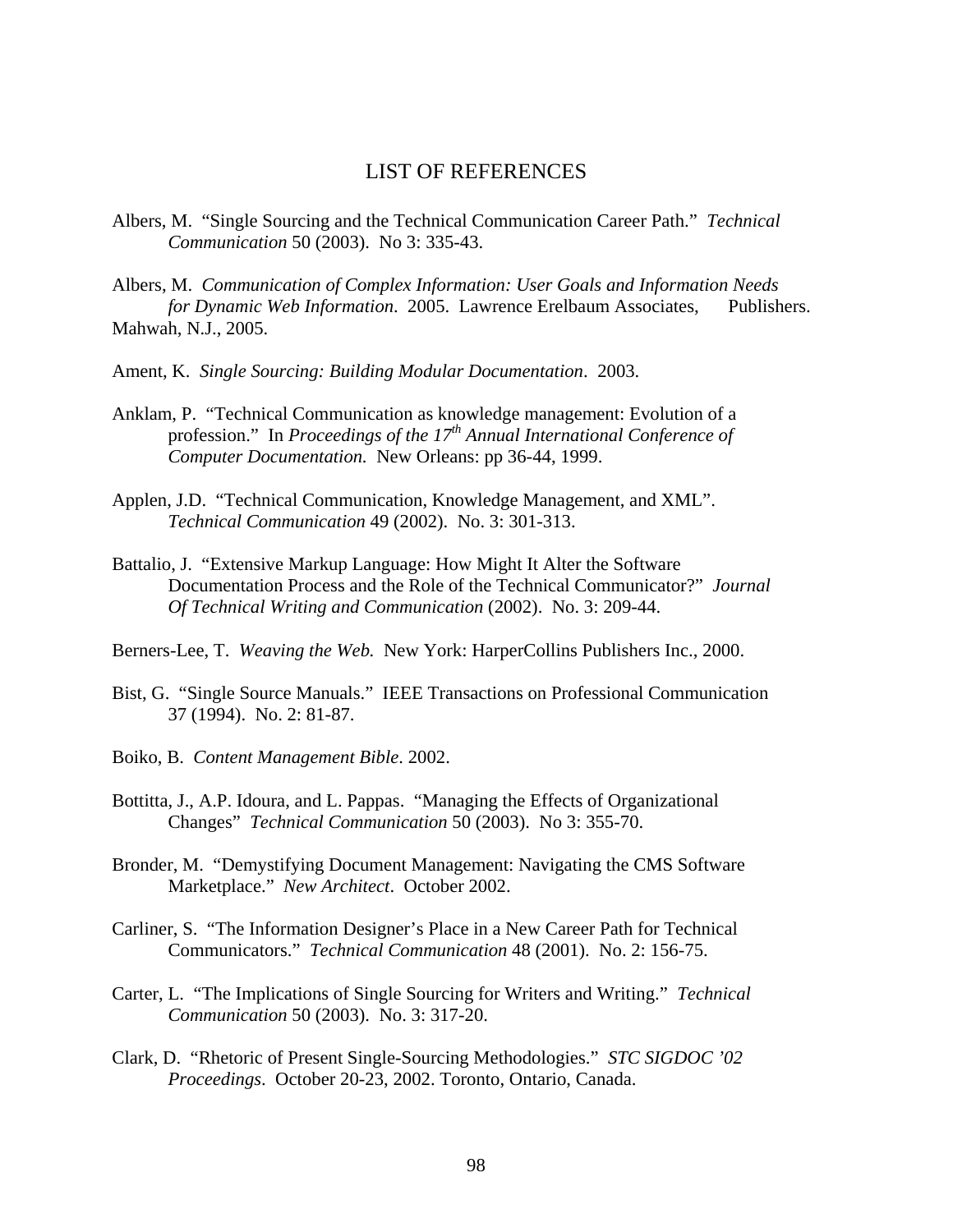# LIST OF REFERENCES

Albers, M. "Single Sourcing and the Technical Communication Career Path." *Technical Communication* 50 (2003). No 3: 335-43.

Albers, M. *Communication of Complex Information: User Goals and Information Needs for Dynamic Web Information*. 2005. Lawrence Erelbaum Associates, Publishers. Mahwah, N.J., 2005.

Ament, K. *Single Sourcing: Building Modular Documentation*. 2003.

Anklam, P. "Technical Communication as knowledge management: Evolution of a profession." In *Proceedings of the 17th Annual International Conference of Computer Documentation.* New Orleans: pp 36-44, 1999.

Applen, J.D. "Technical Communication, Knowledge Management, and XML". *Technical Communication* 49 (2002). No. 3: 301-313.

Battalio, J. "Extensive Markup Language: How Might It Alter the Software Documentation Process and the Role of the Technical Communicator?" *Journal Of Technical Writing and Communication* (2002). No. 3: 209-44.

Berners-Lee, T. *Weaving the Web.* New York: HarperCollins Publishers Inc., 2000.

Bist, G. "Single Source Manuals." IEEE Transactions on Professional Communication 37 (1994). No. 2: 81-87.

Boiko, B. *Content Management Bible*. 2002.

Bottitta, J., A.P. Idoura, and L. Pappas. "Managing the Effects of Organizational Changes" *Technical Communication* 50 (2003). No 3: 355-70.

Bronder, M. "Demystifying Document Management: Navigating the CMS Software Marketplace." *New Architect*. October 2002.

Carliner, S. "The Information Designer's Place in a New Career Path for Technical Communicators." *Technical Communication* 48 (2001). No. 2: 156-75.

Carter, L. "The Implications of Single Sourcing for Writers and Writing." *Technical Communication* 50 (2003). No. 3: 317-20.

Clark, D. "Rhetoric of Present Single-Sourcing Methodologies." *STC SIGDOC '02 Proceedings*. October 20-23, 2002. Toronto, Ontario, Canada.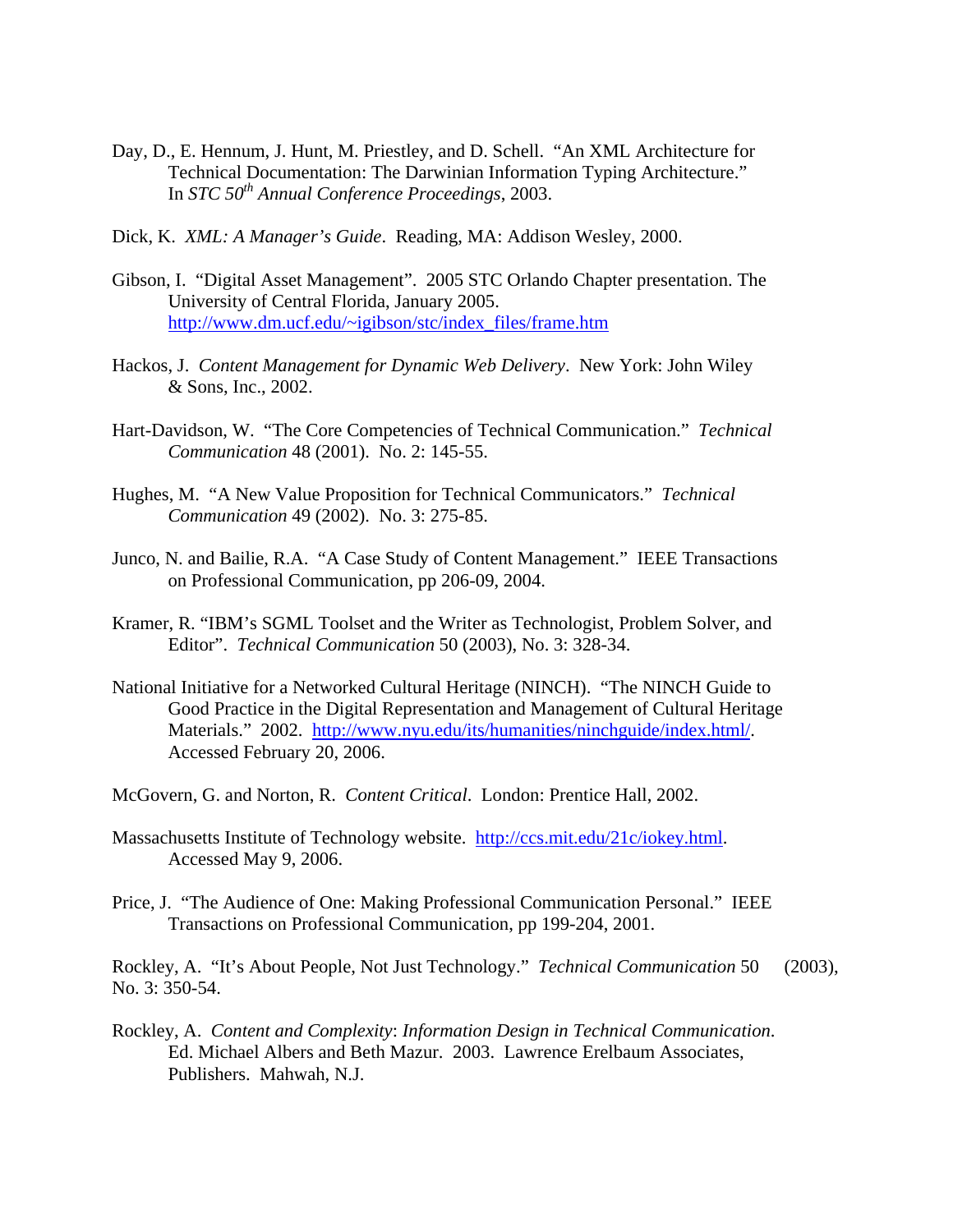Day, D., E. Hennum, J. Hunt, M. Priestley, and D. Schell. "An XML Architecture for Technical Documentation: The Darwinian Information Typing Architecture." In *STC 50th Annual Conference Proceedings*, 2003.

Dick, K. *XML: A Manager's Guide*. Reading, MA: Addison Wesley, 2000.

Gibson, I. "Digital Asset Management". 2005 STC Orlando Chapter presentation. The University of Central Florida, January 2005. http://www.dm.ucf.edu/~igibson/stc/index_files/frame.htm

Hackos, J. *Content Management for Dynamic Web Delivery*. New York: John Wiley & Sons, Inc., 2002.

Hart-Davidson, W. "The Core Competencies of Technical Communication." *Technical Communication* 48 (2001). No. 2: 145-55.

Hughes, M. "A New Value Proposition for Technical Communicators." *Technical Communication* 49 (2002). No. 3: 275-85.

Junco, N. and Bailie, R.A. "A Case Study of Content Management." IEEE Transactions on Professional Communication, pp 206-09, 2004.

Kramer, R. "IBM's SGML Toolset and the Writer as Technologist, Problem Solver, and Editor". *Technical Communication* 50 (2003), No. 3: 328-34.

National Initiative for a Networked Cultural Heritage (NINCH). "The NINCH Guide to Good Practice in the Digital Representation and Management of Cultural Heritage Materials." 2002. http://www.nyu.edu/its/humanities/ninchguide/index.html/. Accessed February 20, 2006.

McGovern, G. and Norton, R. *Content Critical*. London: Prentice Hall, 2002.

Massachusetts Institute of Technology website. http://ccs.mit.edu/21c/iokey.html. Accessed May 9, 2006.

Price, J. "The Audience of One: Making Professional Communication Personal." IEEE Transactions on Professional Communication, pp 199-204, 2001.

Rockley, A. "It's About People, Not Just Technology." *Technical Communication* 50 (2003), No. 3: 350-54.

Rockley, A. *Content and Complexity*: *Information Design in Technical Communication*. Ed. Michael Albers and Beth Mazur. 2003. Lawrence Erelbaum Associates, Publishers. Mahwah, N.J.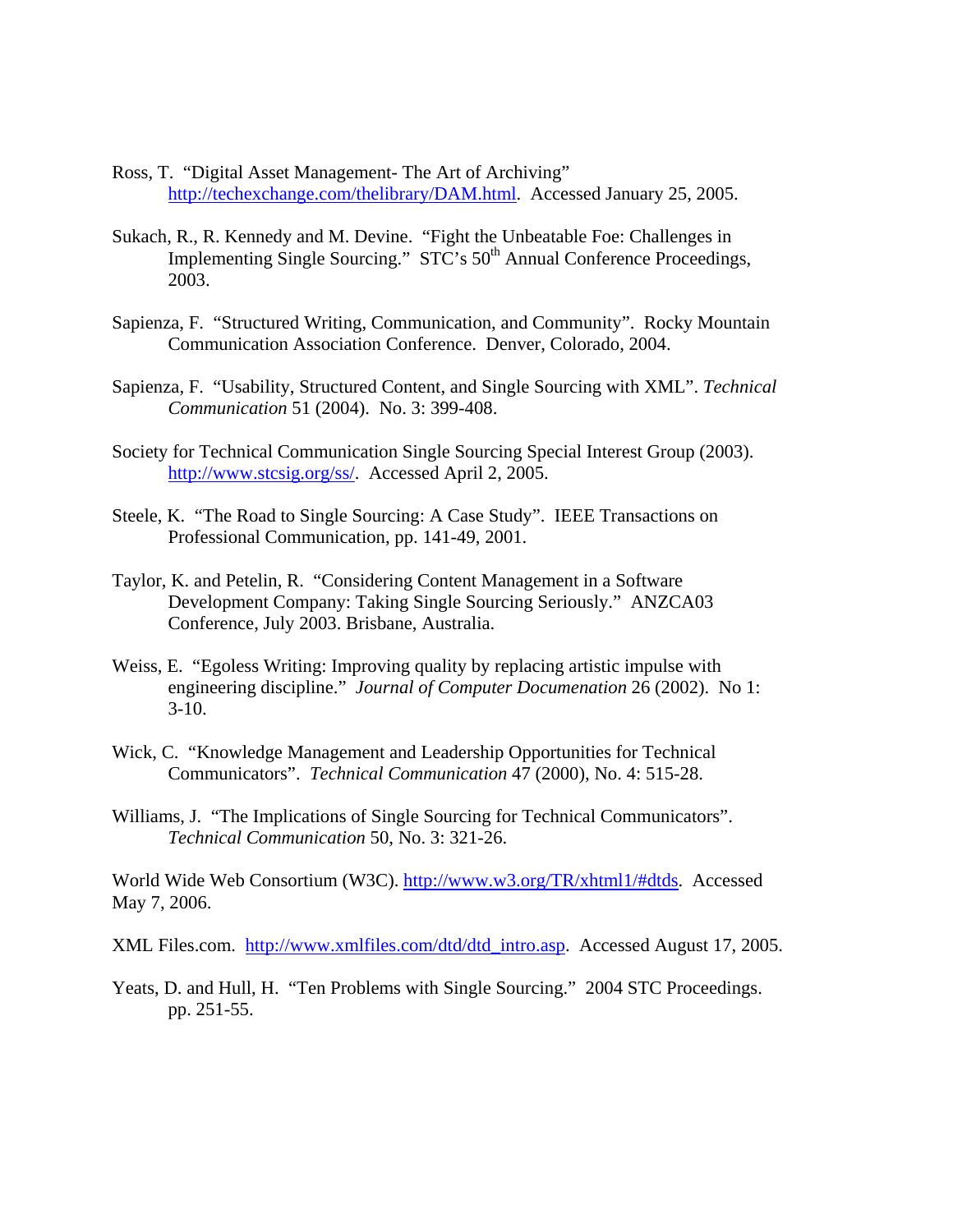Ross, T. "Digital Asset Management- The Art of Archiving" http://techexchange.com/thelibrary/DAM.html. Accessed January 25, 2005.

Sukach, R., R. Kennedy and M. Devine. "Fight the Unbeatable Foe: Challenges in Implementing Single Sourcing." STC's 50th Annual Conference Proceedings, 2003.

Sapienza, F. "Structured Writing, Communication, and Community". Rocky Mountain Communication Association Conference. Denver, Colorado, 2004.

Sapienza, F. "Usability, Structured Content, and Single Sourcing with XML". *Technical Communication* 51 (2004). No. 3: 399-408.

Society for Technical Communication Single Sourcing Special Interest Group (2003). http://www.stcsig.org/ss/. Accessed April 2, 2005.

Steele, K. "The Road to Single Sourcing: A Case Study". IEEE Transactions on Professional Communication, pp. 141-49, 2001.

Taylor, K. and Petelin, R. "Considering Content Management in a Software Development Company: Taking Single Sourcing Seriously." ANZCA03 Conference, July 2003. Brisbane, Australia.

Weiss, E. "Egoless Writing: Improving quality by replacing artistic impulse with engineering discipline." *Journal of Computer Documenation* 26 (2002). No 1: 3-10.

Wick, C. "Knowledge Management and Leadership Opportunities for Technical Communicators". *Technical Communication* 47 (2000), No. 4: 515-28.

Williams, J. "The Implications of Single Sourcing for Technical Communicators". *Technical Communication* 50, No. 3: 321-26.

World Wide Web Consortium (W3C). http://www.w3.org/TR/xhtml1/#dtds. Accessed May 7, 2006.

XML Files.com. http://www.xmlfiles.com/dtd/dtd_intro.asp. Accessed August 17, 2005.

Yeats, D. and Hull, H. "Ten Problems with Single Sourcing." 2004 STC Proceedings. pp. 251-55.